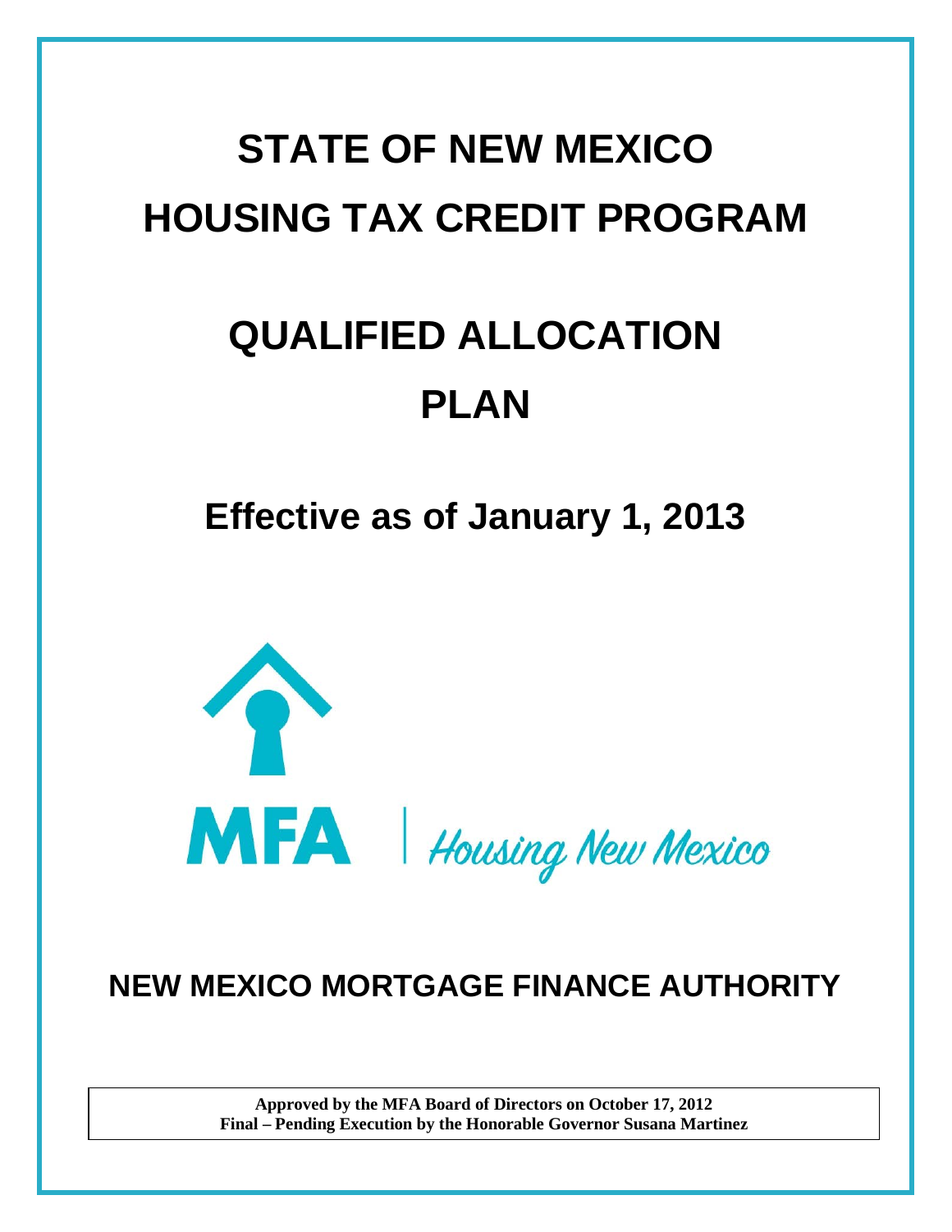# STATE OF NEW MEXICO HOUSING TAX CREDIT PROGRAM

# QUALIFIED ALLOCATION PLAN

## Effective as of January 1, 2013

MFA | Housing New Mexico

## NEW MEXICO MORTGAGE FINANCE AUTHORITY

**Approved by the MFA Board of Directors on October 17, 2012**
**Final – Pending Execution by the Honorable Governor Susana Martinez**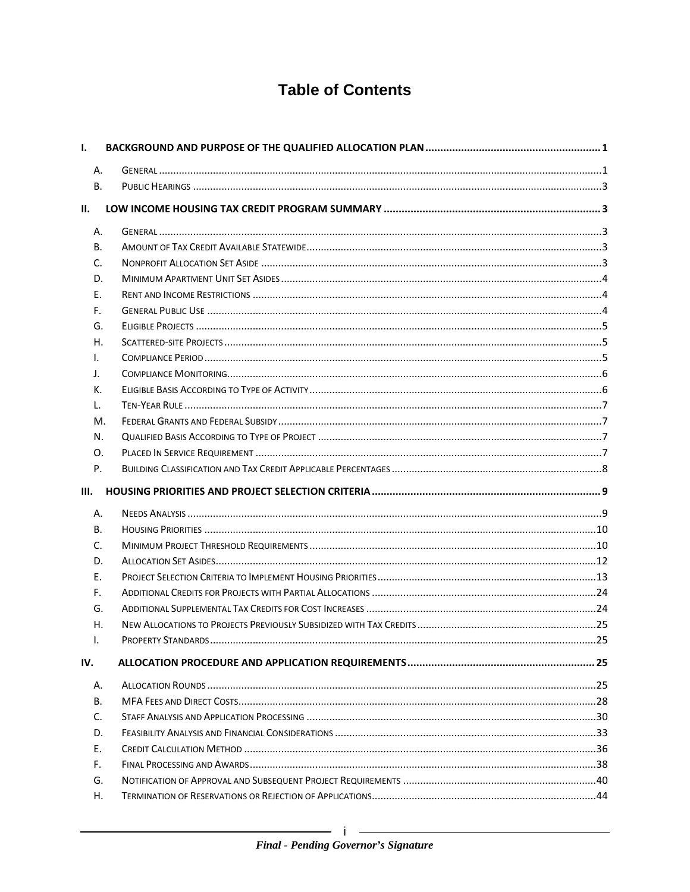# Table of Contents

**I. BACKGROUND AND PURPOSE OF THE QUALIFIED ALLOCATION PLAN .......... 1**

- A. General .......... 1
- B. Public Hearings .......... 3

**II. LOW INCOME HOUSING TAX CREDIT PROGRAM SUMMARY .......... 3**

- A. General .......... 3
- B. Amount of Tax Credit Available Statewide .......... 3
- C. Nonprofit Allocation Set Aside .......... 3
- D. Minimum Apartment Unit Set Asides .......... 4
- E. Rent and Income Restrictions .......... 4
- F. General Public Use .......... 4
- G. Eligible Projects .......... 5
- H. Scattered-site Projects .......... 5
- I. Compliance Period .......... 5
- J. Compliance Monitoring .......... 6
- K. Eligible Basis According to Type of Activity .......... 6
- L. Ten-Year Rule .......... 7
- M. Federal Grants and Federal Subsidy .......... 7
- N. Qualified Basis According to Type of Project .......... 7
- O. Placed In Service Requirement .......... 7
- P. Building Classification and Tax Credit Applicable Percentages .......... 8

**III. HOUSING PRIORITIES AND PROJECT SELECTION CRITERIA .......... 9**

- A. Needs Analysis .......... 9
- B. Housing Priorities .......... 10
- C. Minimum Project Threshold Requirements .......... 10
- D. Allocation Set Asides .......... 12
- E. Project Selection Criteria to Implement Housing Priorities .......... 13
- F. Additional Credits for Projects with Partial Allocations .......... 24
- G. Additional Supplemental Tax Credits for Cost Increases .......... 24
- H. New Allocations to Projects Previously Subsidized with Tax Credits .......... 25
- I. Property Standards .......... 25

**IV. ALLOCATION PROCEDURE AND APPLICATION REQUIREMENTS .......... 25**

- A. Allocation Rounds .......... 25
- B. MFA Fees and Direct Costs .......... 28
- C. Staff Analysis and Application Processing .......... 30
- D. Feasibility Analysis and Financial Considerations .......... 33
- E. Credit Calculation Method .......... 36
- F. Final Processing and Awards .......... 38
- G. Notification of Approval and Subsequent Project Requirements .......... 40
- H. Termination of Reservations or Rejection of Applications .......... 44

*Final - Pending Governor's Signature*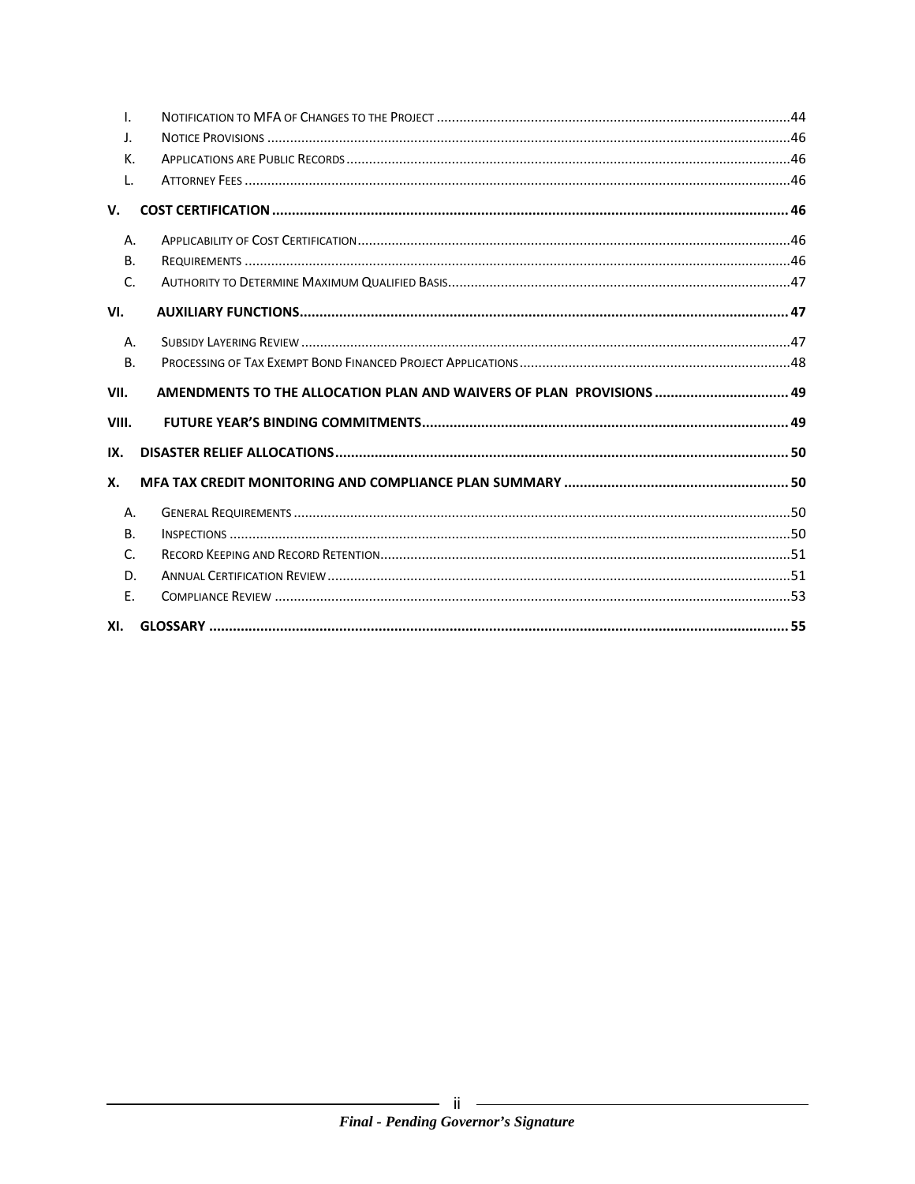- I. NOTIFICATION TO MFA OF CHANGES TO THE PROJECT ....................................................................44
- J. NOTICE PROVISIONS ....................................................................46
- K. APPLICATIONS ARE PUBLIC RECORDS ....................................................................46
- L. ATTORNEY FEES ....................................................................46

**V. COST CERTIFICATION ....................................................................46**

- A. APPLICABILITY OF COST CERTIFICATION ....................................................................46
- B. REQUIREMENTS ....................................................................46
- C. AUTHORITY TO DETERMINE MAXIMUM QUALIFIED BASIS ....................................................................47

**VI. AUXILIARY FUNCTIONS ....................................................................47**

- A. SUBSIDY LAYERING REVIEW ....................................................................47
- B. PROCESSING OF TAX EXEMPT BOND FINANCED PROJECT APPLICATIONS ....................................................................48

**VII. AMENDMENTS TO THE ALLOCATION PLAN AND WAIVERS OF PLAN PROVISIONS ....................................................................49**

**VIII. FUTURE YEAR'S BINDING COMMITMENTS ....................................................................49**

**IX. DISASTER RELIEF ALLOCATIONS ....................................................................50**

**X. MFA TAX CREDIT MONITORING AND COMPLIANCE PLAN SUMMARY ....................................................................50**

- A. GENERAL REQUIREMENTS ....................................................................50
- B. INSPECTIONS ....................................................................50
- C. RECORD KEEPING AND RECORD RETENTION ....................................................................51
- D. ANNUAL CERTIFICATION REVIEW ....................................................................51
- E. COMPLIANCE REVIEW ....................................................................53

**XI. GLOSSARY ....................................................................55**

*Final - Pending Governor's Signature*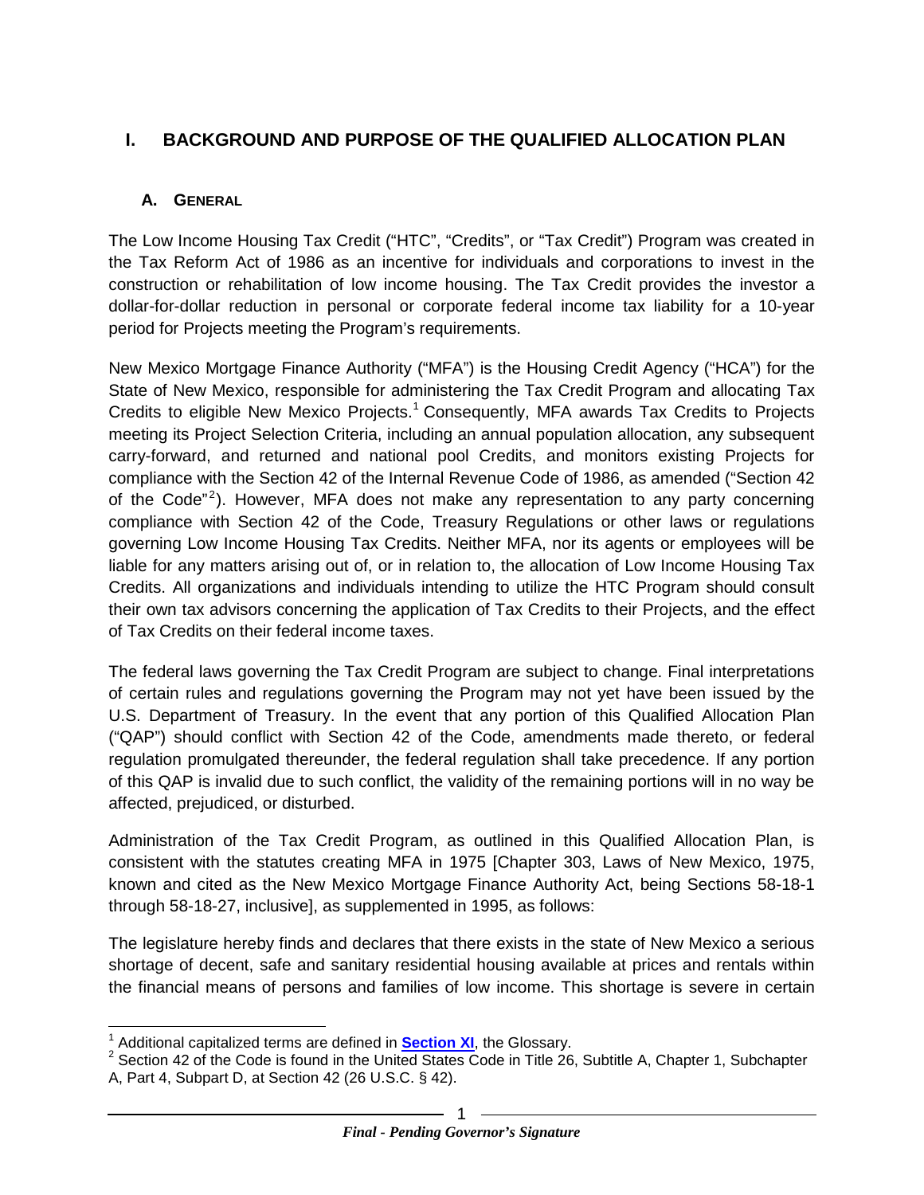# I. BACKGROUND AND PURPOSE OF THE QUALIFIED ALLOCATION PLAN

## A. GENERAL

The Low Income Housing Tax Credit ("HTC", "Credits", or "Tax Credit") Program was created in the Tax Reform Act of 1986 as an incentive for individuals and corporations to invest in the construction or rehabilitation of low income housing. The Tax Credit provides the investor a dollar-for-dollar reduction in personal or corporate federal income tax liability for a 10-year period for Projects meeting the Program's requirements.

New Mexico Mortgage Finance Authority ("MFA") is the Housing Credit Agency ("HCA") for the State of New Mexico, responsible for administering the Tax Credit Program and allocating Tax Credits to eligible New Mexico Projects.[1] Consequently, MFA awards Tax Credits to Projects meeting its Project Selection Criteria, including an annual population allocation, any subsequent carry-forward, and returned and national pool Credits, and monitors existing Projects for compliance with the Section 42 of the Internal Revenue Code of 1986, as amended ("Section 42 of the Code"[2]). However, MFA does not make any representation to any party concerning compliance with Section 42 of the Code, Treasury Regulations or other laws or regulations governing Low Income Housing Tax Credits. Neither MFA, nor its agents or employees will be liable for any matters arising out of, or in relation to, the allocation of Low Income Housing Tax Credits. All organizations and individuals intending to utilize the HTC Program should consult their own tax advisors concerning the application of Tax Credits to their Projects, and the effect of Tax Credits on their federal income taxes.

The federal laws governing the Tax Credit Program are subject to change. Final interpretations of certain rules and regulations governing the Program may not yet have been issued by the U.S. Department of Treasury. In the event that any portion of this Qualified Allocation Plan ("QAP") should conflict with Section 42 of the Code, amendments made thereto, or federal regulation promulgated thereunder, the federal regulation shall take precedence. If any portion of this QAP is invalid due to such conflict, the validity of the remaining portions will in no way be affected, prejudiced, or disturbed.

Administration of the Tax Credit Program, as outlined in this Qualified Allocation Plan, is consistent with the statutes creating MFA in 1975 [Chapter 303, Laws of New Mexico, 1975, known and cited as the New Mexico Mortgage Finance Authority Act, being Sections 58-18-1 through 58-18-27, inclusive], as supplemented in 1995, as follows:

The legislature hereby finds and declares that there exists in the state of New Mexico a serious shortage of decent, safe and sanitary residential housing available at prices and rentals within the financial means of persons and families of low income. This shortage is severe in certain

---

[1] Additional capitalized terms are defined in **Section XI**, the Glossary.

[2] Section 42 of the Code is found in the United States Code in Title 26, Subtitle A, Chapter 1, Subchapter A, Part 4, Subpart D, at Section 42 (26 U.S.C. § 42).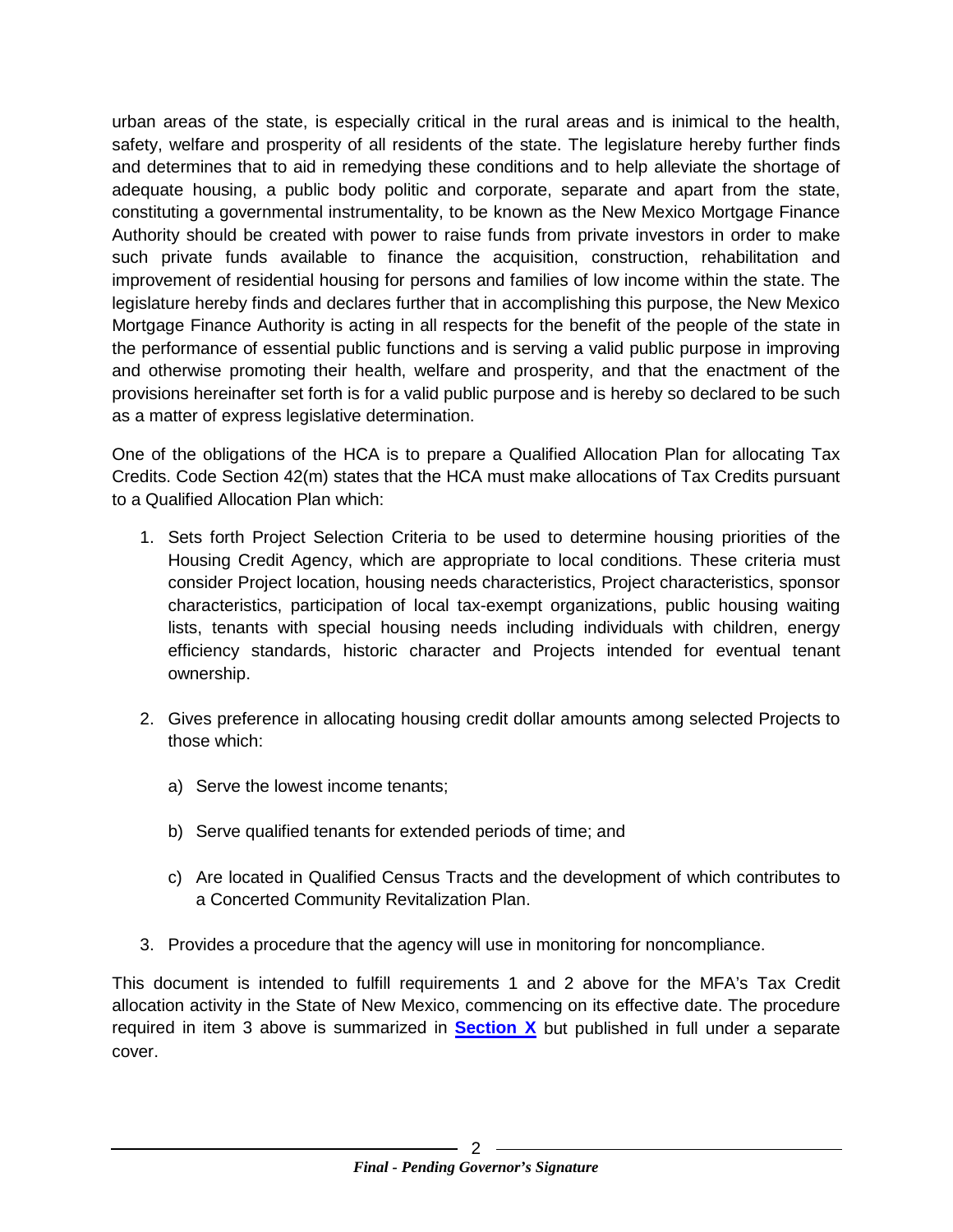urban areas of the state, is especially critical in the rural areas and is inimical to the health, safety, welfare and prosperity of all residents of the state. The legislature hereby further finds and determines that to aid in remedying these conditions and to help alleviate the shortage of adequate housing, a public body politic and corporate, separate and apart from the state, constituting a governmental instrumentality, to be known as the New Mexico Mortgage Finance Authority should be created with power to raise funds from private investors in order to make such private funds available to finance the acquisition, construction, rehabilitation and improvement of residential housing for persons and families of low income within the state. The legislature hereby finds and declares further that in accomplishing this purpose, the New Mexico Mortgage Finance Authority is acting in all respects for the benefit of the people of the state in the performance of essential public functions and is serving a valid public purpose in improving and otherwise promoting their health, welfare and prosperity, and that the enactment of the provisions hereinafter set forth is for a valid public purpose and is hereby so declared to be such as a matter of express legislative determination.

One of the obligations of the HCA is to prepare a Qualified Allocation Plan for allocating Tax Credits. Code Section 42(m) states that the HCA must make allocations of Tax Credits pursuant to a Qualified Allocation Plan which:

1. Sets forth Project Selection Criteria to be used to determine housing priorities of the Housing Credit Agency, which are appropriate to local conditions. These criteria must consider Project location, housing needs characteristics, Project characteristics, sponsor characteristics, participation of local tax-exempt organizations, public housing waiting lists, tenants with special housing needs including individuals with children, energy efficiency standards, historic character and Projects intended for eventual tenant ownership.

2. Gives preference in allocating housing credit dollar amounts among selected Projects to those which:

   a) Serve the lowest income tenants;

   b) Serve qualified tenants for extended periods of time; and

   c) Are located in Qualified Census Tracts and the development of which contributes to a Concerted Community Revitalization Plan.

3. Provides a procedure that the agency will use in monitoring for noncompliance.

This document is intended to fulfill requirements 1 and 2 above for the MFA's Tax Credit allocation activity in the State of New Mexico, commencing on its effective date. The procedure required in item 3 above is summarized in **Section X** but published in full under a separate cover.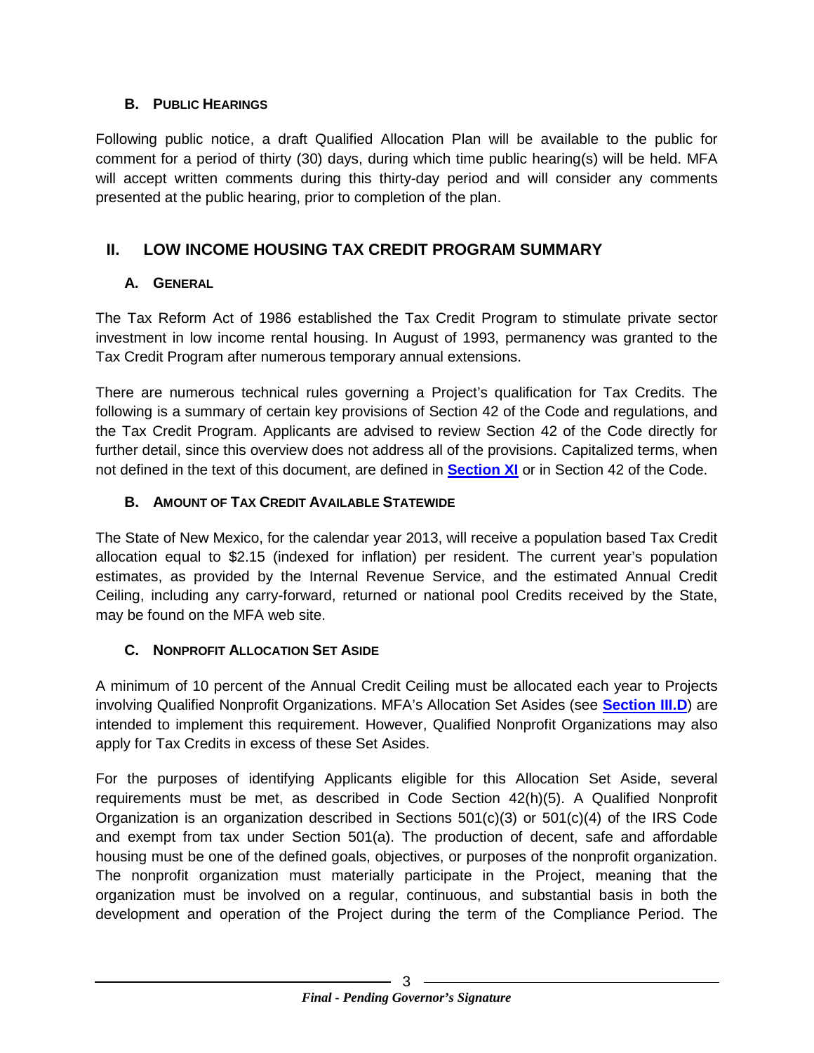### B. Public Hearings

Following public notice, a draft Qualified Allocation Plan will be available to the public for comment for a period of thirty (30) days, during which time public hearing(s) will be held. MFA will accept written comments during this thirty-day period and will consider any comments presented at the public hearing, prior to completion of the plan.

## II. LOW INCOME HOUSING TAX CREDIT PROGRAM SUMMARY

### A. General

The Tax Reform Act of 1986 established the Tax Credit Program to stimulate private sector investment in low income rental housing. In August of 1993, permanency was granted to the Tax Credit Program after numerous temporary annual extensions.

There are numerous technical rules governing a Project's qualification for Tax Credits. The following is a summary of certain key provisions of Section 42 of the Code and regulations, and the Tax Credit Program. Applicants are advised to review Section 42 of the Code directly for further detail, since this overview does not address all of the provisions. Capitalized terms, when not defined in the text of this document, are defined in **Section XI** or in Section 42 of the Code.

### B. Amount of Tax Credit Available Statewide

The State of New Mexico, for the calendar year 2013, will receive a population based Tax Credit allocation equal to $2.15 (indexed for inflation) per resident. The current year's population estimates, as provided by the Internal Revenue Service, and the estimated Annual Credit Ceiling, including any carry-forward, returned or national pool Credits received by the State, may be found on the MFA web site.

### C. Nonprofit Allocation Set Aside

A minimum of 10 percent of the Annual Credit Ceiling must be allocated each year to Projects involving Qualified Nonprofit Organizations. MFA's Allocation Set Asides (see **Section III.D**) are intended to implement this requirement. However, Qualified Nonprofit Organizations may also apply for Tax Credits in excess of these Set Asides.

For the purposes of identifying Applicants eligible for this Allocation Set Aside, several requirements must be met, as described in Code Section 42(h)(5). A Qualified Nonprofit Organization is an organization described in Sections 501(c)(3) or 501(c)(4) of the IRS Code and exempt from tax under Section 501(a). The production of decent, safe and affordable housing must be one of the defined goals, objectives, or purposes of the nonprofit organization. The nonprofit organization must materially participate in the Project, meaning that the organization must be involved on a regular, continuous, and substantial basis in both the development and operation of the Project during the term of the Compliance Period. The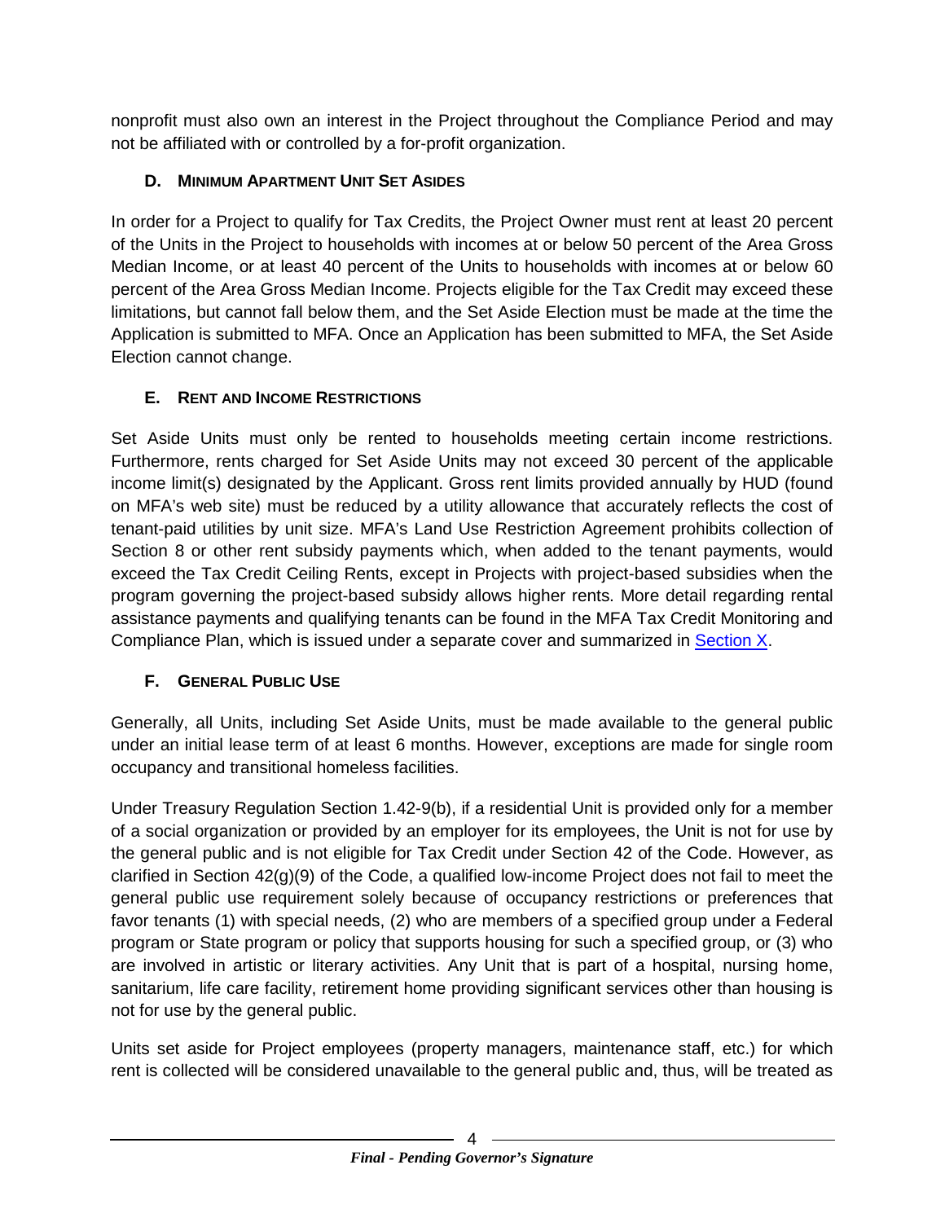nonprofit must also own an interest in the Project throughout the Compliance Period and may not be affiliated with or controlled by a for-profit organization.

### D. MINIMUM APARTMENT UNIT SET ASIDES

In order for a Project to qualify for Tax Credits, the Project Owner must rent at least 20 percent of the Units in the Project to households with incomes at or below 50 percent of the Area Gross Median Income, or at least 40 percent of the Units to households with incomes at or below 60 percent of the Area Gross Median Income. Projects eligible for the Tax Credit may exceed these limitations, but cannot fall below them, and the Set Aside Election must be made at the time the Application is submitted to MFA. Once an Application has been submitted to MFA, the Set Aside Election cannot change.

### E. RENT AND INCOME RESTRICTIONS

Set Aside Units must only be rented to households meeting certain income restrictions. Furthermore, rents charged for Set Aside Units may not exceed 30 percent of the applicable income limit(s) designated by the Applicant. Gross rent limits provided annually by HUD (found on MFA's web site) must be reduced by a utility allowance that accurately reflects the cost of tenant-paid utilities by unit size. MFA's Land Use Restriction Agreement prohibits collection of Section 8 or other rent subsidy payments which, when added to the tenant payments, would exceed the Tax Credit Ceiling Rents, except in Projects with project-based subsidies when the program governing the project-based subsidy allows higher rents. More detail regarding rental assistance payments and qualifying tenants can be found in the MFA Tax Credit Monitoring and Compliance Plan, which is issued under a separate cover and summarized in Section X.

### F. GENERAL PUBLIC USE

Generally, all Units, including Set Aside Units, must be made available to the general public under an initial lease term of at least 6 months. However, exceptions are made for single room occupancy and transitional homeless facilities.

Under Treasury Regulation Section 1.42-9(b), if a residential Unit is provided only for a member of a social organization or provided by an employer for its employees, the Unit is not for use by the general public and is not eligible for Tax Credit under Section 42 of the Code. However, as clarified in Section 42(g)(9) of the Code, a qualified low-income Project does not fail to meet the general public use requirement solely because of occupancy restrictions or preferences that favor tenants (1) with special needs, (2) who are members of a specified group under a Federal program or State program or policy that supports housing for such a specified group, or (3) who are involved in artistic or literary activities. Any Unit that is part of a hospital, nursing home, sanitarium, life care facility, retirement home providing significant services other than housing is not for use by the general public.

Units set aside for Project employees (property managers, maintenance staff, etc.) for which rent is collected will be considered unavailable to the general public and, thus, will be treated as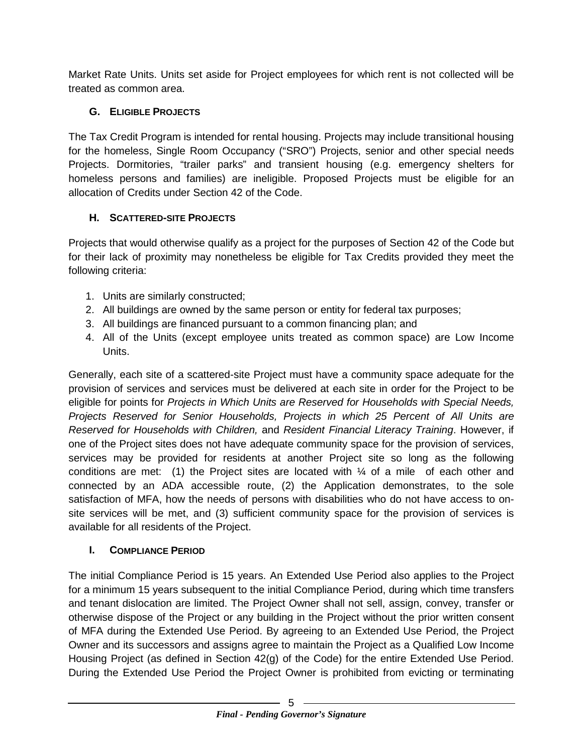Market Rate Units. Units set aside for Project employees for which rent is not collected will be treated as common area.

### G. Eligible Projects

The Tax Credit Program is intended for rental housing. Projects may include transitional housing for the homeless, Single Room Occupancy ("SRO") Projects, senior and other special needs Projects. Dormitories, "trailer parks" and transient housing (e.g. emergency shelters for homeless persons and families) are ineligible. Proposed Projects must be eligible for an allocation of Credits under Section 42 of the Code.

### H. Scattered-site Projects

Projects that would otherwise qualify as a project for the purposes of Section 42 of the Code but for their lack of proximity may nonetheless be eligible for Tax Credits provided they meet the following criteria:

1. Units are similarly constructed;
2. All buildings are owned by the same person or entity for federal tax purposes;
3. All buildings are financed pursuant to a common financing plan; and
4. All of the Units (except employee units treated as common space) are Low Income Units.

Generally, each site of a scattered-site Project must have a community space adequate for the provision of services and services must be delivered at each site in order for the Project to be eligible for points for *Projects in Which Units are Reserved for Households with Special Needs, Projects Reserved for Senior Households, Projects in which 25 Percent of All Units are Reserved for Households with Children,* and *Resident Financial Literacy Training*. However, if one of the Project sites does not have adequate community space for the provision of services, services may be provided for residents at another Project site so long as the following conditions are met: (1) the Project sites are located with ¼ of a mile of each other and connected by an ADA accessible route, (2) the Application demonstrates, to the sole satisfaction of MFA, how the needs of persons with disabilities who do not have access to on-site services will be met, and (3) sufficient community space for the provision of services is available for all residents of the Project.

### I. Compliance Period

The initial Compliance Period is 15 years. An Extended Use Period also applies to the Project for a minimum 15 years subsequent to the initial Compliance Period, during which time transfers and tenant dislocation are limited. The Project Owner shall not sell, assign, convey, transfer or otherwise dispose of the Project or any building in the Project without the prior written consent of MFA during the Extended Use Period. By agreeing to an Extended Use Period, the Project Owner and its successors and assigns agree to maintain the Project as a Qualified Low Income Housing Project (as defined in Section 42(g) of the Code) for the entire Extended Use Period. During the Extended Use Period the Project Owner is prohibited from evicting or terminating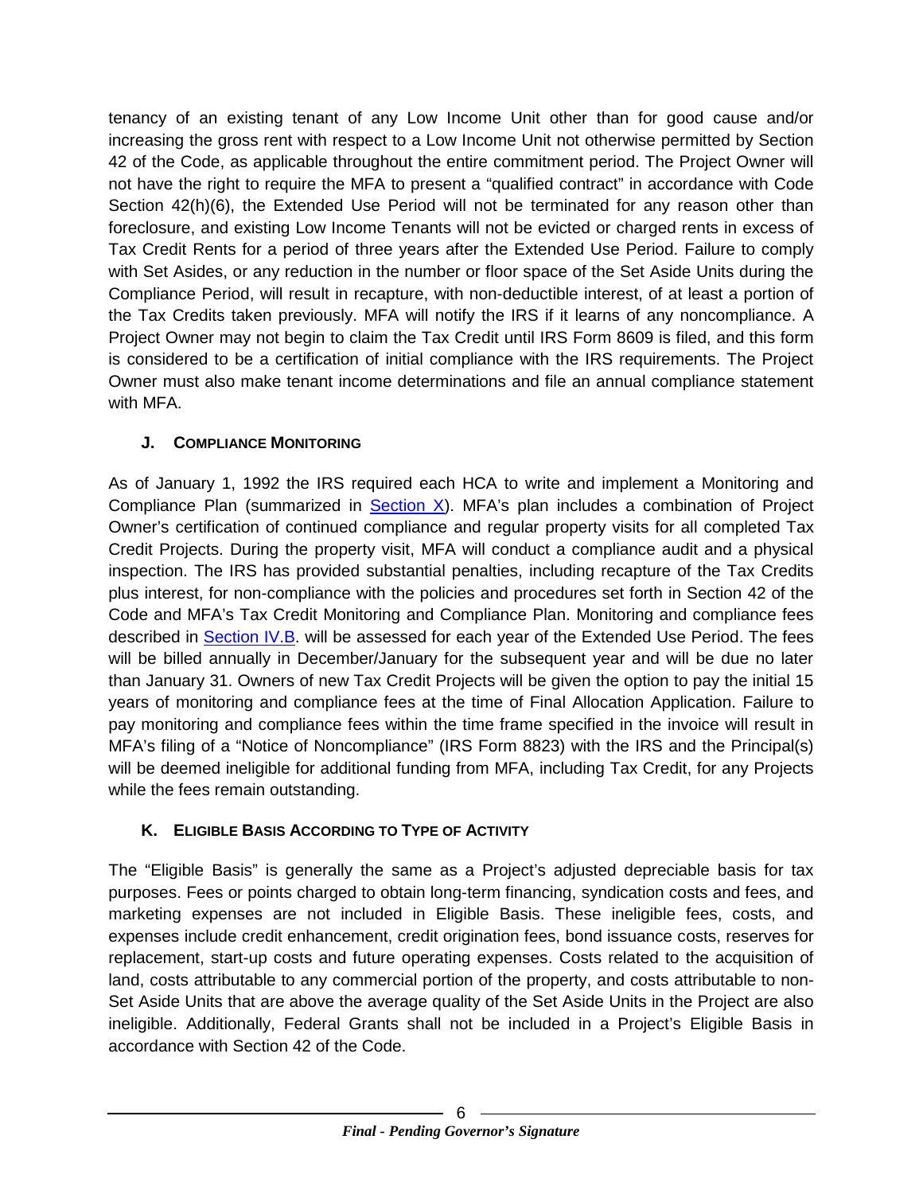tenancy of an existing tenant of any Low Income Unit other than for good cause and/or increasing the gross rent with respect to a Low Income Unit not otherwise permitted by Section 42 of the Code, as applicable throughout the entire commitment period. The Project Owner will not have the right to require the MFA to present a "qualified contract" in accordance with Code Section 42(h)(6), the Extended Use Period will not be terminated for any reason other than foreclosure, and existing Low Income Tenants will not be evicted or charged rents in excess of Tax Credit Rents for a period of three years after the Extended Use Period. Failure to comply with Set Asides, or any reduction in the number or floor space of the Set Aside Units during the Compliance Period, will result in recapture, with non-deductible interest, of at least a portion of the Tax Credits taken previously. MFA will notify the IRS if it learns of any noncompliance. A Project Owner may not begin to claim the Tax Credit until IRS Form 8609 is filed, and this form is considered to be a certification of initial compliance with the IRS requirements. The Project Owner must also make tenant income determinations and file an annual compliance statement with MFA.

### J. Compliance Monitoring

As of January 1, 1992 the IRS required each HCA to write and implement a Monitoring and Compliance Plan (summarized in Section X). MFA's plan includes a combination of Project Owner's certification of continued compliance and regular property visits for all completed Tax Credit Projects. During the property visit, MFA will conduct a compliance audit and a physical inspection. The IRS has provided substantial penalties, including recapture of the Tax Credits plus interest, for non-compliance with the policies and procedures set forth in Section 42 of the Code and MFA's Tax Credit Monitoring and Compliance Plan. Monitoring and compliance fees described in Section IV.B. will be assessed for each year of the Extended Use Period. The fees will be billed annually in December/January for the subsequent year and will be due no later than January 31. Owners of new Tax Credit Projects will be given the option to pay the initial 15 years of monitoring and compliance fees at the time of Final Allocation Application. Failure to pay monitoring and compliance fees within the time frame specified in the invoice will result in MFA's filing of a "Notice of Noncompliance" (IRS Form 8823) with the IRS and the Principal(s) will be deemed ineligible for additional funding from MFA, including Tax Credit, for any Projects while the fees remain outstanding.

### K. Eligible Basis According to Type of Activity

The "Eligible Basis" is generally the same as a Project's adjusted depreciable basis for tax purposes. Fees or points charged to obtain long-term financing, syndication costs and fees, and marketing expenses are not included in Eligible Basis. These ineligible fees, costs, and expenses include credit enhancement, credit origination fees, bond issuance costs, reserves for replacement, start-up costs and future operating expenses. Costs related to the acquisition of land, costs attributable to any commercial portion of the property, and costs attributable to non-Set Aside Units that are above the average quality of the Set Aside Units in the Project are also ineligible. Additionally, Federal Grants shall not be included in a Project's Eligible Basis in accordance with Section 42 of the Code.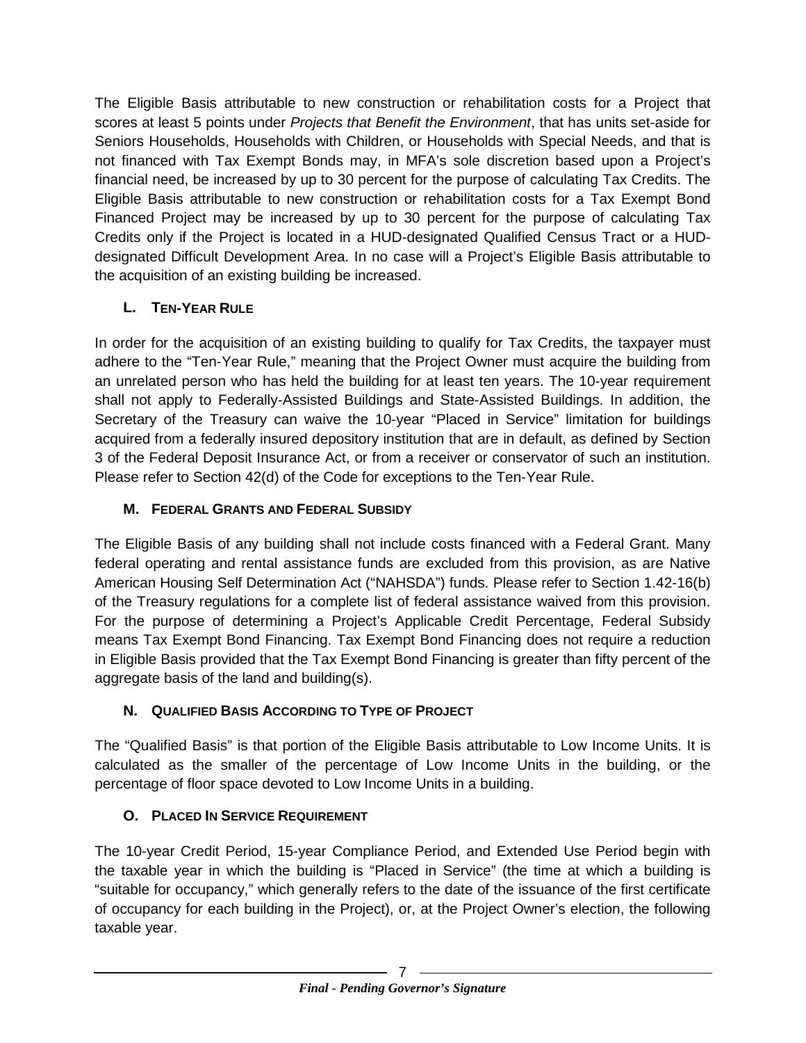The Eligible Basis attributable to new construction or rehabilitation costs for a Project that scores at least 5 points under *Projects that Benefit the Environment*, that has units set-aside for Seniors Households, Households with Children, or Households with Special Needs, and that is not financed with Tax Exempt Bonds may, in MFA's sole discretion based upon a Project's financial need, be increased by up to 30 percent for the purpose of calculating Tax Credits. The Eligible Basis attributable to new construction or rehabilitation costs for a Tax Exempt Bond Financed Project may be increased by up to 30 percent for the purpose of calculating Tax Credits only if the Project is located in a HUD-designated Qualified Census Tract or a HUD-designated Difficult Development Area. In no case will a Project's Eligible Basis attributable to the acquisition of an existing building be increased.

### L. Ten-Year Rule

In order for the acquisition of an existing building to qualify for Tax Credits, the taxpayer must adhere to the "Ten-Year Rule," meaning that the Project Owner must acquire the building from an unrelated person who has held the building for at least ten years. The 10-year requirement shall not apply to Federally-Assisted Buildings and State-Assisted Buildings. In addition, the Secretary of the Treasury can waive the 10-year "Placed in Service" limitation for buildings acquired from a federally insured depository institution that are in default, as defined by Section 3 of the Federal Deposit Insurance Act, or from a receiver or conservator of such an institution. Please refer to Section 42(d) of the Code for exceptions to the Ten-Year Rule.

### M. Federal Grants and Federal Subsidy

The Eligible Basis of any building shall not include costs financed with a Federal Grant. Many federal operating and rental assistance funds are excluded from this provision, as are Native American Housing Self Determination Act ("NAHSDA") funds. Please refer to Section 1.42-16(b) of the Treasury regulations for a complete list of federal assistance waived from this provision. For the purpose of determining a Project's Applicable Credit Percentage, Federal Subsidy means Tax Exempt Bond Financing. Tax Exempt Bond Financing does not require a reduction in Eligible Basis provided that the Tax Exempt Bond Financing is greater than fifty percent of the aggregate basis of the land and building(s).

### N. Qualified Basis According to Type of Project

The "Qualified Basis" is that portion of the Eligible Basis attributable to Low Income Units. It is calculated as the smaller of the percentage of Low Income Units in the building, or the percentage of floor space devoted to Low Income Units in a building.

### O. Placed In Service Requirement

The 10-year Credit Period, 15-year Compliance Period, and Extended Use Period begin with the taxable year in which the building is "Placed in Service" (the time at which a building is "suitable for occupancy," which generally refers to the date of the issuance of the first certificate of occupancy for each building in the Project), or, at the Project Owner's election, the following taxable year.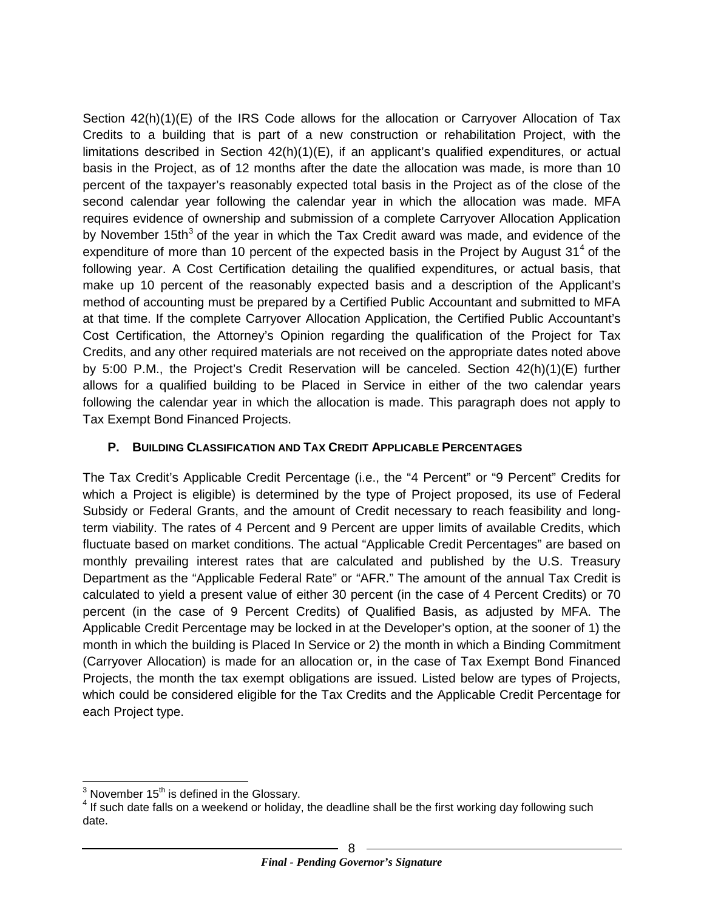Section 42(h)(1)(E) of the IRS Code allows for the allocation or Carryover Allocation of Tax Credits to a building that is part of a new construction or rehabilitation Project, with the limitations described in Section 42(h)(1)(E), if an applicant's qualified expenditures, or actual basis in the Project, as of 12 months after the date the allocation was made, is more than 10 percent of the taxpayer's reasonably expected total basis in the Project as of the close of the second calendar year following the calendar year in which the allocation was made. MFA requires evidence of ownership and submission of a complete Carryover Allocation Application by November 15th[3] of the year in which the Tax Credit award was made, and evidence of the expenditure of more than 10 percent of the expected basis in the Project by August 31[4] of the following year. A Cost Certification detailing the qualified expenditures, or actual basis, that make up 10 percent of the reasonably expected basis and a description of the Applicant's method of accounting must be prepared by a Certified Public Accountant and submitted to MFA at that time. If the complete Carryover Allocation Application, the Certified Public Accountant's Cost Certification, the Attorney's Opinion regarding the qualification of the Project for Tax Credits, and any other required materials are not received on the appropriate dates noted above by 5:00 P.M., the Project's Credit Reservation will be canceled. Section 42(h)(1)(E) further allows for a qualified building to be Placed in Service in either of the two calendar years following the calendar year in which the allocation is made. This paragraph does not apply to Tax Exempt Bond Financed Projects.

### P. Building Classification and Tax Credit Applicable Percentages

The Tax Credit's Applicable Credit Percentage (i.e., the "4 Percent" or "9 Percent" Credits for which a Project is eligible) is determined by the type of Project proposed, its use of Federal Subsidy or Federal Grants, and the amount of Credit necessary to reach feasibility and long-term viability. The rates of 4 Percent and 9 Percent are upper limits of available Credits, which fluctuate based on market conditions. The actual "Applicable Credit Percentages" are based on monthly prevailing interest rates that are calculated and published by the U.S. Treasury Department as the "Applicable Federal Rate" or "AFR." The amount of the annual Tax Credit is calculated to yield a present value of either 30 percent (in the case of 4 Percent Credits) or 70 percent (in the case of 9 Percent Credits) of Qualified Basis, as adjusted by MFA. The Applicable Credit Percentage may be locked in at the Developer's option, at the sooner of 1) the month in which the building is Placed In Service or 2) the month in which a Binding Commitment (Carryover Allocation) is made for an allocation or, in the case of Tax Exempt Bond Financed Projects, the month the tax exempt obligations are issued. Listed below are types of Projects, which could be considered eligible for the Tax Credits and the Applicable Credit Percentage for each Project type.

---

[3] November 15th is defined in the Glossary.

[4] If such date falls on a weekend or holiday, the deadline shall be the first working day following such date.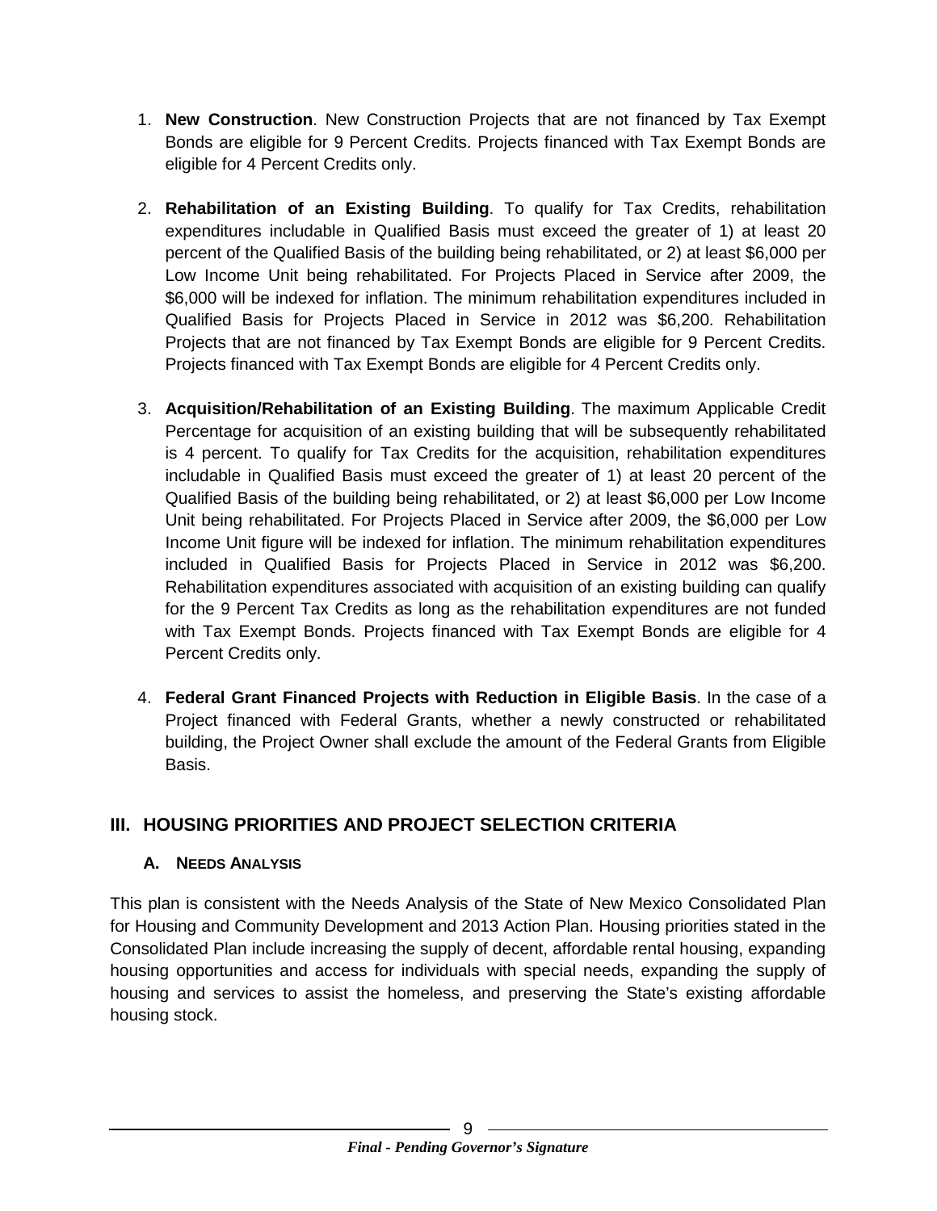1. **New Construction**. New Construction Projects that are not financed by Tax Exempt Bonds are eligible for 9 Percent Credits. Projects financed with Tax Exempt Bonds are eligible for 4 Percent Credits only.

2. **Rehabilitation of an Existing Building**. To qualify for Tax Credits, rehabilitation expenditures includable in Qualified Basis must exceed the greater of 1) at least 20 percent of the Qualified Basis of the building being rehabilitated, or 2) at least $6,000 per Low Income Unit being rehabilitated. For Projects Placed in Service after 2009, the $6,000 will be indexed for inflation. The minimum rehabilitation expenditures included in Qualified Basis for Projects Placed in Service in 2012 was $6,200. Rehabilitation Projects that are not financed by Tax Exempt Bonds are eligible for 9 Percent Credits. Projects financed with Tax Exempt Bonds are eligible for 4 Percent Credits only.

3. **Acquisition/Rehabilitation of an Existing Building**. The maximum Applicable Credit Percentage for acquisition of an existing building that will be subsequently rehabilitated is 4 percent. To qualify for Tax Credits for the acquisition, rehabilitation expenditures includable in Qualified Basis must exceed the greater of 1) at least 20 percent of the Qualified Basis of the building being rehabilitated, or 2) at least $6,000 per Low Income Unit being rehabilitated. For Projects Placed in Service after 2009, the $6,000 per Low Income Unit figure will be indexed for inflation. The minimum rehabilitation expenditures included in Qualified Basis for Projects Placed in Service in 2012 was $6,200. Rehabilitation expenditures associated with acquisition of an existing building can qualify for the 9 Percent Tax Credits as long as the rehabilitation expenditures are not funded with Tax Exempt Bonds. Projects financed with Tax Exempt Bonds are eligible for 4 Percent Credits only.

4. **Federal Grant Financed Projects with Reduction in Eligible Basis**. In the case of a Project financed with Federal Grants, whether a newly constructed or rehabilitated building, the Project Owner shall exclude the amount of the Federal Grants from Eligible Basis.

## III. HOUSING PRIORITIES AND PROJECT SELECTION CRITERIA

### A. Needs Analysis

This plan is consistent with the Needs Analysis of the State of New Mexico Consolidated Plan for Housing and Community Development and 2013 Action Plan. Housing priorities stated in the Consolidated Plan include increasing the supply of decent, affordable rental housing, expanding housing opportunities and access for individuals with special needs, expanding the supply of housing and services to assist the homeless, and preserving the State's existing affordable housing stock.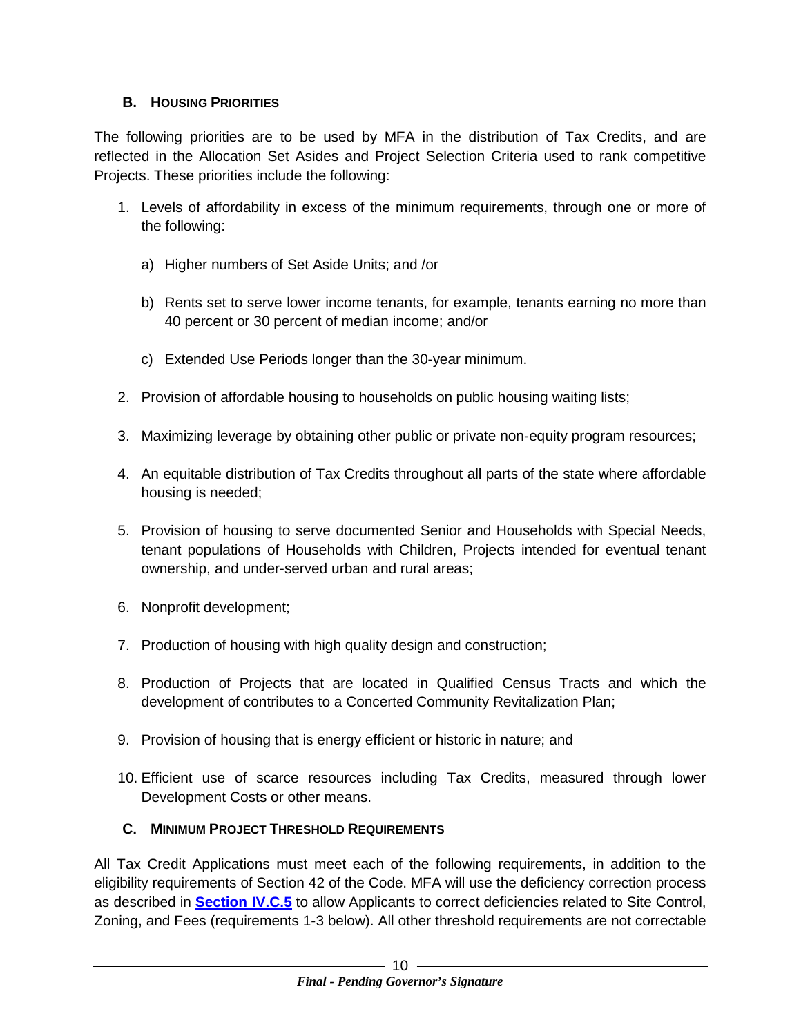### B. Housing Priorities

The following priorities are to be used by MFA in the distribution of Tax Credits, and are reflected in the Allocation Set Asides and Project Selection Criteria used to rank competitive Projects. These priorities include the following:

1. Levels of affordability in excess of the minimum requirements, through one or more of the following:

   a) Higher numbers of Set Aside Units; and /or

   b) Rents set to serve lower income tenants, for example, tenants earning no more than 40 percent or 30 percent of median income; and/or

   c) Extended Use Periods longer than the 30-year minimum.

2. Provision of affordable housing to households on public housing waiting lists;

3. Maximizing leverage by obtaining other public or private non-equity program resources;

4. An equitable distribution of Tax Credits throughout all parts of the state where affordable housing is needed;

5. Provision of housing to serve documented Senior and Households with Special Needs, tenant populations of Households with Children, Projects intended for eventual tenant ownership, and under-served urban and rural areas;

6. Nonprofit development;

7. Production of housing with high quality design and construction;

8. Production of Projects that are located in Qualified Census Tracts and which the development of contributes to a Concerted Community Revitalization Plan;

9. Provision of housing that is energy efficient or historic in nature; and

10. Efficient use of scarce resources including Tax Credits, measured through lower Development Costs or other means.

### C. Minimum Project Threshold Requirements

All Tax Credit Applications must meet each of the following requirements, in addition to the eligibility requirements of Section 42 of the Code. MFA will use the deficiency correction process as described in **Section IV.C.5** to allow Applicants to correct deficiencies related to Site Control, Zoning, and Fees (requirements 1-3 below). All other threshold requirements are not correctable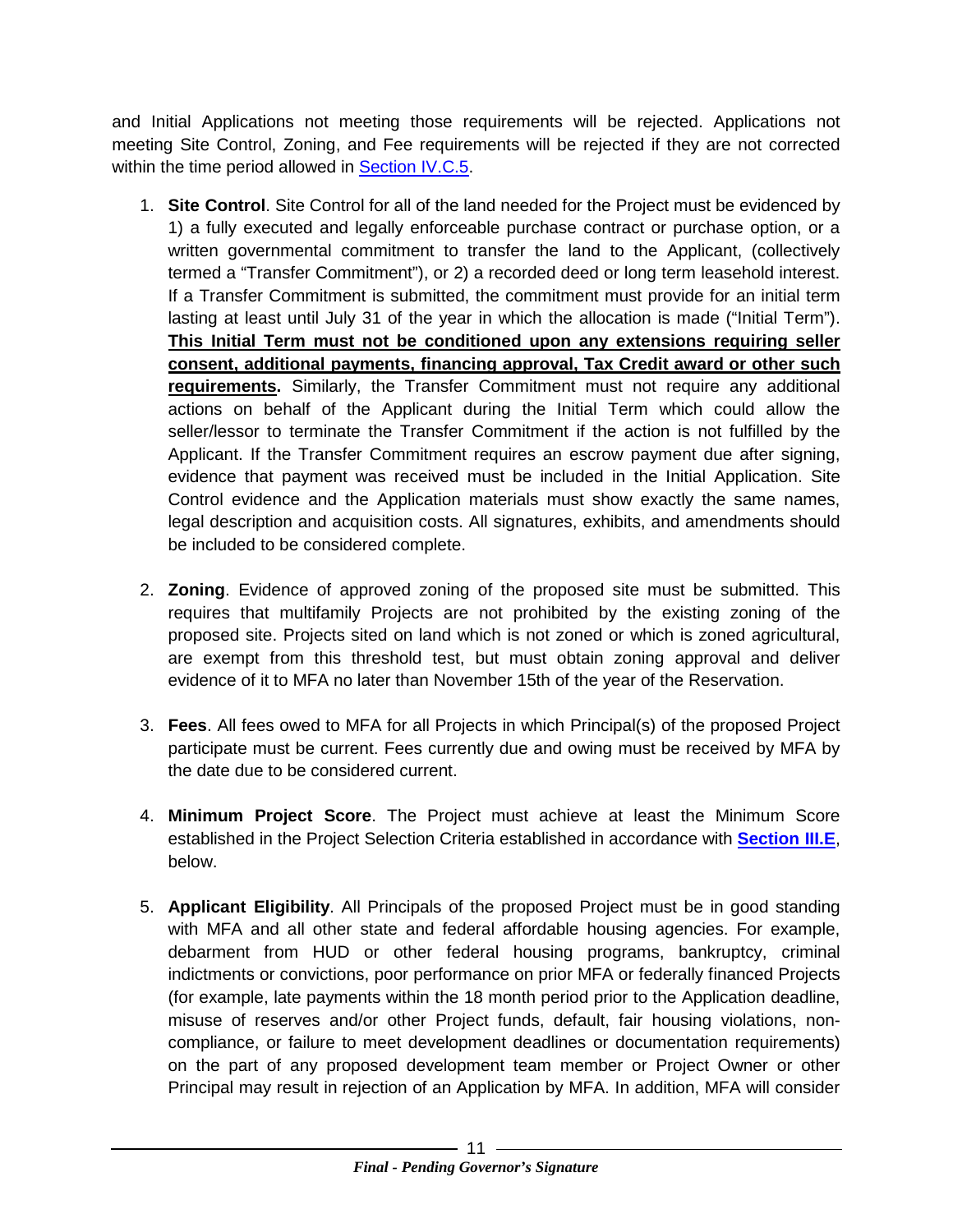and Initial Applications not meeting those requirements will be rejected. Applications not meeting Site Control, Zoning, and Fee requirements will be rejected if they are not corrected within the time period allowed in Section IV.C.5.

1. **Site Control**. Site Control for all of the land needed for the Project must be evidenced by 1) a fully executed and legally enforceable purchase contract or purchase option, or a written governmental commitment to transfer the land to the Applicant, (collectively termed a "Transfer Commitment"), or 2) a recorded deed or long term leasehold interest. If a Transfer Commitment is submitted, the commitment must provide for an initial term lasting at least until July 31 of the year in which the allocation is made ("Initial Term"). **This Initial Term must not be conditioned upon any extensions requiring seller consent, additional payments, financing approval, Tax Credit award or other such requirements.** Similarly, the Transfer Commitment must not require any additional actions on behalf of the Applicant during the Initial Term which could allow the seller/lessor to terminate the Transfer Commitment if the action is not fulfilled by the Applicant. If the Transfer Commitment requires an escrow payment due after signing, evidence that payment was received must be included in the Initial Application. Site Control evidence and the Application materials must show exactly the same names, legal description and acquisition costs. All signatures, exhibits, and amendments should be included to be considered complete.

2. **Zoning**. Evidence of approved zoning of the proposed site must be submitted. This requires that multifamily Projects are not prohibited by the existing zoning of the proposed site. Projects sited on land which is not zoned or which is zoned agricultural, are exempt from this threshold test, but must obtain zoning approval and deliver evidence of it to MFA no later than November 15th of the year of the Reservation.

3. **Fees**. All fees owed to MFA for all Projects in which Principal(s) of the proposed Project participate must be current. Fees currently due and owing must be received by MFA by the date due to be considered current.

4. **Minimum Project Score**. The Project must achieve at least the Minimum Score established in the Project Selection Criteria established in accordance with **Section III.E**, below.

5. **Applicant Eligibility**. All Principals of the proposed Project must be in good standing with MFA and all other state and federal affordable housing agencies. For example, debarment from HUD or other federal housing programs, bankruptcy, criminal indictments or convictions, poor performance on prior MFA or federally financed Projects (for example, late payments within the 18 month period prior to the Application deadline, misuse of reserves and/or other Project funds, default, fair housing violations, non-compliance, or failure to meet development deadlines or documentation requirements) on the part of any proposed development team member or Project Owner or other Principal may result in rejection of an Application by MFA. In addition, MFA will consider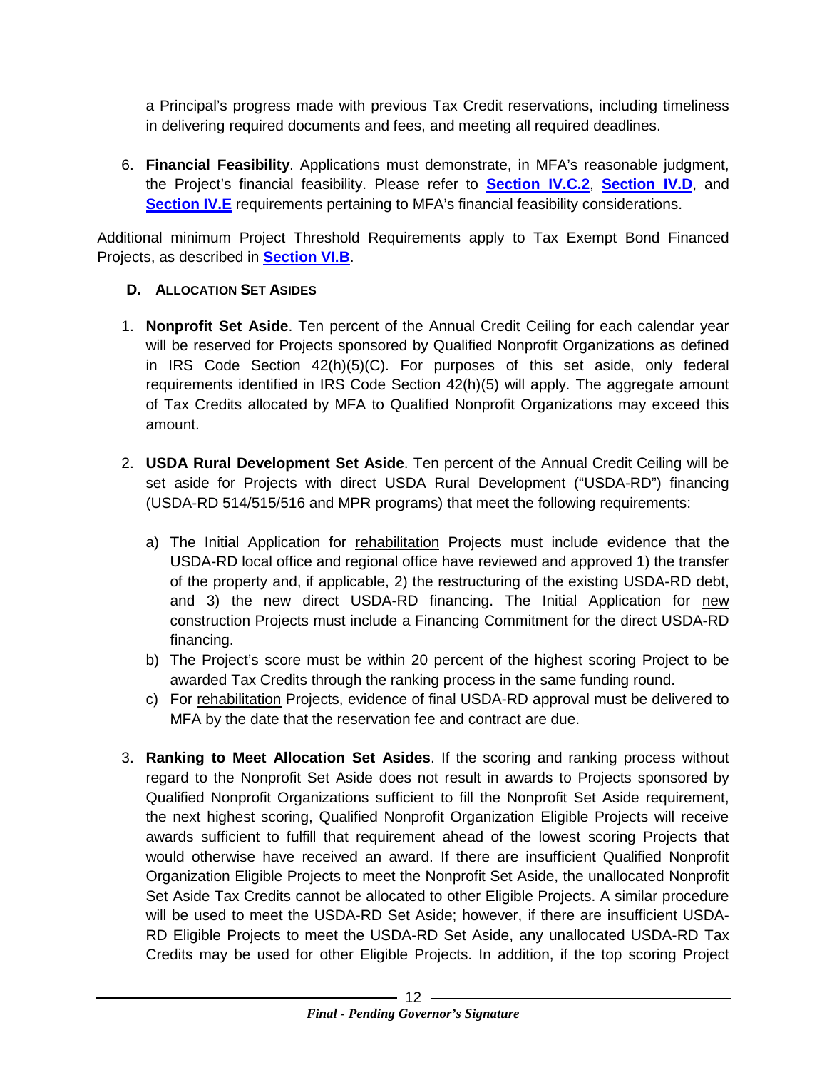a Principal's progress made with previous Tax Credit reservations, including timeliness in delivering required documents and fees, and meeting all required deadlines.

6. **Financial Feasibility**. Applications must demonstrate, in MFA's reasonable judgment, the Project's financial feasibility. Please refer to **Section IV.C.2**, **Section IV.D**, and **Section IV.E** requirements pertaining to MFA's financial feasibility considerations.

Additional minimum Project Threshold Requirements apply to Tax Exempt Bond Financed Projects, as described in **Section VI.B**.

### D. ALLOCATION SET ASIDES

1. **Nonprofit Set Aside**. Ten percent of the Annual Credit Ceiling for each calendar year will be reserved for Projects sponsored by Qualified Nonprofit Organizations as defined in IRS Code Section 42(h)(5)(C). For purposes of this set aside, only federal requirements identified in IRS Code Section 42(h)(5) will apply. The aggregate amount of Tax Credits allocated by MFA to Qualified Nonprofit Organizations may exceed this amount.

2. **USDA Rural Development Set Aside**. Ten percent of the Annual Credit Ceiling will be set aside for Projects with direct USDA Rural Development ("USDA-RD") financing (USDA-RD 514/515/516 and MPR programs) that meet the following requirements:

   a) The Initial Application for rehabilitation Projects must include evidence that the USDA-RD local office and regional office have reviewed and approved 1) the transfer of the property and, if applicable, 2) the restructuring of the existing USDA-RD debt, and 3) the new direct USDA-RD financing. The Initial Application for new construction Projects must include a Financing Commitment for the direct USDA-RD financing.
   b) The Project's score must be within 20 percent of the highest scoring Project to be awarded Tax Credits through the ranking process in the same funding round.
   c) For rehabilitation Projects, evidence of final USDA-RD approval must be delivered to MFA by the date that the reservation fee and contract are due.

3. **Ranking to Meet Allocation Set Asides**. If the scoring and ranking process without regard to the Nonprofit Set Aside does not result in awards to Projects sponsored by Qualified Nonprofit Organizations sufficient to fill the Nonprofit Set Aside requirement, the next highest scoring, Qualified Nonprofit Organization Eligible Projects will receive awards sufficient to fulfill that requirement ahead of the lowest scoring Projects that would otherwise have received an award. If there are insufficient Qualified Nonprofit Organization Eligible Projects to meet the Nonprofit Set Aside, the unallocated Nonprofit Set Aside Tax Credits cannot be allocated to other Eligible Projects. A similar procedure will be used to meet the USDA-RD Set Aside; however, if there are insufficient USDA-RD Eligible Projects to meet the USDA-RD Set Aside, any unallocated USDA-RD Tax Credits may be used for other Eligible Projects. In addition, if the top scoring Project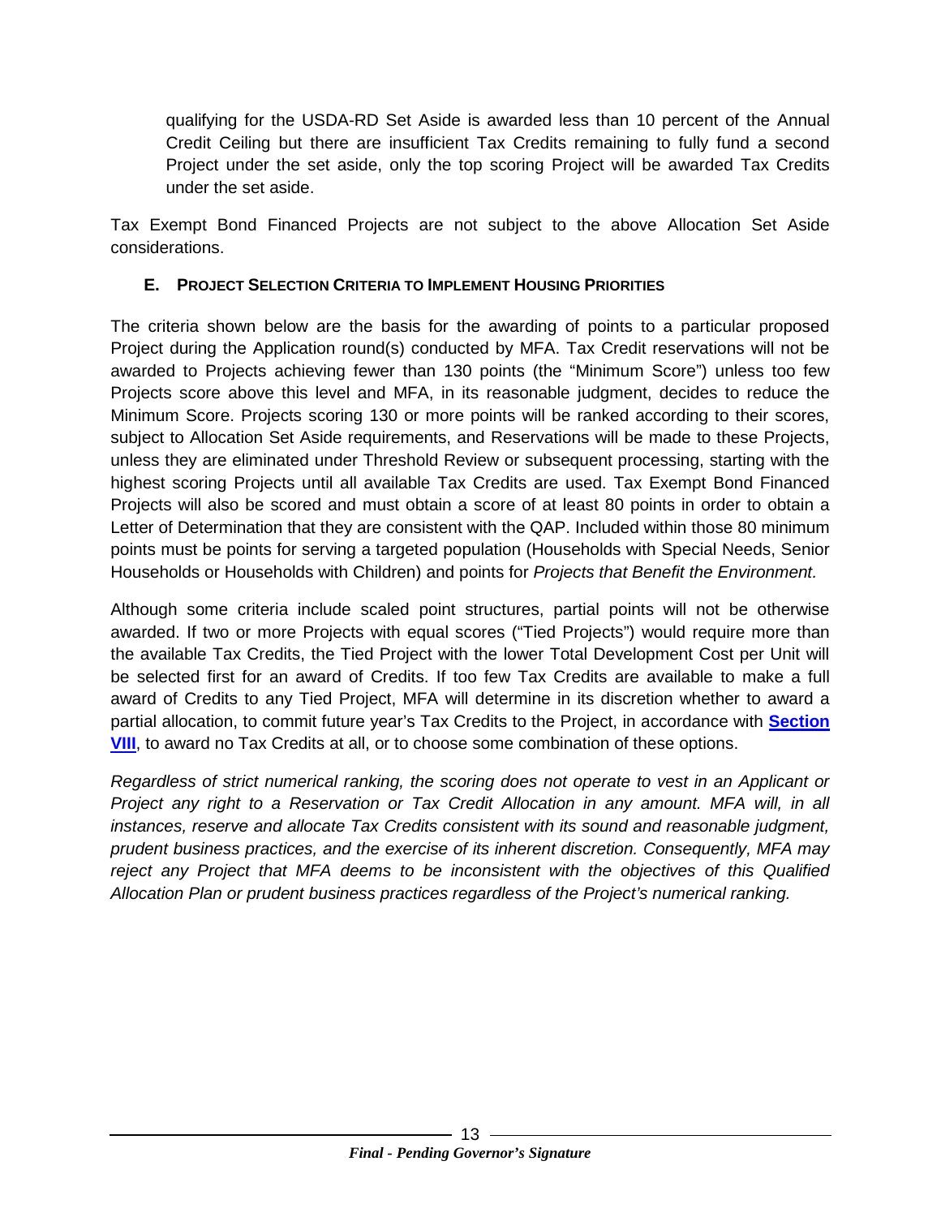qualifying for the USDA-RD Set Aside is awarded less than 10 percent of the Annual Credit Ceiling but there are insufficient Tax Credits remaining to fully fund a second Project under the set aside, only the top scoring Project will be awarded Tax Credits under the set aside.

Tax Exempt Bond Financed Projects are not subject to the above Allocation Set Aside considerations.

### E. PROJECT SELECTION CRITERIA TO IMPLEMENT HOUSING PRIORITIES

The criteria shown below are the basis for the awarding of points to a particular proposed Project during the Application round(s) conducted by MFA. Tax Credit reservations will not be awarded to Projects achieving fewer than 130 points (the "Minimum Score") unless too few Projects score above this level and MFA, in its reasonable judgment, decides to reduce the Minimum Score. Projects scoring 130 or more points will be ranked according to their scores, subject to Allocation Set Aside requirements, and Reservations will be made to these Projects, unless they are eliminated under Threshold Review or subsequent processing, starting with the highest scoring Projects until all available Tax Credits are used. Tax Exempt Bond Financed Projects will also be scored and must obtain a score of at least 80 points in order to obtain a Letter of Determination that they are consistent with the QAP. Included within those 80 minimum points must be points for serving a targeted population (Households with Special Needs, Senior Households or Households with Children) and points for *Projects that Benefit the Environment.*

Although some criteria include scaled point structures, partial points will not be otherwise awarded. If two or more Projects with equal scores ("Tied Projects") would require more than the available Tax Credits, the Tied Project with the lower Total Development Cost per Unit will be selected first for an award of Credits. If too few Tax Credits are available to make a full award of Credits to any Tied Project, MFA will determine in its discretion whether to award a partial allocation, to commit future year's Tax Credits to the Project, in accordance with **Section VIII**, to award no Tax Credits at all, or to choose some combination of these options.

*Regardless of strict numerical ranking, the scoring does not operate to vest in an Applicant or Project any right to a Reservation or Tax Credit Allocation in any amount. MFA will, in all instances, reserve and allocate Tax Credits consistent with its sound and reasonable judgment, prudent business practices, and the exercise of its inherent discretion. Consequently, MFA may reject any Project that MFA deems to be inconsistent with the objectives of this Qualified Allocation Plan or prudent business practices regardless of the Project's numerical ranking.*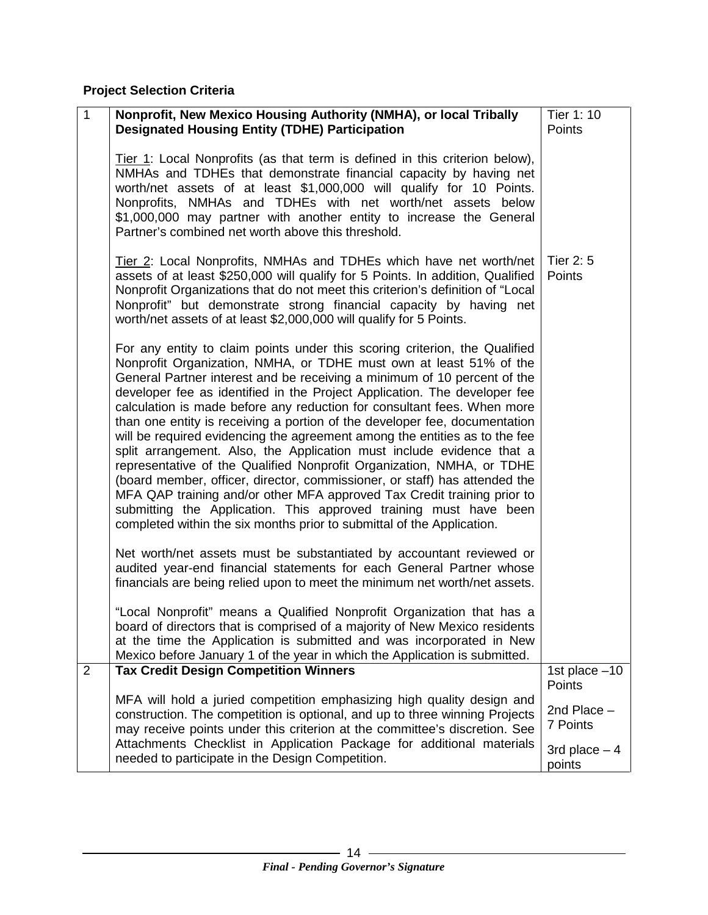**Project Selection Criteria**

| | | |
|---|---|---|
| 1 | **Nonprofit, New Mexico Housing Authority (NMHA), or local Tribally Designated Housing Entity (TDHE) Participation**<br><br><u>Tier 1</u>: Local Nonprofits (as that term is defined in this criterion below), NMHAs and TDHEs that demonstrate financial capacity by having net worth/net assets of at least $1,000,000 will qualify for 10 Points. Nonprofits, NMHAs and TDHEs with net worth/net assets below $1,000,000 may partner with another entity to increase the General Partner's combined net worth above this threshold.<br><br><u>Tier 2</u>: Local Nonprofits, NMHAs and TDHEs which have net worth/net assets of at least $250,000 will qualify for 5 Points. In addition, Qualified Nonprofit Organizations that do not meet this criterion's definition of "Local Nonprofit" but demonstrate strong financial capacity by having net worth/net assets of at least $2,000,000 will qualify for 5 Points.<br><br>For any entity to claim points under this scoring criterion, the Qualified Nonprofit Organization, NMHA, or TDHE must own at least 51% of the General Partner interest and be receiving a minimum of 10 percent of the developer fee as identified in the Project Application. The developer fee calculation is made before any reduction for consultant fees. When more than one entity is receiving a portion of the developer fee, documentation will be required evidencing the agreement among the entities as to the fee split arrangement. Also, the Application must include evidence that a representative of the Qualified Nonprofit Organization, NMHA, or TDHE (board member, officer, director, commissioner, or staff) has attended the MFA QAP training and/or other MFA approved Tax Credit training prior to submitting the Application. This approved training must have been completed within the six months prior to submittal of the Application.<br><br>Net worth/net assets must be substantiated by accountant reviewed or audited year-end financial statements for each General Partner whose financials are being relied upon to meet the minimum net worth/net assets.<br><br>"Local Nonprofit" means a Qualified Nonprofit Organization that has a board of directors that is comprised of a majority of New Mexico residents at the time the Application is submitted and was incorporated in New Mexico before January 1 of the year in which the Application is submitted. | Tier 1: 10 Points<br><br>Tier 2: 5 Points |
| 2 | **Tax Credit Design Competition Winners**<br><br>MFA will hold a juried competition emphasizing high quality design and construction. The competition is optional, and up to three winning Projects may receive points under this criterion at the committee's discretion. See Attachments Checklist in Application Package for additional materials needed to participate in the Design Competition. | 1st place –10 Points<br><br>2nd Place – 7 Points<br><br>3rd place – 4 points |

*Final - Pending Governor's Signature*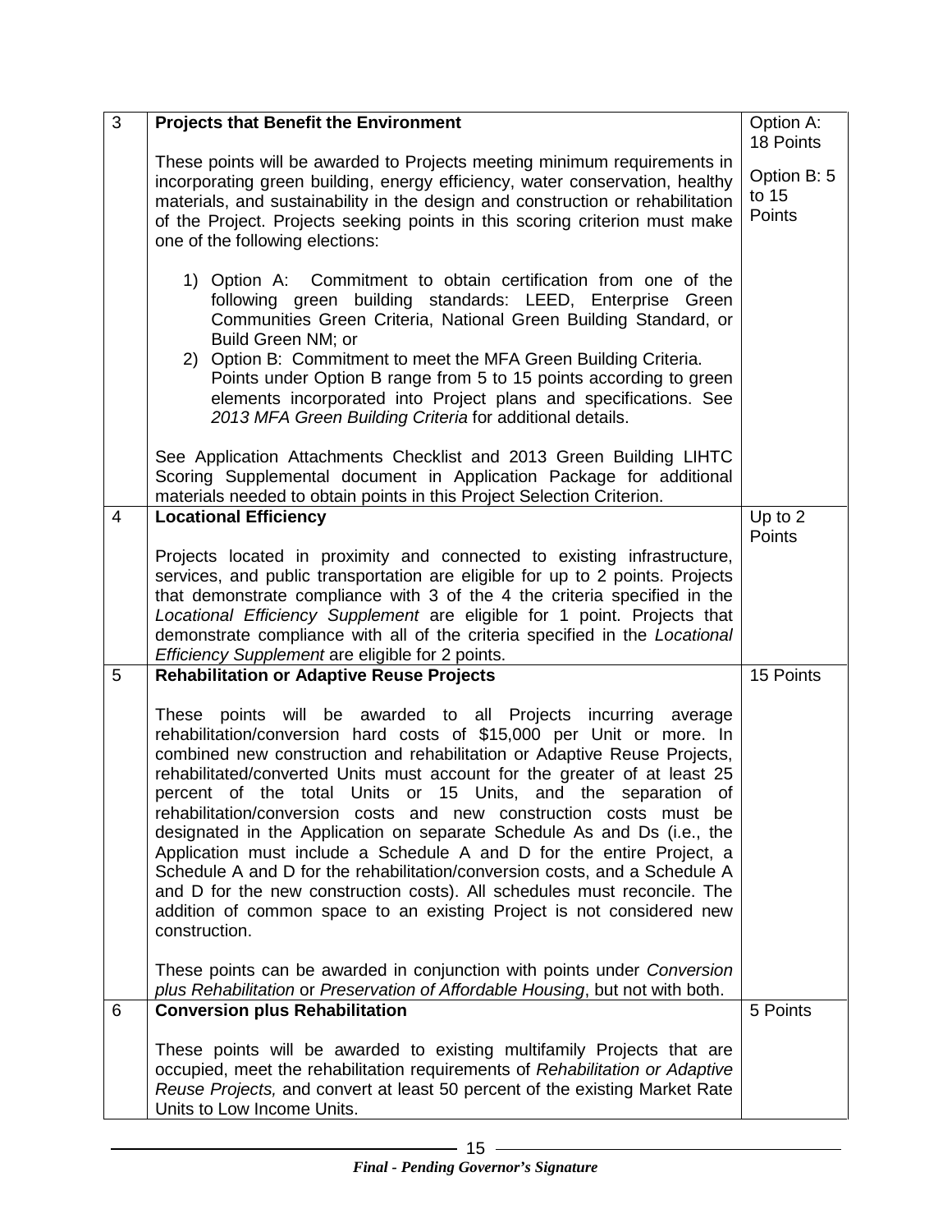| | | |
|---|---|---|
| 3 | **Projects that Benefit the Environment**<br><br>These points will be awarded to Projects meeting minimum requirements in incorporating green building, energy efficiency, water conservation, healthy materials, and sustainability in the design and construction or rehabilitation of the Project. Projects seeking points in this scoring criterion must make one of the following elections:<br><br>1) Option A: Commitment to obtain certification from one of the following green building standards: LEED, Enterprise Green Communities Green Criteria, National Green Building Standard, or Build Green NM; or<br>2) Option B: Commitment to meet the MFA Green Building Criteria. Points under Option B range from 5 to 15 points according to green elements incorporated into Project plans and specifications. See *2013 MFA Green Building Criteria* for additional details.<br><br>See Application Attachments Checklist and 2013 Green Building LIHTC Scoring Supplemental document in Application Package for additional materials needed to obtain points in this Project Selection Criterion. | Option A: 18 Points<br><br>Option B: 5 to 15 Points |
| 4 | **Locational Efficiency**<br><br>Projects located in proximity and connected to existing infrastructure, services, and public transportation are eligible for up to 2 points. Projects that demonstrate compliance with 3 of the 4 the criteria specified in the *Locational Efficiency Supplement* are eligible for 1 point. Projects that demonstrate compliance with all of the criteria specified in the *Locational Efficiency Supplement* are eligible for 2 points. | Up to 2 Points |
| 5 | **Rehabilitation or Adaptive Reuse Projects**<br><br>These points will be awarded to all Projects incurring average rehabilitation/conversion hard costs of $15,000 per Unit or more. In combined new construction and rehabilitation or Adaptive Reuse Projects, rehabilitated/converted Units must account for the greater of at least 25 percent of the total Units or 15 Units, and the separation of rehabilitation/conversion costs and new construction costs must be designated in the Application on separate Schedule As and Ds (i.e., the Application must include a Schedule A and D for the entire Project, a Schedule A and D for the rehabilitation/conversion costs, and a Schedule A and D for the new construction costs). All schedules must reconcile. The addition of common space to an existing Project is not considered new construction.<br><br>These points can be awarded in conjunction with points under *Conversion plus Rehabilitation* or *Preservation of Affordable Housing*, but not with both. | 15 Points |
| 6 | **Conversion plus Rehabilitation**<br><br>These points will be awarded to existing multifamily Projects that are occupied, meet the rehabilitation requirements of *Rehabilitation or Adaptive Reuse Projects,* and convert at least 50 percent of the existing Market Rate Units to Low Income Units. | 5 Points |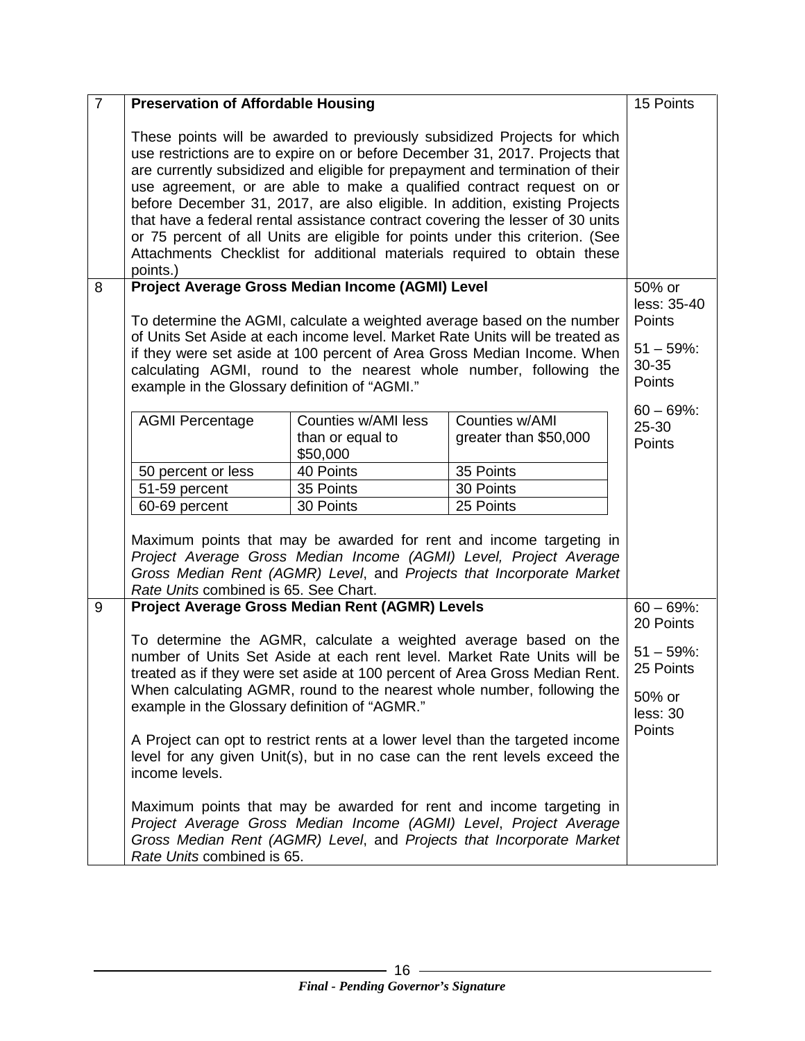| | | |
|---|---|---|
| 7 | **Preservation of Affordable Housing**<br><br>These points will be awarded to previously subsidized Projects for which use restrictions are to expire on or before December 31, 2017. Projects that are currently subsidized and eligible for prepayment and termination of their use agreement, or are able to make a qualified contract request on or before December 31, 2017, are also eligible. In addition, existing Projects that have a federal rental assistance contract covering the lesser of 30 units or 75 percent of all Units are eligible for points under this criterion. (See Attachments Checklist for additional materials required to obtain these points.) | 15 Points |
| 8 | **Project Average Gross Median Income (AGMI) Level**<br><br>To determine the AGMI, calculate a weighted average based on the number of Units Set Aside at each income level. Market Rate Units will be treated as if they were set aside at 100 percent of Area Gross Median Income. When calculating AGMI, round to the nearest whole number, following the example in the Glossary definition of "AGMI."<br><br>(See AGMI table below.)<br><br>Maximum points that may be awarded for rent and income targeting in *Project Average Gross Median Income (AGMI) Level, Project Average Gross Median Rent (AGMR) Level*, and *Projects that Incorporate Market Rate Units* combined is 65. See Chart. | 50% or less: 35-40 Points<br><br>51 – 59%: 30-35 Points<br><br>60 – 69%: 25-30 Points |
| 9 | **Project Average Gross Median Rent (AGMR) Levels**<br><br>To determine the AGMR, calculate a weighted average based on the number of Units Set Aside at each rent level. Market Rate Units will be treated as if they were set aside at 100 percent of Area Gross Median Rent. When calculating AGMR, round to the nearest whole number, following the example in the Glossary definition of "AGMR."<br><br>A Project can opt to restrict rents at a lower level than the targeted income level for any given Unit(s), but in no case can the rent levels exceed the income levels.<br><br>Maximum points that may be awarded for rent and income targeting in *Project Average Gross Median Income (AGMI) Level*, *Project Average Gross Median Rent (AGMR) Level*, and *Projects that Incorporate Market Rate Units* combined is 65. | 60 – 69%: 20 Points<br><br>51 – 59%: 25 Points<br><br>50% or less: 30 Points |

AGMI table (Item 8):

| AGMI Percentage | Counties w/AMI less than or equal to $50,000 | Counties w/AMI greater than $50,000 |
|---|---|---|
| 50 percent or less | 40 Points | 35 Points |
| 51-59 percent | 35 Points | 30 Points |
| 60-69 percent | 30 Points | 25 Points |

*Final - Pending Governor's Signature*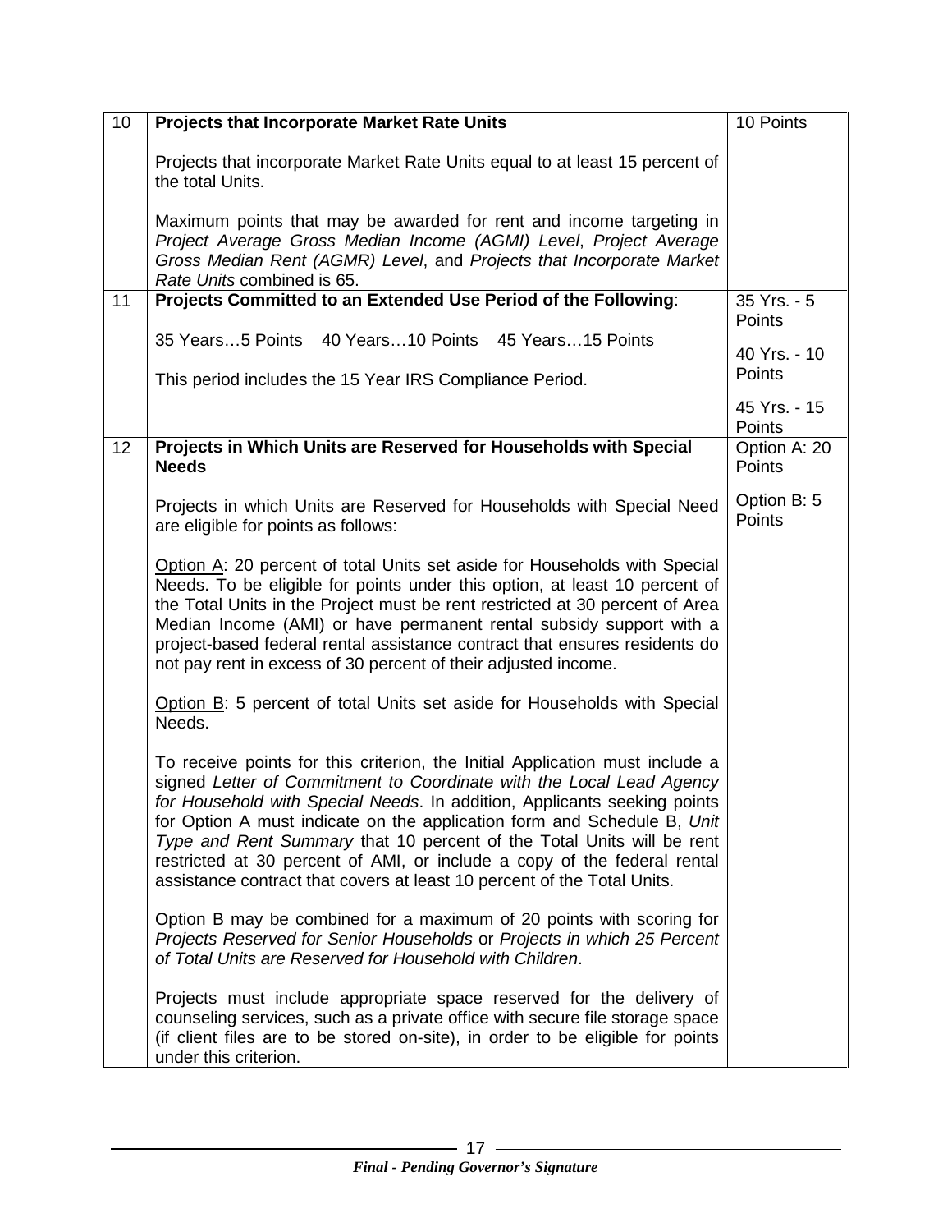| | | |
|---|---|---|
| 10 | **Projects that Incorporate Market Rate Units**<br><br>Projects that incorporate Market Rate Units equal to at least 15 percent of the total Units.<br><br>Maximum points that may be awarded for rent and income targeting in *Project Average Gross Median Income (AGMI) Level*, *Project Average Gross Median Rent (AGMR) Level*, and *Projects that Incorporate Market Rate Units* combined is 65. | 10 Points |
| 11 | **Projects Committed to an Extended Use Period of the Following**:<br><br>35 Years…5 Points   40 Years…10 Points   45 Years…15 Points<br><br>This period includes the 15 Year IRS Compliance Period. | 35 Yrs. - 5 Points<br><br>40 Yrs. - 10 Points<br><br>45 Yrs. - 15 Points |
| 12 | **Projects in Which Units are Reserved for Households with Special Needs**<br><br>Projects in which Units are Reserved for Households with Special Need are eligible for points as follows:<br><br><u>Option A</u>: 20 percent of total Units set aside for Households with Special Needs. To be eligible for points under this option, at least 10 percent of the Total Units in the Project must be rent restricted at 30 percent of Area Median Income (AMI) or have permanent rental subsidy support with a project-based federal rental assistance contract that ensures residents do not pay rent in excess of 30 percent of their adjusted income.<br><br><u>Option B</u>: 5 percent of total Units set aside for Households with Special Needs.<br><br>To receive points for this criterion, the Initial Application must include a signed *Letter of Commitment to Coordinate with the Local Lead Agency for Household with Special Needs*. In addition, Applicants seeking points for Option A must indicate on the application form and Schedule B, *Unit Type and Rent Summary* that 10 percent of the Total Units will be rent restricted at 30 percent of AMI, or include a copy of the federal rental assistance contract that covers at least 10 percent of the Total Units.<br><br>Option B may be combined for a maximum of 20 points with scoring for *Projects Reserved for Senior Households* or *Projects in which 25 Percent of Total Units are Reserved for Household with Children*.<br><br>Projects must include appropriate space reserved for the delivery of counseling services, such as a private office with secure file storage space (if client files are to be stored on-site), in order to be eligible for points under this criterion. | Option A: 20 Points<br><br>Option B: 5 Points |

*Final - Pending Governor's Signature*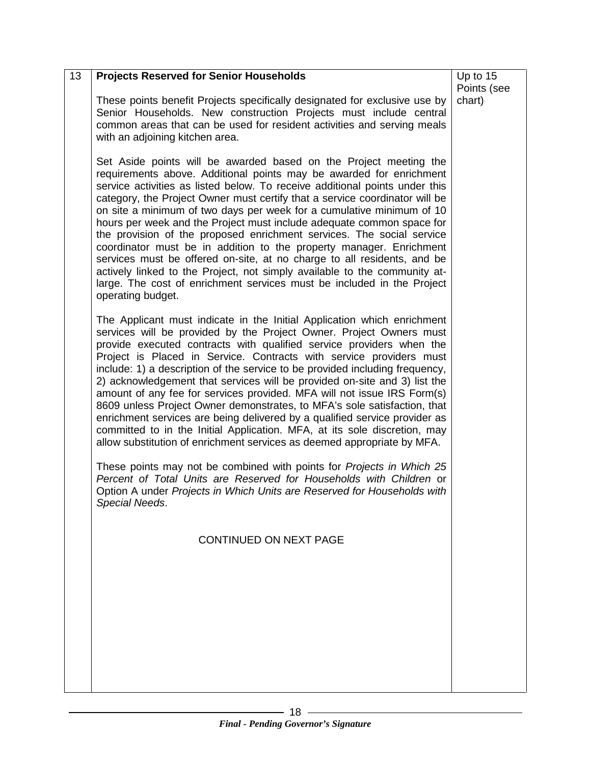| 13 | **Projects Reserved for Senior Households**<br><br>These points benefit Projects specifically designated for exclusive use by Senior Households. New construction Projects must include central common areas that can be used for resident activities and serving meals with an adjoining kitchen area.<br><br>Set Aside points will be awarded based on the Project meeting the requirements above. Additional points may be awarded for enrichment service activities as listed below. To receive additional points under this category, the Project Owner must certify that a service coordinator will be on site a minimum of two days per week for a cumulative minimum of 10 hours per week and the Project must include adequate common space for the provision of the proposed enrichment services. The social service coordinator must be in addition to the property manager. Enrichment services must be offered on-site, at no charge to all residents, and be actively linked to the Project, not simply available to the community at-large. The cost of enrichment services must be included in the Project operating budget.<br><br>The Applicant must indicate in the Initial Application which enrichment services will be provided by the Project Owner. Project Owners must provide executed contracts with qualified service providers when the Project is Placed in Service. Contracts with service providers must include: 1) a description of the service to be provided including frequency, 2) acknowledgement that services will be provided on-site and 3) list the amount of any fee for services provided. MFA will not issue IRS Form(s) 8609 unless Project Owner demonstrates, to MFA's sole satisfaction, that enrichment services are being delivered by a qualified service provider as committed to in the Initial Application. MFA, at its sole discretion, may allow substitution of enrichment services as deemed appropriate by MFA.<br><br>These points may not be combined with points for *Projects in Which 25 Percent of Total Units are Reserved for Households with Children* or Option A under *Projects in Which Units are Reserved for Households with Special Needs*.<br><br>CONTINUED ON NEXT PAGE | Up to 15 Points (see chart) |
|---|---|---|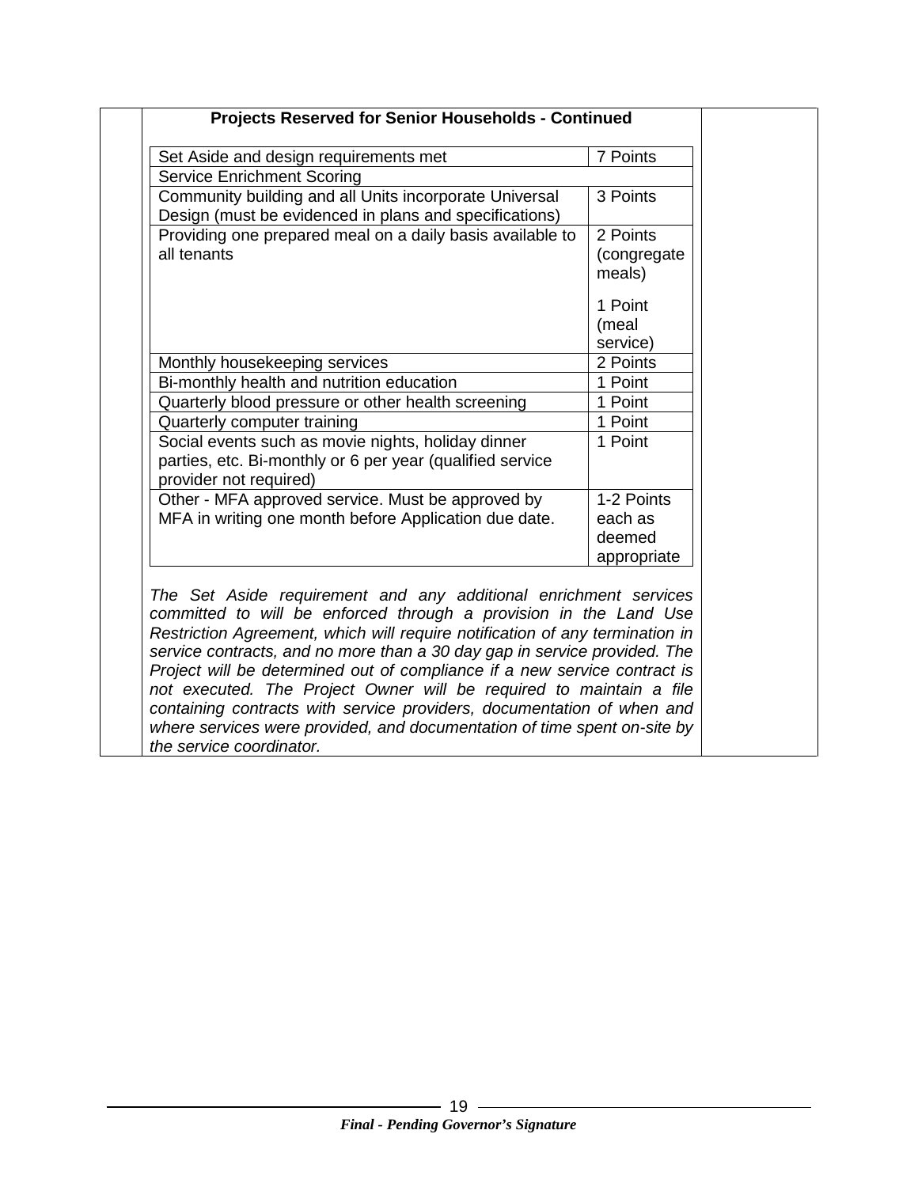**Projects Reserved for Senior Households - Continued**

| | |
|---|---|
| Set Aside and design requirements met | 7 Points |
| Service Enrichment Scoring | |
| Community building and all Units incorporate Universal Design (must be evidenced in plans and specifications) | 3 Points |
| Providing one prepared meal on a daily basis available to all tenants | 2 Points (congregate meals)<br><br>1 Point (meal service) |
| Monthly housekeeping services | 2 Points |
| Bi-monthly health and nutrition education | 1 Point |
| Quarterly blood pressure or other health screening | 1 Point |
| Quarterly computer training | 1 Point |
| Social events such as movie nights, holiday dinner parties, etc. Bi-monthly or 6 per year (qualified service provider not required) | 1 Point |
| Other - MFA approved service. Must be approved by MFA in writing one month before Application due date. | 1-2 Points each as deemed appropriate |

*The Set Aside requirement and any additional enrichment services committed to will be enforced through a provision in the Land Use Restriction Agreement, which will require notification of any termination in service contracts, and no more than a 30 day gap in service provided. The Project will be determined out of compliance if a new service contract is not executed. The Project Owner will be required to maintain a file containing contracts with service providers, documentation of when and where services were provided, and documentation of time spent on-site by the service coordinator.*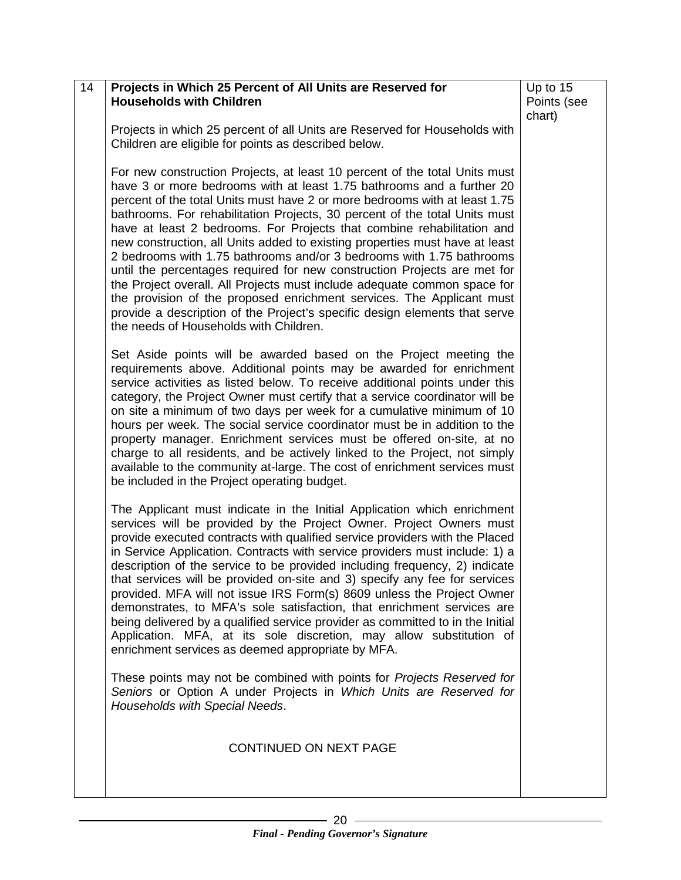| 14 | **Projects in Which 25 Percent of All Units are Reserved for Households with Children**<br><br>Projects in which 25 percent of all Units are Reserved for Households with Children are eligible for points as described below.<br><br>For new construction Projects, at least 10 percent of the total Units must have 3 or more bedrooms with at least 1.75 bathrooms and a further 20 percent of the total Units must have 2 or more bedrooms with at least 1.75 bathrooms. For rehabilitation Projects, 30 percent of the total Units must have at least 2 bedrooms. For Projects that combine rehabilitation and new construction, all Units added to existing properties must have at least 2 bedrooms with 1.75 bathrooms and/or 3 bedrooms with 1.75 bathrooms until the percentages required for new construction Projects are met for the Project overall. All Projects must include adequate common space for the provision of the proposed enrichment services. The Applicant must provide a description of the Project's specific design elements that serve the needs of Households with Children.<br><br>Set Aside points will be awarded based on the Project meeting the requirements above. Additional points may be awarded for enrichment service activities as listed below. To receive additional points under this category, the Project Owner must certify that a service coordinator will be on site a minimum of two days per week for a cumulative minimum of 10 hours per week. The social service coordinator must be in addition to the property manager. Enrichment services must be offered on-site, at no charge to all residents, and be actively linked to the Project, not simply available to the community at-large. The cost of enrichment services must be included in the Project operating budget.<br><br>The Applicant must indicate in the Initial Application which enrichment services will be provided by the Project Owner. Project Owners must provide executed contracts with qualified service providers with the Placed in Service Application. Contracts with service providers must include: 1) a description of the service to be provided including frequency, 2) indicate that services will be provided on-site and 3) specify any fee for services provided. MFA will not issue IRS Form(s) 8609 unless the Project Owner demonstrates, to MFA's sole satisfaction, that enrichment services are being delivered by a qualified service provider as committed to in the Initial Application. MFA, at its sole discretion, may allow substitution of enrichment services as deemed appropriate by MFA.<br><br>These points may not be combined with points for *Projects Reserved for Seniors* or Option A under Projects in *Which Units are Reserved for Households with Special Needs*.<br><br>CONTINUED ON NEXT PAGE | Up to 15 Points (see chart) |
|---|---|---|

*Final - Pending Governor's Signature*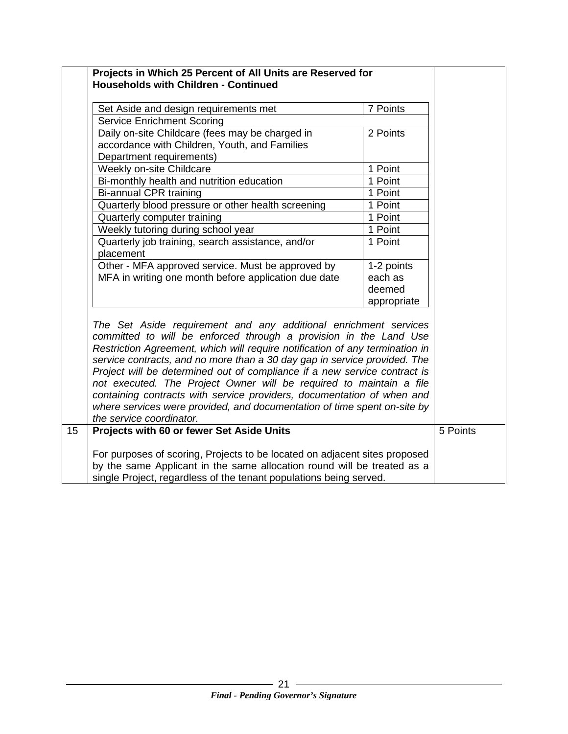| | | |
|---|---|---|
| | **Projects in Which 25 Percent of All Units are Reserved for Households with Children - Continued** | |

| | |
|---|---|
| Set Aside and design requirements met | 7 Points |
| Service Enrichment Scoring | |
| Daily on-site Childcare (fees may be charged in accordance with Children, Youth, and Families Department requirements) | 2 Points |
| Weekly on-site Childcare | 1 Point |
| Bi-monthly health and nutrition education | 1 Point |
| Bi-annual CPR training | 1 Point |
| Quarterly blood pressure or other health screening | 1 Point |
| Quarterly computer training | 1 Point |
| Weekly tutoring during school year | 1 Point |
| Quarterly job training, search assistance, and/or placement | 1 Point |
| Other - MFA approved service. Must be approved by MFA in writing one month before application due date | 1-2 points each as deemed appropriate |

*The Set Aside requirement and any additional enrichment services committed to will be enforced through a provision in the Land Use Restriction Agreement, which will require notification of any termination in service contracts, and no more than a 30 day gap in service provided. The Project will be determined out of compliance if a new service contract is not executed. The Project Owner will be required to maintain a file containing contracts with service providers, documentation of when and where services were provided, and documentation of time spent on-site by the service coordinator.*

| | | |
|---|---|---|
| 15 | **Projects with 60 or fewer Set Aside Units**<br><br>For purposes of scoring, Projects to be located on adjacent sites proposed by the same Applicant in the same allocation round will be treated as a single Project, regardless of the tenant populations being served. | 5 Points |

*Final - Pending Governor's Signature*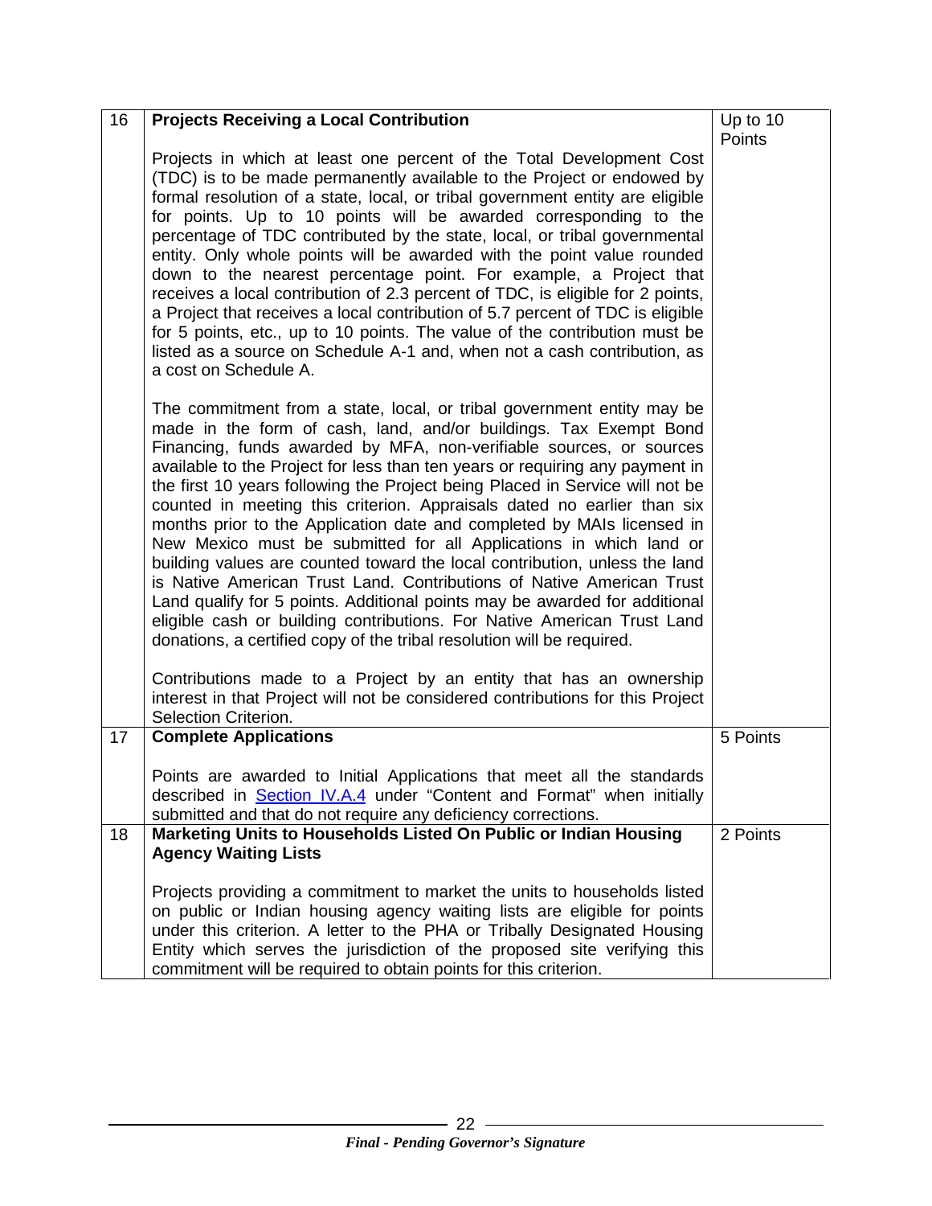| | | |
|---|---|---|
| 16 | **Projects Receiving a Local Contribution**<br><br>Projects in which at least one percent of the Total Development Cost (TDC) is to be made permanently available to the Project or endowed by formal resolution of a state, local, or tribal government entity are eligible for points. Up to 10 points will be awarded corresponding to the percentage of TDC contributed by the state, local, or tribal governmental entity. Only whole points will be awarded with the point value rounded down to the nearest percentage point. For example, a Project that receives a local contribution of 2.3 percent of TDC, is eligible for 2 points, a Project that receives a local contribution of 5.7 percent of TDC is eligible for 5 points, etc., up to 10 points. The value of the contribution must be listed as a source on Schedule A-1 and, when not a cash contribution, as a cost on Schedule A.<br><br>The commitment from a state, local, or tribal government entity may be made in the form of cash, land, and/or buildings. Tax Exempt Bond Financing, funds awarded by MFA, non-verifiable sources, or sources available to the Project for less than ten years or requiring any payment in the first 10 years following the Project being Placed in Service will not be counted in meeting this criterion. Appraisals dated no earlier than six months prior to the Application date and completed by MAIs licensed in New Mexico must be submitted for all Applications in which land or building values are counted toward the local contribution, unless the land is Native American Trust Land. Contributions of Native American Trust Land qualify for 5 points. Additional points may be awarded for additional eligible cash or building contributions. For Native American Trust Land donations, a certified copy of the tribal resolution will be required.<br><br>Contributions made to a Project by an entity that has an ownership interest in that Project will not be considered contributions for this Project Selection Criterion. | Up to 10 Points |
| 17 | **Complete Applications**<br><br>Points are awarded to Initial Applications that meet all the standards described in Section IV.A.4 under "Content and Format" when initially submitted and that do not require any deficiency corrections. | 5 Points |
| 18 | **Marketing Units to Households Listed On Public or Indian Housing Agency Waiting Lists**<br><br>Projects providing a commitment to market the units to households listed on public or Indian housing agency waiting lists are eligible for points under this criterion. A letter to the PHA or Tribally Designated Housing Entity which serves the jurisdiction of the proposed site verifying this commitment will be required to obtain points for this criterion. | 2 Points |

*Final - Pending Governor's Signature*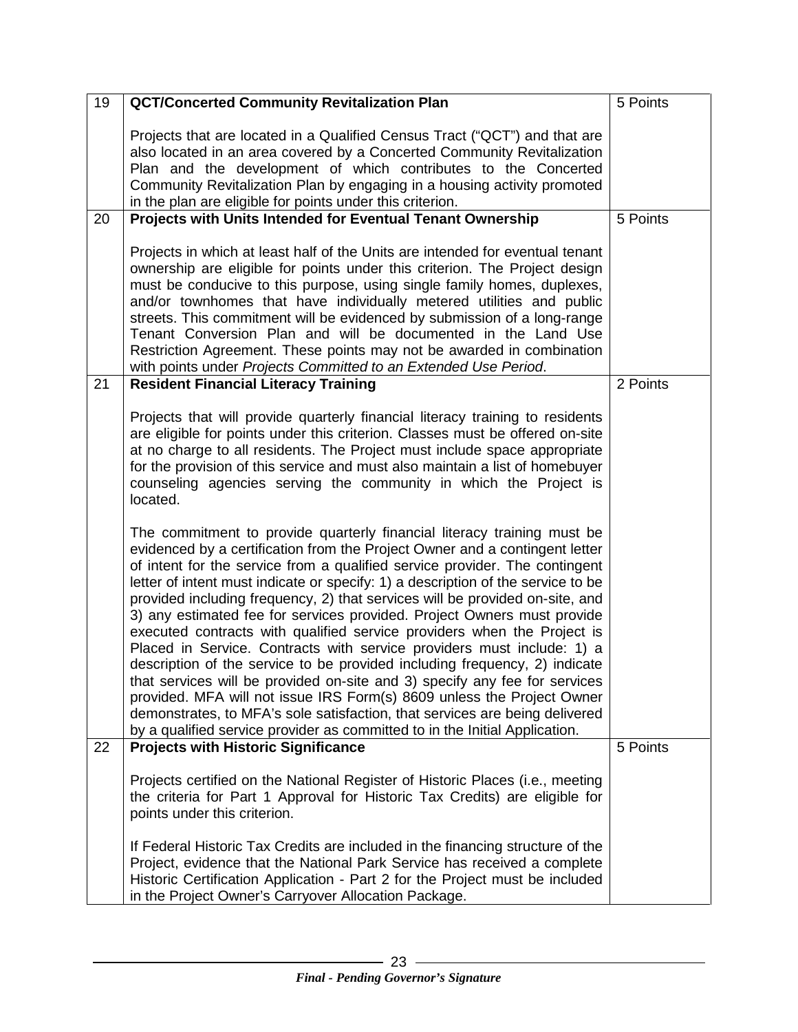| | | |
|---|---|---|
| 19 | **QCT/Concerted Community Revitalization Plan**<br><br>Projects that are located in a Qualified Census Tract ("QCT") and that are also located in an area covered by a Concerted Community Revitalization Plan and the development of which contributes to the Concerted Community Revitalization Plan by engaging in a housing activity promoted in the plan are eligible for points under this criterion. | 5 Points |
| 20 | **Projects with Units Intended for Eventual Tenant Ownership**<br><br>Projects in which at least half of the Units are intended for eventual tenant ownership are eligible for points under this criterion. The Project design must be conducive to this purpose, using single family homes, duplexes, and/or townhomes that have individually metered utilities and public streets. This commitment will be evidenced by submission of a long-range Tenant Conversion Plan and will be documented in the Land Use Restriction Agreement. These points may not be awarded in combination with points under *Projects Committed to an Extended Use Period*. | 5 Points |
| 21 | **Resident Financial Literacy Training**<br><br>Projects that will provide quarterly financial literacy training to residents are eligible for points under this criterion. Classes must be offered on-site at no charge to all residents. The Project must include space appropriate for the provision of this service and must also maintain a list of homebuyer counseling agencies serving the community in which the Project is located.<br><br>The commitment to provide quarterly financial literacy training must be evidenced by a certification from the Project Owner and a contingent letter of intent for the service from a qualified service provider. The contingent letter of intent must indicate or specify: 1) a description of the service to be provided including frequency, 2) that services will be provided on-site, and 3) any estimated fee for services provided. Project Owners must provide executed contracts with qualified service providers when the Project is Placed in Service. Contracts with service providers must include: 1) a description of the service to be provided including frequency, 2) indicate that services will be provided on-site and 3) specify any fee for services provided. MFA will not issue IRS Form(s) 8609 unless the Project Owner demonstrates, to MFA's sole satisfaction, that services are being delivered by a qualified service provider as committed to in the Initial Application. | 2 Points |
| 22 | **Projects with Historic Significance**<br><br>Projects certified on the National Register of Historic Places (i.e., meeting the criteria for Part 1 Approval for Historic Tax Credits) are eligible for points under this criterion.<br><br>If Federal Historic Tax Credits are included in the financing structure of the Project, evidence that the National Park Service has received a complete Historic Certification Application - Part 2 for the Project must be included in the Project Owner's Carryover Allocation Package. | 5 Points |

*Final - Pending Governor's Signature*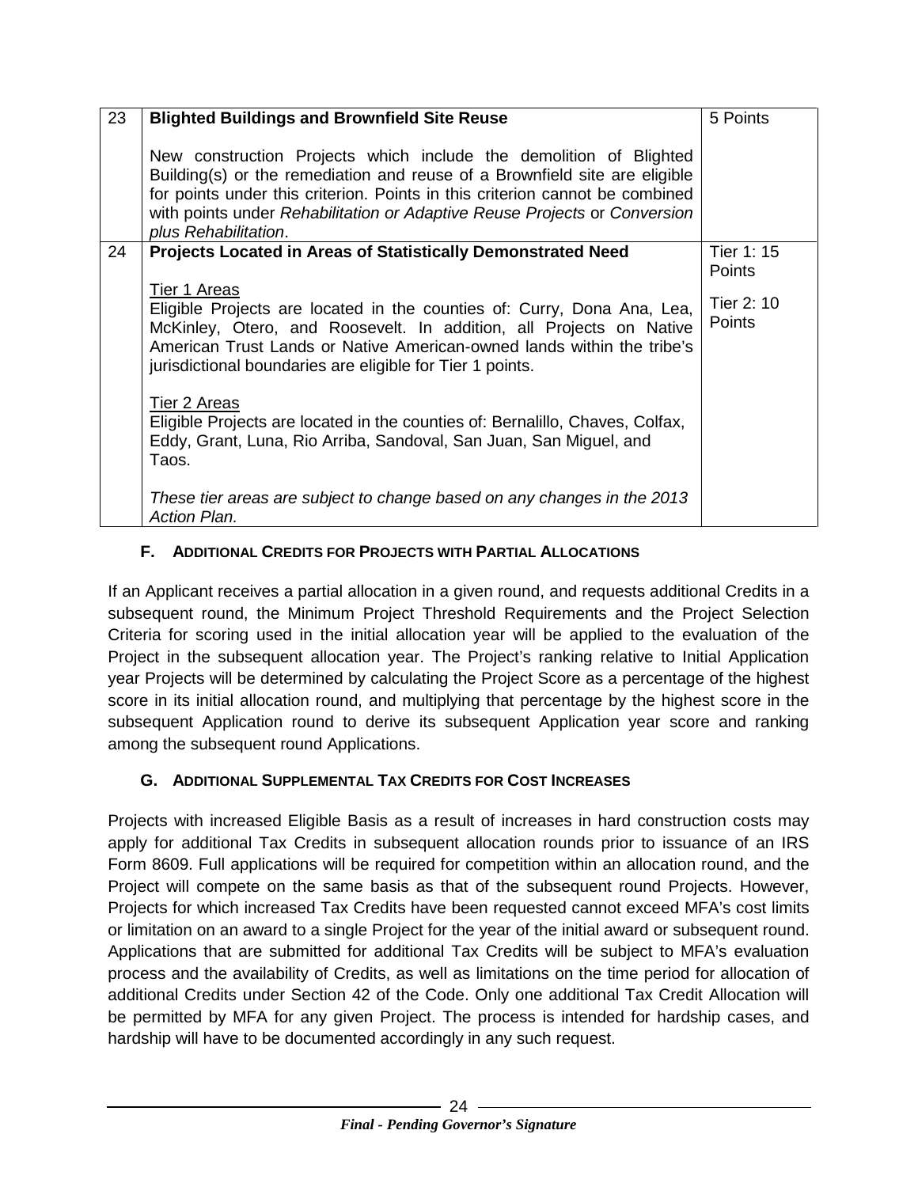| 23 | **Blighted Buildings and Brownfield Site Reuse**<br><br>New construction Projects which include the demolition of Blighted Building(s) or the remediation and reuse of a Brownfield site are eligible for points under this criterion. Points in this criterion cannot be combined with points under *Rehabilitation or Adaptive Reuse Projects* or *Conversion plus Rehabilitation*. | 5 Points |
|---|---|---|
| 24 | **Projects Located in Areas of Statistically Demonstrated Need**<br><br><u>Tier 1 Areas</u><br>Eligible Projects are located in the counties of: Curry, Dona Ana, Lea, McKinley, Otero, and Roosevelt. In addition, all Projects on Native American Trust Lands or Native American-owned lands within the tribe's jurisdictional boundaries are eligible for Tier 1 points.<br><br><u>Tier 2 Areas</u><br>Eligible Projects are located in the counties of: Bernalillo, Chaves, Colfax, Eddy, Grant, Luna, Rio Arriba, Sandoval, San Juan, San Miguel, and Taos.<br><br>*These tier areas are subject to change based on any changes in the 2013 Action Plan.* | Tier 1: 15 Points<br><br>Tier 2: 10 Points |

### F. Additional Credits for Projects with Partial Allocations

If an Applicant receives a partial allocation in a given round, and requests additional Credits in a subsequent round, the Minimum Project Threshold Requirements and the Project Selection Criteria for scoring used in the initial allocation year will be applied to the evaluation of the Project in the subsequent allocation year. The Project's ranking relative to Initial Application year Projects will be determined by calculating the Project Score as a percentage of the highest score in its initial allocation round, and multiplying that percentage by the highest score in the subsequent Application round to derive its subsequent Application year score and ranking among the subsequent round Applications.

### G. Additional Supplemental Tax Credits for Cost Increases

Projects with increased Eligible Basis as a result of increases in hard construction costs may apply for additional Tax Credits in subsequent allocation rounds prior to issuance of an IRS Form 8609. Full applications will be required for competition within an allocation round, and the Project will compete on the same basis as that of the subsequent round Projects. However, Projects for which increased Tax Credits have been requested cannot exceed MFA's cost limits or limitation on an award to a single Project for the year of the initial award or subsequent round. Applications that are submitted for additional Tax Credits will be subject to MFA's evaluation process and the availability of Credits, as well as limitations on the time period for allocation of additional Credits under Section 42 of the Code. Only one additional Tax Credit Allocation will be permitted by MFA for any given Project. The process is intended for hardship cases, and hardship will have to be documented accordingly in any such request.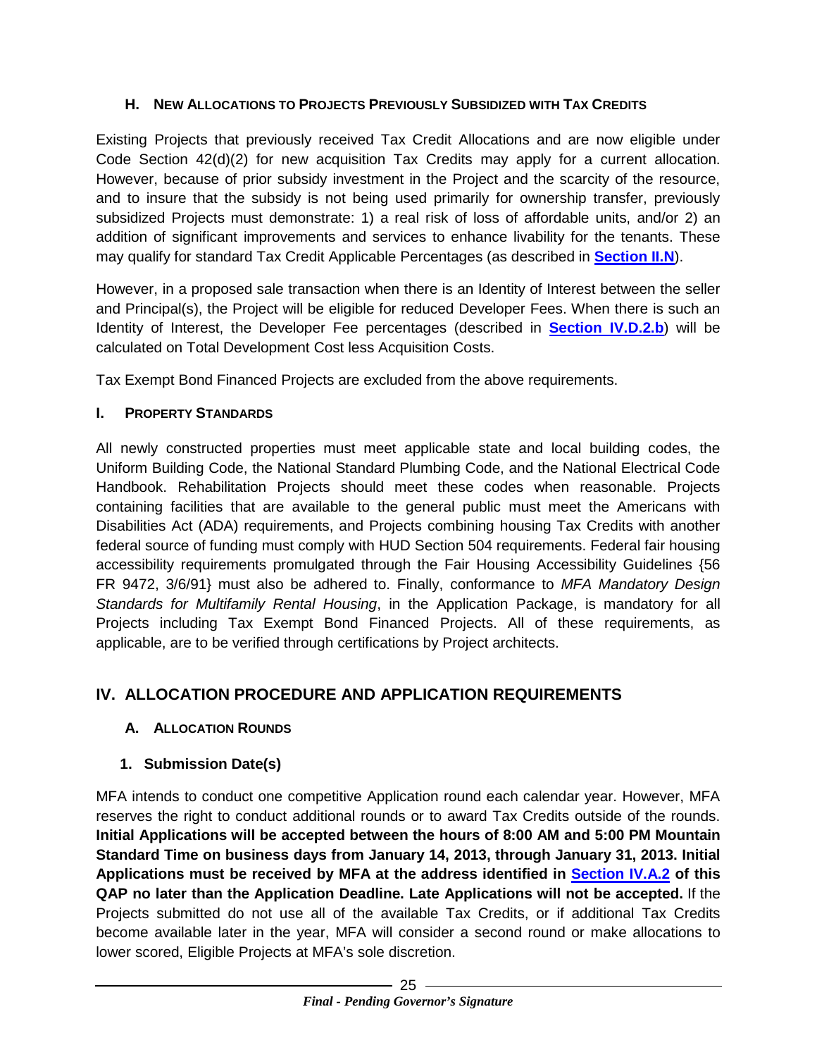### H. New Allocations to Projects Previously Subsidized with Tax Credits

Existing Projects that previously received Tax Credit Allocations and are now eligible under Code Section 42(d)(2) for new acquisition Tax Credits may apply for a current allocation. However, because of prior subsidy investment in the Project and the scarcity of the resource, and to insure that the subsidy is not being used primarily for ownership transfer, previously subsidized Projects must demonstrate: 1) a real risk of loss of affordable units, and/or 2) an addition of significant improvements and services to enhance livability for the tenants. These may qualify for standard Tax Credit Applicable Percentages (as described in **Section II.N**).

However, in a proposed sale transaction when there is an Identity of Interest between the seller and Principal(s), the Project will be eligible for reduced Developer Fees. When there is such an Identity of Interest, the Developer Fee percentages (described in **Section IV.D.2.b**) will be calculated on Total Development Cost less Acquisition Costs.

Tax Exempt Bond Financed Projects are excluded from the above requirements.

### I. Property Standards

All newly constructed properties must meet applicable state and local building codes, the Uniform Building Code, the National Standard Plumbing Code, and the National Electrical Code Handbook. Rehabilitation Projects should meet these codes when reasonable. Projects containing facilities that are available to the general public must meet the Americans with Disabilities Act (ADA) requirements, and Projects combining housing Tax Credits with another federal source of funding must comply with HUD Section 504 requirements. Federal fair housing accessibility requirements promulgated through the Fair Housing Accessibility Guidelines {56 FR 9472, 3/6/91} must also be adhered to. Finally, conformance to *MFA Mandatory Design Standards for Multifamily Rental Housing*, in the Application Package, is mandatory for all Projects including Tax Exempt Bond Financed Projects. All of these requirements, as applicable, are to be verified through certifications by Project architects.

## IV. ALLOCATION PROCEDURE AND APPLICATION REQUIREMENTS

### A. Allocation Rounds

#### 1. Submission Date(s)

MFA intends to conduct one competitive Application round each calendar year. However, MFA reserves the right to conduct additional rounds or to award Tax Credits outside of the rounds. **Initial Applications will be accepted between the hours of 8:00 AM and 5:00 PM Mountain Standard Time on business days from January 14, 2013, through January 31, 2013. Initial Applications must be received by MFA at the address identified in Section IV.A.2 of this QAP no later than the Application Deadline. Late Applications will not be accepted.** If the Projects submitted do not use all of the available Tax Credits, or if additional Tax Credits become available later in the year, MFA will consider a second round or make allocations to lower scored, Eligible Projects at MFA's sole discretion.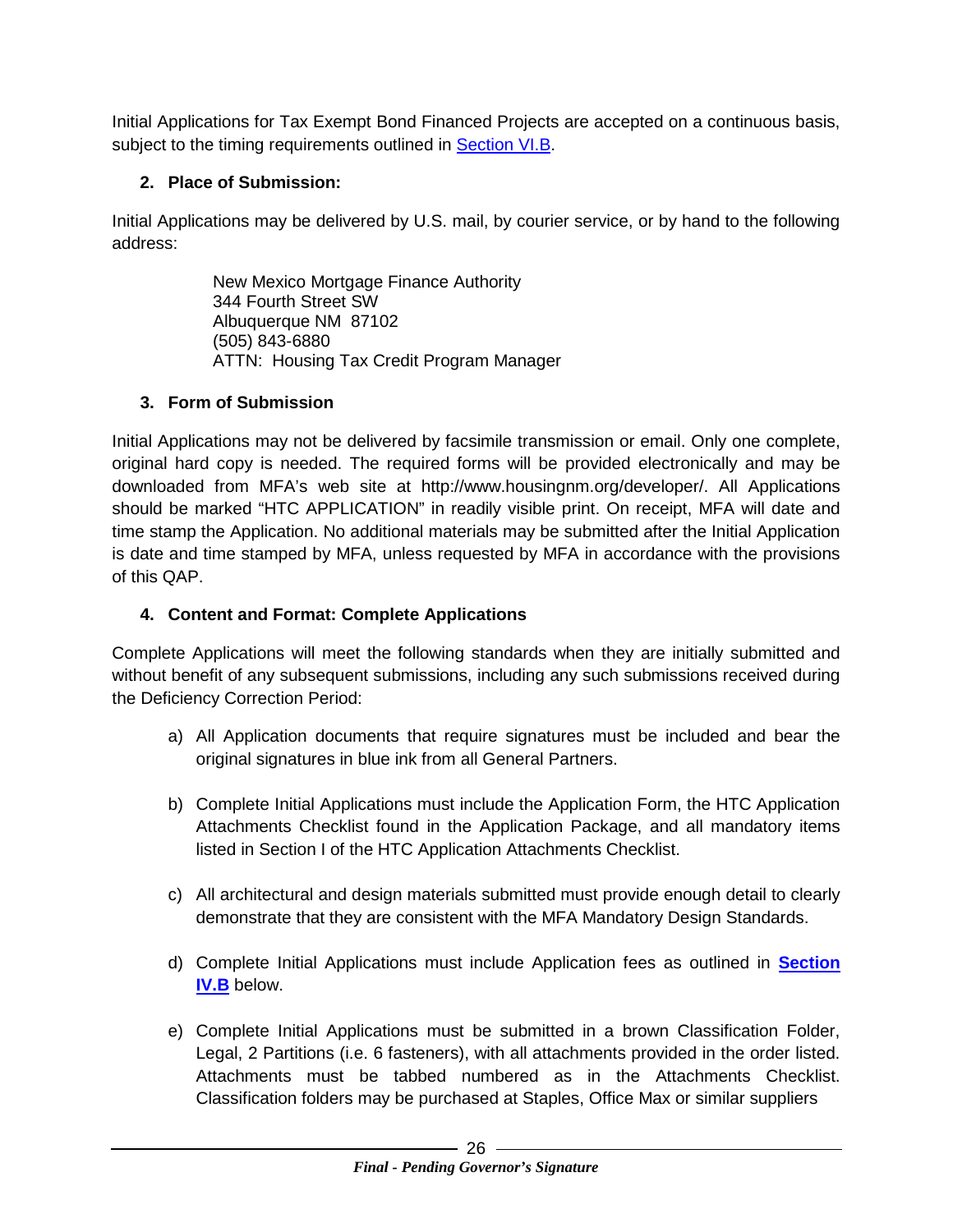Initial Applications for Tax Exempt Bond Financed Projects are accepted on a continuous basis, subject to the timing requirements outlined in Section VI.B.

**2. Place of Submission:**

Initial Applications may be delivered by U.S. mail, by courier service, or by hand to the following address:

> New Mexico Mortgage Finance Authority
> 344 Fourth Street SW
> Albuquerque NM 87102
> (505) 843-6880
> ATTN: Housing Tax Credit Program Manager

**3. Form of Submission**

Initial Applications may not be delivered by facsimile transmission or email. Only one complete, original hard copy is needed. The required forms will be provided electronically and may be downloaded from MFA's web site at http://www.housingnm.org/developer/. All Applications should be marked "HTC APPLICATION" in readily visible print. On receipt, MFA will date and time stamp the Application. No additional materials may be submitted after the Initial Application is date and time stamped by MFA, unless requested by MFA in accordance with the provisions of this QAP.

**4. Content and Format: Complete Applications**

Complete Applications will meet the following standards when they are initially submitted and without benefit of any subsequent submissions, including any such submissions received during the Deficiency Correction Period:

a) All Application documents that require signatures must be included and bear the original signatures in blue ink from all General Partners.

b) Complete Initial Applications must include the Application Form, the HTC Application Attachments Checklist found in the Application Package, and all mandatory items listed in Section I of the HTC Application Attachments Checklist.

c) All architectural and design materials submitted must provide enough detail to clearly demonstrate that they are consistent with the MFA Mandatory Design Standards.

d) Complete Initial Applications must include Application fees as outlined in **Section IV.B** below.

e) Complete Initial Applications must be submitted in a brown Classification Folder, Legal, 2 Partitions (i.e. 6 fasteners), with all attachments provided in the order listed. Attachments must be tabbed numbered as in the Attachments Checklist. Classification folders may be purchased at Staples, Office Max or similar suppliers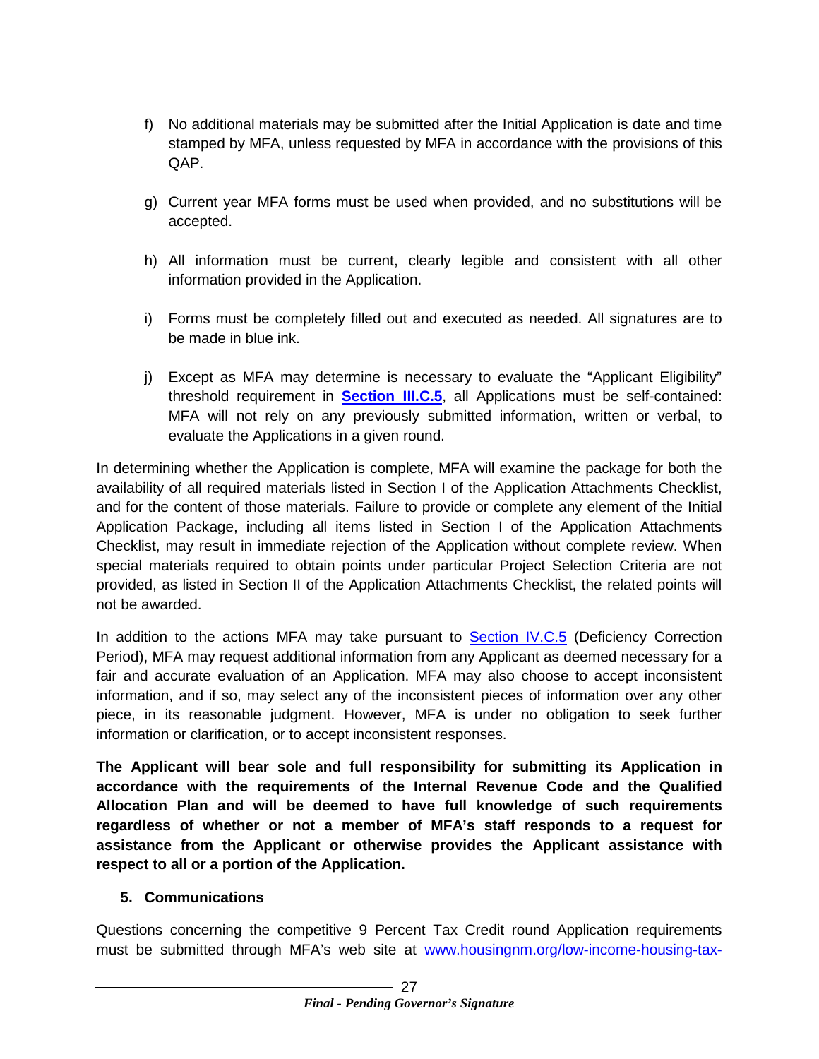f) No additional materials may be submitted after the Initial Application is date and time stamped by MFA, unless requested by MFA in accordance with the provisions of this QAP.

g) Current year MFA forms must be used when provided, and no substitutions will be accepted.

h) All information must be current, clearly legible and consistent with all other information provided in the Application.

i) Forms must be completely filled out and executed as needed. All signatures are to be made in blue ink.

j) Except as MFA may determine is necessary to evaluate the "Applicant Eligibility" threshold requirement in **Section III.C.5**, all Applications must be self-contained: MFA will not rely on any previously submitted information, written or verbal, to evaluate the Applications in a given round.

In determining whether the Application is complete, MFA will examine the package for both the availability of all required materials listed in Section I of the Application Attachments Checklist, and for the content of those materials. Failure to provide or complete any element of the Initial Application Package, including all items listed in Section I of the Application Attachments Checklist, may result in immediate rejection of the Application without complete review. When special materials required to obtain points under particular Project Selection Criteria are not provided, as listed in Section II of the Application Attachments Checklist, the related points will not be awarded.

In addition to the actions MFA may take pursuant to Section IV.C.5 (Deficiency Correction Period), MFA may request additional information from any Applicant as deemed necessary for a fair and accurate evaluation of an Application. MFA may also choose to accept inconsistent information, and if so, may select any of the inconsistent pieces of information over any other piece, in its reasonable judgment. However, MFA is under no obligation to seek further information or clarification, or to accept inconsistent responses.

**The Applicant will bear sole and full responsibility for submitting its Application in accordance with the requirements of the Internal Revenue Code and the Qualified Allocation Plan and will be deemed to have full knowledge of such requirements regardless of whether or not a member of MFA's staff responds to a request for assistance from the Applicant or otherwise provides the Applicant assistance with respect to all or a portion of the Application.**

### 5. Communications

Questions concerning the competitive 9 Percent Tax Credit round Application requirements must be submitted through MFA's web site at www.housingnm.org/low-income-housing-tax-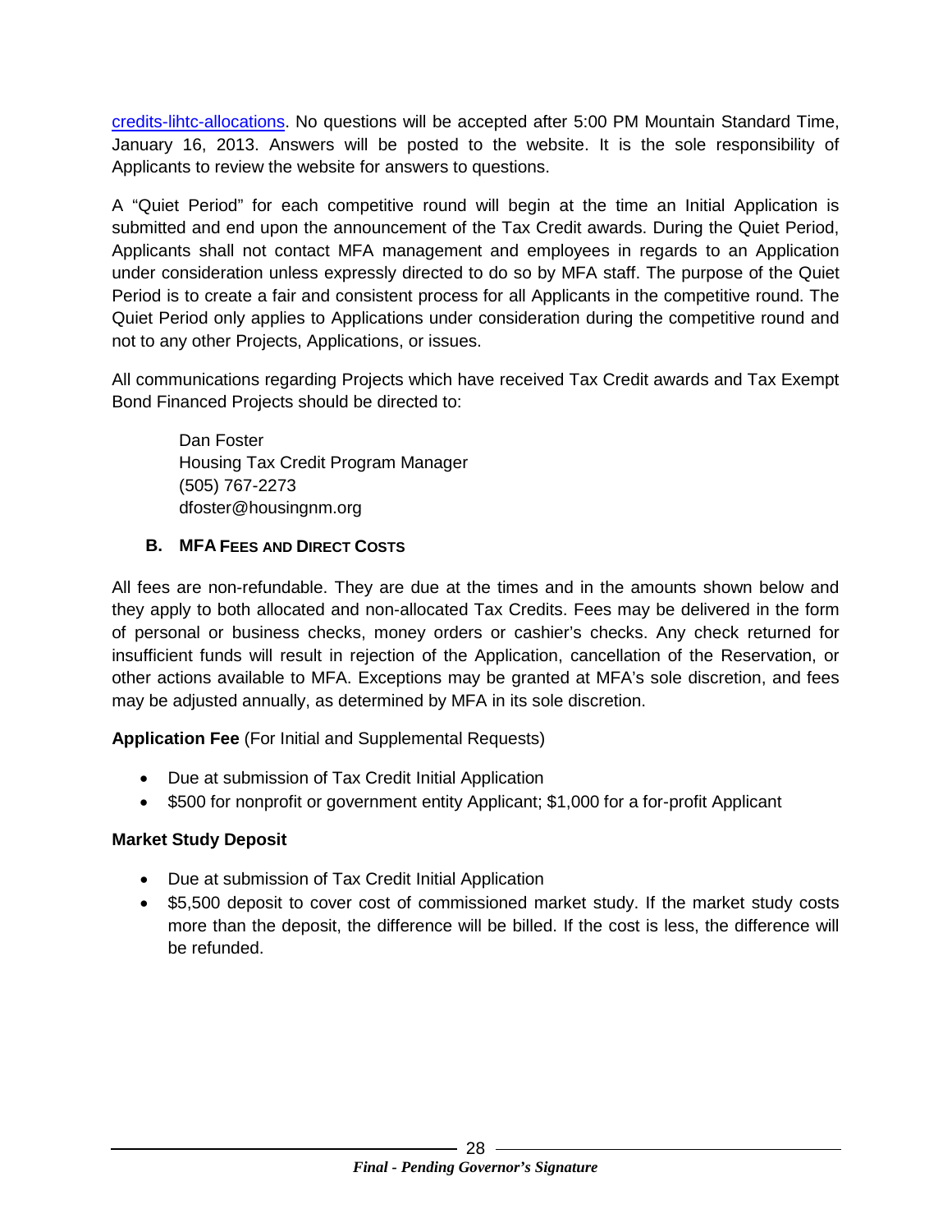credits-lihtc-allocations. No questions will be accepted after 5:00 PM Mountain Standard Time, January 16, 2013. Answers will be posted to the website. It is the sole responsibility of Applicants to review the website for answers to questions.

A "Quiet Period" for each competitive round will begin at the time an Initial Application is submitted and end upon the announcement of the Tax Credit awards. During the Quiet Period, Applicants shall not contact MFA management and employees in regards to an Application under consideration unless expressly directed to do so by MFA staff. The purpose of the Quiet Period is to create a fair and consistent process for all Applicants in the competitive round. The Quiet Period only applies to Applications under consideration during the competitive round and not to any other Projects, Applications, or issues.

All communications regarding Projects which have received Tax Credit awards and Tax Exempt Bond Financed Projects should be directed to:

Dan Foster
Housing Tax Credit Program Manager
(505) 767-2273
dfoster@housingnm.org

### B. MFA Fees and Direct Costs

All fees are non-refundable. They are due at the times and in the amounts shown below and they apply to both allocated and non-allocated Tax Credits. Fees may be delivered in the form of personal or business checks, money orders or cashier's checks. Any check returned for insufficient funds will result in rejection of the Application, cancellation of the Reservation, or other actions available to MFA. Exceptions may be granted at MFA's sole discretion, and fees may be adjusted annually, as determined by MFA in its sole discretion.

**Application Fee** (For Initial and Supplemental Requests)

- Due at submission of Tax Credit Initial Application
- $500 for nonprofit or government entity Applicant; $1,000 for a for-profit Applicant

**Market Study Deposit**

- Due at submission of Tax Credit Initial Application
- $5,500 deposit to cover cost of commissioned market study. If the market study costs more than the deposit, the difference will be billed. If the cost is less, the difference will be refunded.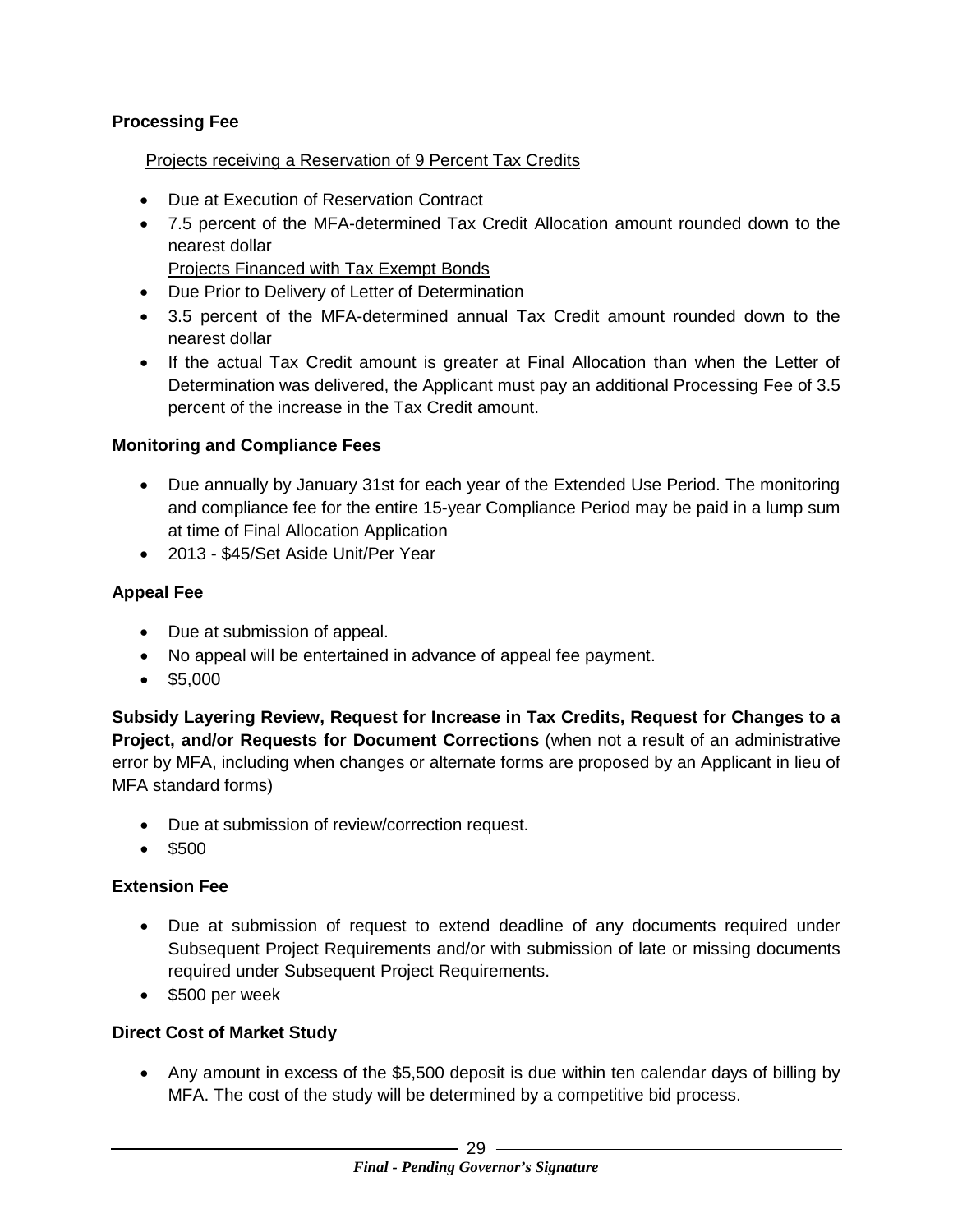**Processing Fee**

Projects receiving a Reservation of 9 Percent Tax Credits

- Due at Execution of Reservation Contract
- 7.5 percent of the MFA-determined Tax Credit Allocation amount rounded down to the nearest dollar

Projects Financed with Tax Exempt Bonds

- Due Prior to Delivery of Letter of Determination
- 3.5 percent of the MFA-determined annual Tax Credit amount rounded down to the nearest dollar
- If the actual Tax Credit amount is greater at Final Allocation than when the Letter of Determination was delivered, the Applicant must pay an additional Processing Fee of 3.5 percent of the increase in the Tax Credit amount.

**Monitoring and Compliance Fees**

- Due annually by January 31st for each year of the Extended Use Period. The monitoring and compliance fee for the entire 15-year Compliance Period may be paid in a lump sum at time of Final Allocation Application
- 2013 - $45/Set Aside Unit/Per Year

**Appeal Fee**

- Due at submission of appeal.
- No appeal will be entertained in advance of appeal fee payment.
- $5,000

**Subsidy Layering Review, Request for Increase in Tax Credits, Request for Changes to a Project, and/or Requests for Document Corrections** (when not a result of an administrative error by MFA, including when changes or alternate forms are proposed by an Applicant in lieu of MFA standard forms)

- Due at submission of review/correction request.
- $500

**Extension Fee**

- Due at submission of request to extend deadline of any documents required under Subsequent Project Requirements and/or with submission of late or missing documents required under Subsequent Project Requirements.
- $500 per week

**Direct Cost of Market Study**

- Any amount in excess of the $5,500 deposit is due within ten calendar days of billing by MFA. The cost of the study will be determined by a competitive bid process.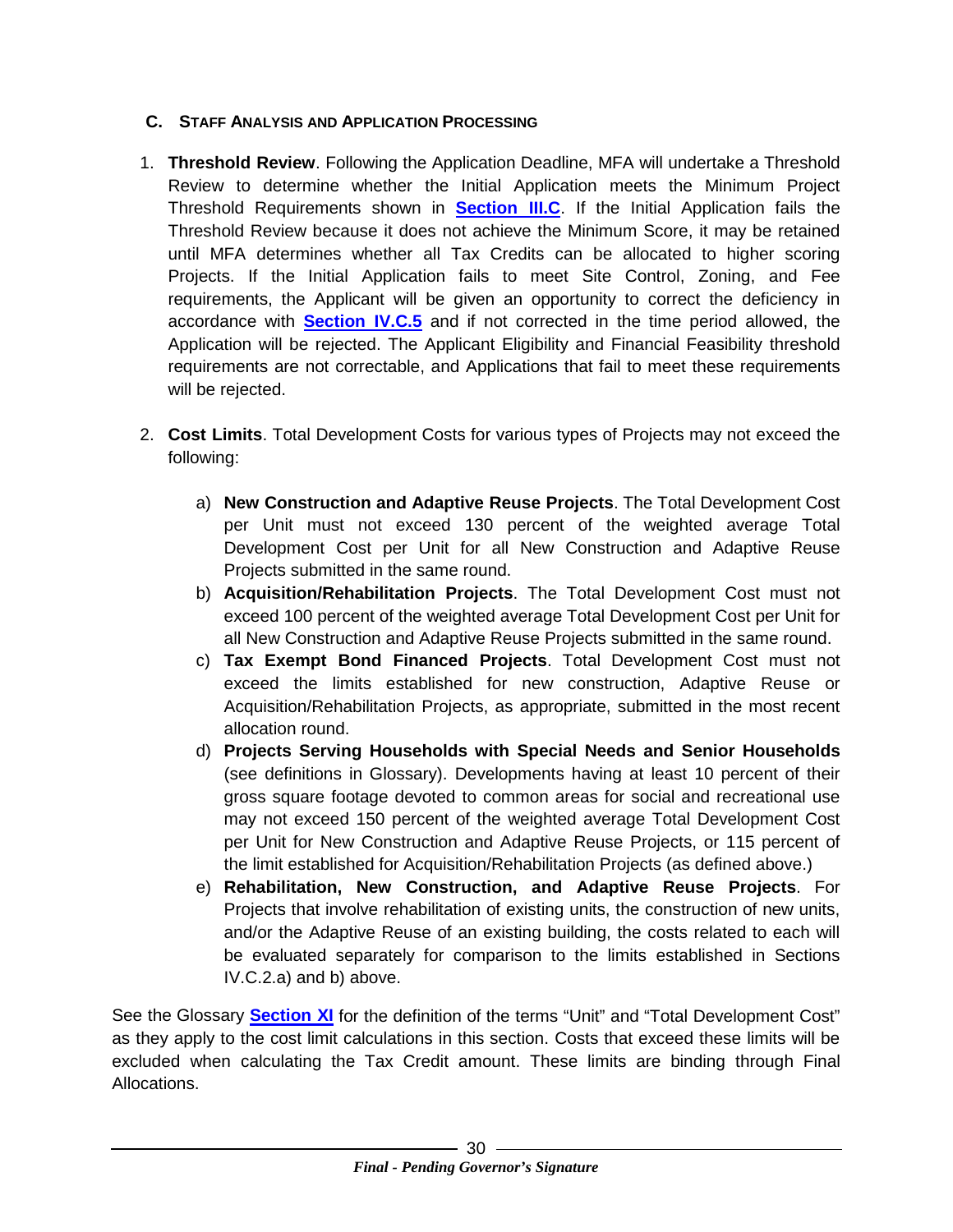### C. Staff Analysis and Application Processing

1. **Threshold Review**. Following the Application Deadline, MFA will undertake a Threshold Review to determine whether the Initial Application meets the Minimum Project Threshold Requirements shown in **Section III.C**. If the Initial Application fails the Threshold Review because it does not achieve the Minimum Score, it may be retained until MFA determines whether all Tax Credits can be allocated to higher scoring Projects. If the Initial Application fails to meet Site Control, Zoning, and Fee requirements, the Applicant will be given an opportunity to correct the deficiency in accordance with **Section IV.C.5** and if not corrected in the time period allowed, the Application will be rejected. The Applicant Eligibility and Financial Feasibility threshold requirements are not correctable, and Applications that fail to meet these requirements will be rejected.

2. **Cost Limits**. Total Development Costs for various types of Projects may not exceed the following:

   a) **New Construction and Adaptive Reuse Projects**. The Total Development Cost per Unit must not exceed 130 percent of the weighted average Total Development Cost per Unit for all New Construction and Adaptive Reuse Projects submitted in the same round.

   b) **Acquisition/Rehabilitation Projects**. The Total Development Cost must not exceed 100 percent of the weighted average Total Development Cost per Unit for all New Construction and Adaptive Reuse Projects submitted in the same round.

   c) **Tax Exempt Bond Financed Projects**. Total Development Cost must not exceed the limits established for new construction, Adaptive Reuse or Acquisition/Rehabilitation Projects, as appropriate, submitted in the most recent allocation round.

   d) **Projects Serving Households with Special Needs and Senior Households** (see definitions in Glossary). Developments having at least 10 percent of their gross square footage devoted to common areas for social and recreational use may not exceed 150 percent of the weighted average Total Development Cost per Unit for New Construction and Adaptive Reuse Projects, or 115 percent of the limit established for Acquisition/Rehabilitation Projects (as defined above.)

   e) **Rehabilitation, New Construction, and Adaptive Reuse Projects**. For Projects that involve rehabilitation of existing units, the construction of new units, and/or the Adaptive Reuse of an existing building, the costs related to each will be evaluated separately for comparison to the limits established in Sections IV.C.2.a) and b) above.

See the Glossary **Section XI** for the definition of the terms "Unit" and "Total Development Cost" as they apply to the cost limit calculations in this section. Costs that exceed these limits will be excluded when calculating the Tax Credit amount. These limits are binding through Final Allocations.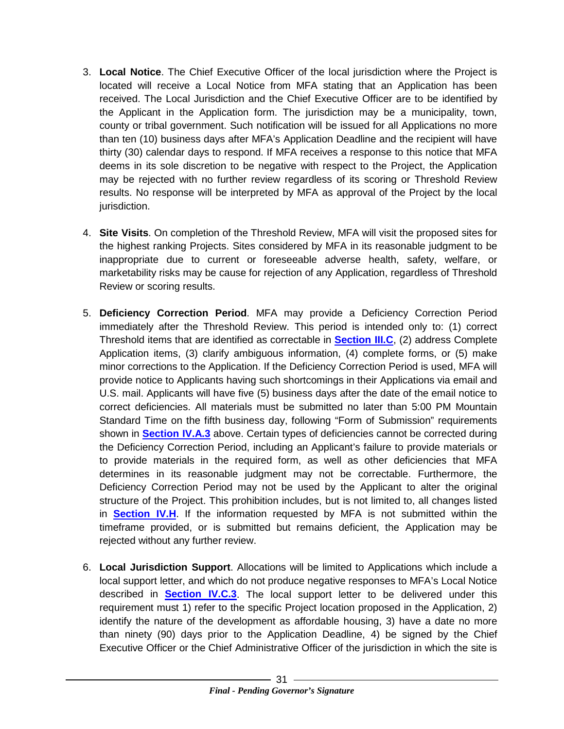3. **Local Notice**. The Chief Executive Officer of the local jurisdiction where the Project is located will receive a Local Notice from MFA stating that an Application has been received. The Local Jurisdiction and the Chief Executive Officer are to be identified by the Applicant in the Application form. The jurisdiction may be a municipality, town, county or tribal government. Such notification will be issued for all Applications no more than ten (10) business days after MFA's Application Deadline and the recipient will have thirty (30) calendar days to respond. If MFA receives a response to this notice that MFA deems in its sole discretion to be negative with respect to the Project, the Application may be rejected with no further review regardless of its scoring or Threshold Review results. No response will be interpreted by MFA as approval of the Project by the local jurisdiction.

4. **Site Visits**. On completion of the Threshold Review, MFA will visit the proposed sites for the highest ranking Projects. Sites considered by MFA in its reasonable judgment to be inappropriate due to current or foreseeable adverse health, safety, welfare, or marketability risks may be cause for rejection of any Application, regardless of Threshold Review or scoring results.

5. **Deficiency Correction Period**. MFA may provide a Deficiency Correction Period immediately after the Threshold Review. This period is intended only to: (1) correct Threshold items that are identified as correctable in **Section III.C**, (2) address Complete Application items, (3) clarify ambiguous information, (4) complete forms, or (5) make minor corrections to the Application. If the Deficiency Correction Period is used, MFA will provide notice to Applicants having such shortcomings in their Applications via email and U.S. mail. Applicants will have five (5) business days after the date of the email notice to correct deficiencies. All materials must be submitted no later than 5:00 PM Mountain Standard Time on the fifth business day, following "Form of Submission" requirements shown in **Section IV.A.3** above. Certain types of deficiencies cannot be corrected during the Deficiency Correction Period, including an Applicant's failure to provide materials or to provide materials in the required form, as well as other deficiencies that MFA determines in its reasonable judgment may not be correctable. Furthermore, the Deficiency Correction Period may not be used by the Applicant to alter the original structure of the Project. This prohibition includes, but is not limited to, all changes listed in **Section IV.H**. If the information requested by MFA is not submitted within the timeframe provided, or is submitted but remains deficient, the Application may be rejected without any further review.

6. **Local Jurisdiction Support**. Allocations will be limited to Applications which include a local support letter, and which do not produce negative responses to MFA's Local Notice described in **Section IV.C.3**. The local support letter to be delivered under this requirement must 1) refer to the specific Project location proposed in the Application, 2) identify the nature of the development as affordable housing, 3) have a date no more than ninety (90) days prior to the Application Deadline, 4) be signed by the Chief Executive Officer or the Chief Administrative Officer of the jurisdiction in which the site is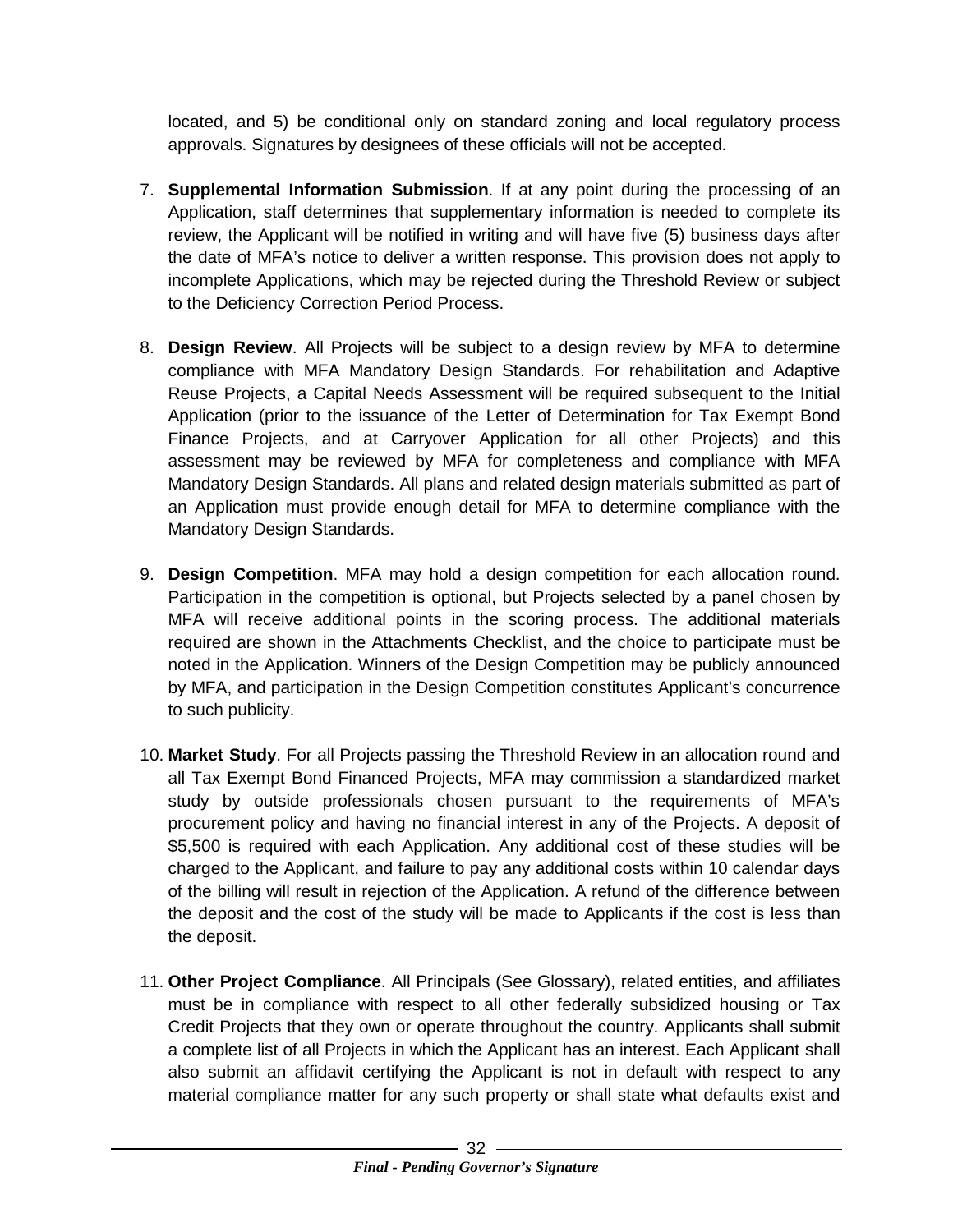located, and 5) be conditional only on standard zoning and local regulatory process approvals. Signatures by designees of these officials will not be accepted.

7. **Supplemental Information Submission**. If at any point during the processing of an Application, staff determines that supplementary information is needed to complete its review, the Applicant will be notified in writing and will have five (5) business days after the date of MFA's notice to deliver a written response. This provision does not apply to incomplete Applications, which may be rejected during the Threshold Review or subject to the Deficiency Correction Period Process.

8. **Design Review**. All Projects will be subject to a design review by MFA to determine compliance with MFA Mandatory Design Standards. For rehabilitation and Adaptive Reuse Projects, a Capital Needs Assessment will be required subsequent to the Initial Application (prior to the issuance of the Letter of Determination for Tax Exempt Bond Finance Projects, and at Carryover Application for all other Projects) and this assessment may be reviewed by MFA for completeness and compliance with MFA Mandatory Design Standards. All plans and related design materials submitted as part of an Application must provide enough detail for MFA to determine compliance with the Mandatory Design Standards.

9. **Design Competition**. MFA may hold a design competition for each allocation round. Participation in the competition is optional, but Projects selected by a panel chosen by MFA will receive additional points in the scoring process. The additional materials required are shown in the Attachments Checklist, and the choice to participate must be noted in the Application. Winners of the Design Competition may be publicly announced by MFA, and participation in the Design Competition constitutes Applicant's concurrence to such publicity.

10. **Market Study**. For all Projects passing the Threshold Review in an allocation round and all Tax Exempt Bond Financed Projects, MFA may commission a standardized market study by outside professionals chosen pursuant to the requirements of MFA's procurement policy and having no financial interest in any of the Projects. A deposit of $5,500 is required with each Application. Any additional cost of these studies will be charged to the Applicant, and failure to pay any additional costs within 10 calendar days of the billing will result in rejection of the Application. A refund of the difference between the deposit and the cost of the study will be made to Applicants if the cost is less than the deposit.

11. **Other Project Compliance**. All Principals (See Glossary), related entities, and affiliates must be in compliance with respect to all other federally subsidized housing or Tax Credit Projects that they own or operate throughout the country. Applicants shall submit a complete list of all Projects in which the Applicant has an interest. Each Applicant shall also submit an affidavit certifying the Applicant is not in default with respect to any material compliance matter for any such property or shall state what defaults exist and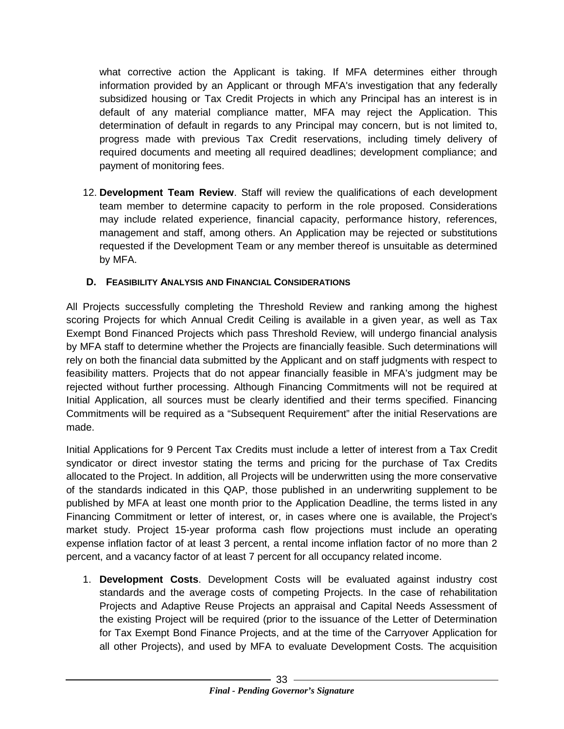what corrective action the Applicant is taking. If MFA determines either through information provided by an Applicant or through MFA's investigation that any federally subsidized housing or Tax Credit Projects in which any Principal has an interest is in default of any material compliance matter, MFA may reject the Application. This determination of default in regards to any Principal may concern, but is not limited to, progress made with previous Tax Credit reservations, including timely delivery of required documents and meeting all required deadlines; development compliance; and payment of monitoring fees.

12. **Development Team Review**. Staff will review the qualifications of each development team member to determine capacity to perform in the role proposed. Considerations may include related experience, financial capacity, performance history, references, management and staff, among others. An Application may be rejected or substitutions requested if the Development Team or any member thereof is unsuitable as determined by MFA.

### D. FEASIBILITY ANALYSIS AND FINANCIAL CONSIDERATIONS

All Projects successfully completing the Threshold Review and ranking among the highest scoring Projects for which Annual Credit Ceiling is available in a given year, as well as Tax Exempt Bond Financed Projects which pass Threshold Review, will undergo financial analysis by MFA staff to determine whether the Projects are financially feasible. Such determinations will rely on both the financial data submitted by the Applicant and on staff judgments with respect to feasibility matters. Projects that do not appear financially feasible in MFA's judgment may be rejected without further processing. Although Financing Commitments will not be required at Initial Application, all sources must be clearly identified and their terms specified. Financing Commitments will be required as a "Subsequent Requirement" after the initial Reservations are made.

Initial Applications for 9 Percent Tax Credits must include a letter of interest from a Tax Credit syndicator or direct investor stating the terms and pricing for the purchase of Tax Credits allocated to the Project. In addition, all Projects will be underwritten using the more conservative of the standards indicated in this QAP, those published in an underwriting supplement to be published by MFA at least one month prior to the Application Deadline, the terms listed in any Financing Commitment or letter of interest, or, in cases where one is available, the Project's market study. Project 15-year proforma cash flow projections must include an operating expense inflation factor of at least 3 percent, a rental income inflation factor of no more than 2 percent, and a vacancy factor of at least 7 percent for all occupancy related income.

1. **Development Costs**. Development Costs will be evaluated against industry cost standards and the average costs of competing Projects. In the case of rehabilitation Projects and Adaptive Reuse Projects an appraisal and Capital Needs Assessment of the existing Project will be required (prior to the issuance of the Letter of Determination for Tax Exempt Bond Finance Projects, and at the time of the Carryover Application for all other Projects), and used by MFA to evaluate Development Costs. The acquisition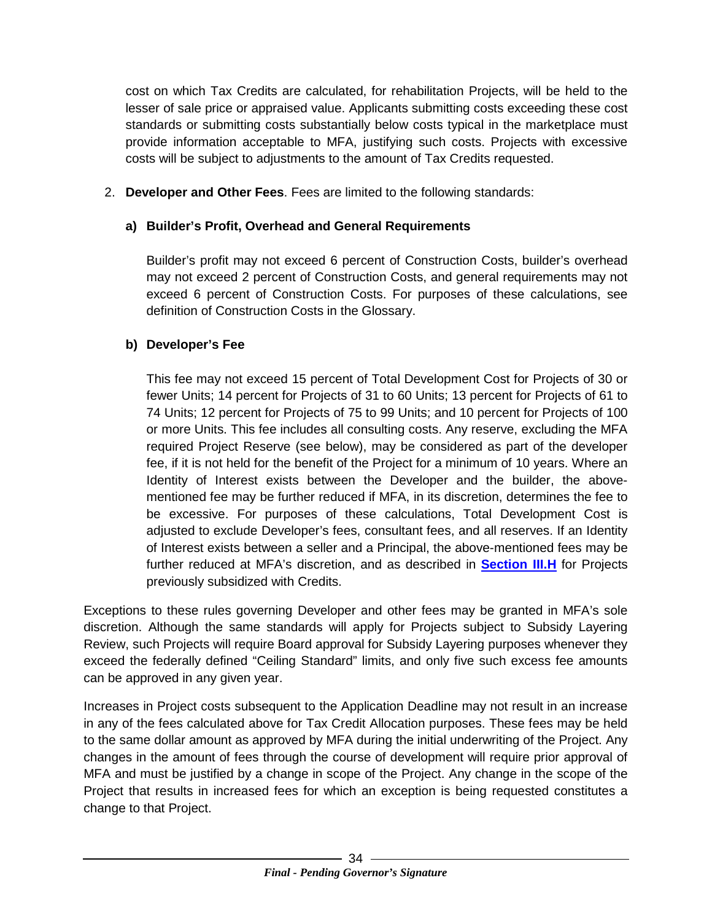cost on which Tax Credits are calculated, for rehabilitation Projects, will be held to the lesser of sale price or appraised value. Applicants submitting costs exceeding these cost standards or submitting costs substantially below costs typical in the marketplace must provide information acceptable to MFA, justifying such costs. Projects with excessive costs will be subject to adjustments to the amount of Tax Credits requested.

2. **Developer and Other Fees**. Fees are limited to the following standards:

   **a) Builder's Profit, Overhead and General Requirements**

   Builder's profit may not exceed 6 percent of Construction Costs, builder's overhead may not exceed 2 percent of Construction Costs, and general requirements may not exceed 6 percent of Construction Costs. For purposes of these calculations, see definition of Construction Costs in the Glossary.

   **b) Developer's Fee**

   This fee may not exceed 15 percent of Total Development Cost for Projects of 30 or fewer Units; 14 percent for Projects of 31 to 60 Units; 13 percent for Projects of 61 to 74 Units; 12 percent for Projects of 75 to 99 Units; and 10 percent for Projects of 100 or more Units. This fee includes all consulting costs. Any reserve, excluding the MFA required Project Reserve (see below), may be considered as part of the developer fee, if it is not held for the benefit of the Project for a minimum of 10 years. Where an Identity of Interest exists between the Developer and the builder, the above-mentioned fee may be further reduced if MFA, in its discretion, determines the fee to be excessive. For purposes of these calculations, Total Development Cost is adjusted to exclude Developer's fees, consultant fees, and all reserves. If an Identity of Interest exists between a seller and a Principal, the above-mentioned fees may be further reduced at MFA's discretion, and as described in **Section III.H** for Projects previously subsidized with Credits.

Exceptions to these rules governing Developer and other fees may be granted in MFA's sole discretion. Although the same standards will apply for Projects subject to Subsidy Layering Review, such Projects will require Board approval for Subsidy Layering purposes whenever they exceed the federally defined "Ceiling Standard" limits, and only five such excess fee amounts can be approved in any given year.

Increases in Project costs subsequent to the Application Deadline may not result in an increase in any of the fees calculated above for Tax Credit Allocation purposes. These fees may be held to the same dollar amount as approved by MFA during the initial underwriting of the Project. Any changes in the amount of fees through the course of development will require prior approval of MFA and must be justified by a change in scope of the Project. Any change in the scope of the Project that results in increased fees for which an exception is being requested constitutes a change to that Project.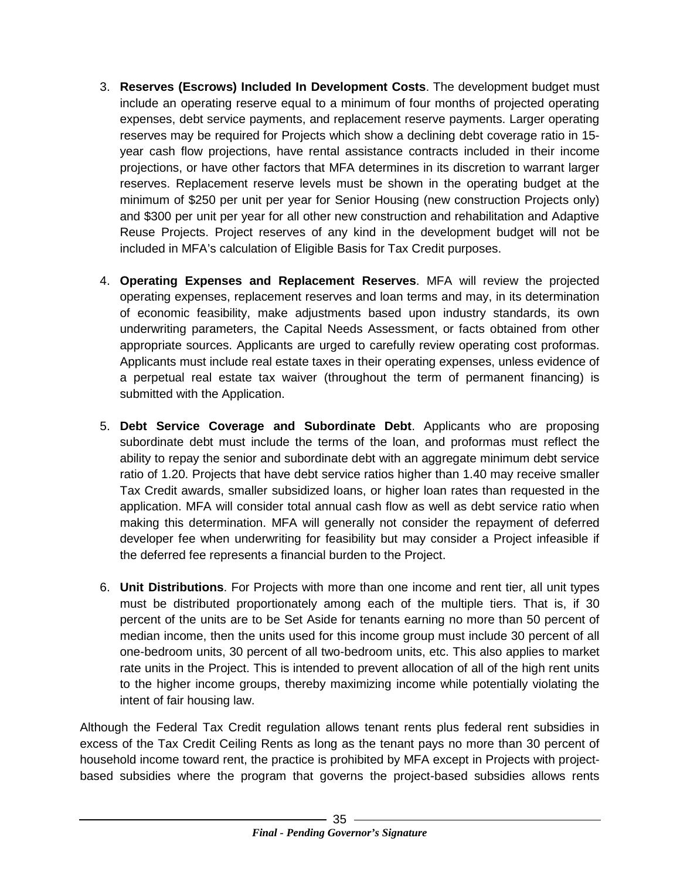3. **Reserves (Escrows) Included In Development Costs**. The development budget must include an operating reserve equal to a minimum of four months of projected operating expenses, debt service payments, and replacement reserve payments. Larger operating reserves may be required for Projects which show a declining debt coverage ratio in 15-year cash flow projections, have rental assistance contracts included in their income projections, or have other factors that MFA determines in its discretion to warrant larger reserves. Replacement reserve levels must be shown in the operating budget at the minimum of $250 per unit per year for Senior Housing (new construction Projects only) and $300 per unit per year for all other new construction and rehabilitation and Adaptive Reuse Projects. Project reserves of any kind in the development budget will not be included in MFA's calculation of Eligible Basis for Tax Credit purposes.

4. **Operating Expenses and Replacement Reserves**. MFA will review the projected operating expenses, replacement reserves and loan terms and may, in its determination of economic feasibility, make adjustments based upon industry standards, its own underwriting parameters, the Capital Needs Assessment, or facts obtained from other appropriate sources. Applicants are urged to carefully review operating cost proformas. Applicants must include real estate taxes in their operating expenses, unless evidence of a perpetual real estate tax waiver (throughout the term of permanent financing) is submitted with the Application.

5. **Debt Service Coverage and Subordinate Debt**. Applicants who are proposing subordinate debt must include the terms of the loan, and proformas must reflect the ability to repay the senior and subordinate debt with an aggregate minimum debt service ratio of 1.20. Projects that have debt service ratios higher than 1.40 may receive smaller Tax Credit awards, smaller subsidized loans, or higher loan rates than requested in the application. MFA will consider total annual cash flow as well as debt service ratio when making this determination. MFA will generally not consider the repayment of deferred developer fee when underwriting for feasibility but may consider a Project infeasible if the deferred fee represents a financial burden to the Project.

6. **Unit Distributions**. For Projects with more than one income and rent tier, all unit types must be distributed proportionately among each of the multiple tiers. That is, if 30 percent of the units are to be Set Aside for tenants earning no more than 50 percent of median income, then the units used for this income group must include 30 percent of all one-bedroom units, 30 percent of all two-bedroom units, etc. This also applies to market rate units in the Project. This is intended to prevent allocation of all of the high rent units to the higher income groups, thereby maximizing income while potentially violating the intent of fair housing law.

Although the Federal Tax Credit regulation allows tenant rents plus federal rent subsidies in excess of the Tax Credit Ceiling Rents as long as the tenant pays no more than 30 percent of household income toward rent, the practice is prohibited by MFA except in Projects with project-based subsidies where the program that governs the project-based subsidies allows rents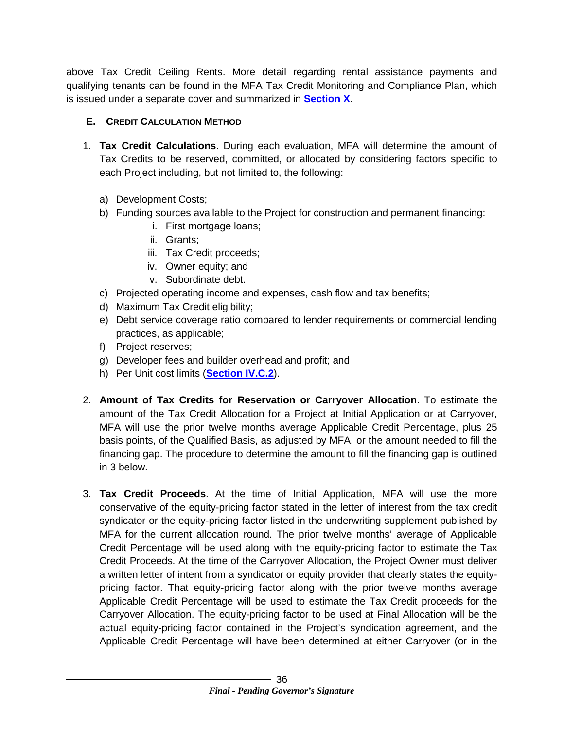above Tax Credit Ceiling Rents. More detail regarding rental assistance payments and qualifying tenants can be found in the MFA Tax Credit Monitoring and Compliance Plan, which is issued under a separate cover and summarized in **Section X**.

### E. CREDIT CALCULATION METHOD

1. **Tax Credit Calculations**. During each evaluation, MFA will determine the amount of Tax Credits to be reserved, committed, or allocated by considering factors specific to each Project including, but not limited to, the following:

   a) Development Costs;
   b) Funding sources available to the Project for construction and permanent financing:
      i. First mortgage loans;
      ii. Grants;
      iii. Tax Credit proceeds;
      iv. Owner equity; and
      v. Subordinate debt.
   c) Projected operating income and expenses, cash flow and tax benefits;
   d) Maximum Tax Credit eligibility;
   e) Debt service coverage ratio compared to lender requirements or commercial lending practices, as applicable;
   f) Project reserves;
   g) Developer fees and builder overhead and profit; and
   h) Per Unit cost limits (**Section IV.C.2**).

2. **Amount of Tax Credits for Reservation or Carryover Allocation**. To estimate the amount of the Tax Credit Allocation for a Project at Initial Application or at Carryover, MFA will use the prior twelve months average Applicable Credit Percentage, plus 25 basis points, of the Qualified Basis, as adjusted by MFA, or the amount needed to fill the financing gap. The procedure to determine the amount to fill the financing gap is outlined in 3 below.

3. **Tax Credit Proceeds**. At the time of Initial Application, MFA will use the more conservative of the equity-pricing factor stated in the letter of interest from the tax credit syndicator or the equity-pricing factor listed in the underwriting supplement published by MFA for the current allocation round. The prior twelve months' average of Applicable Credit Percentage will be used along with the equity-pricing factor to estimate the Tax Credit Proceeds. At the time of the Carryover Allocation, the Project Owner must deliver a written letter of intent from a syndicator or equity provider that clearly states the equity-pricing factor. That equity-pricing factor along with the prior twelve months average Applicable Credit Percentage will be used to estimate the Tax Credit proceeds for the Carryover Allocation. The equity-pricing factor to be used at Final Allocation will be the actual equity-pricing factor contained in the Project's syndication agreement, and the Applicable Credit Percentage will have been determined at either Carryover (or in the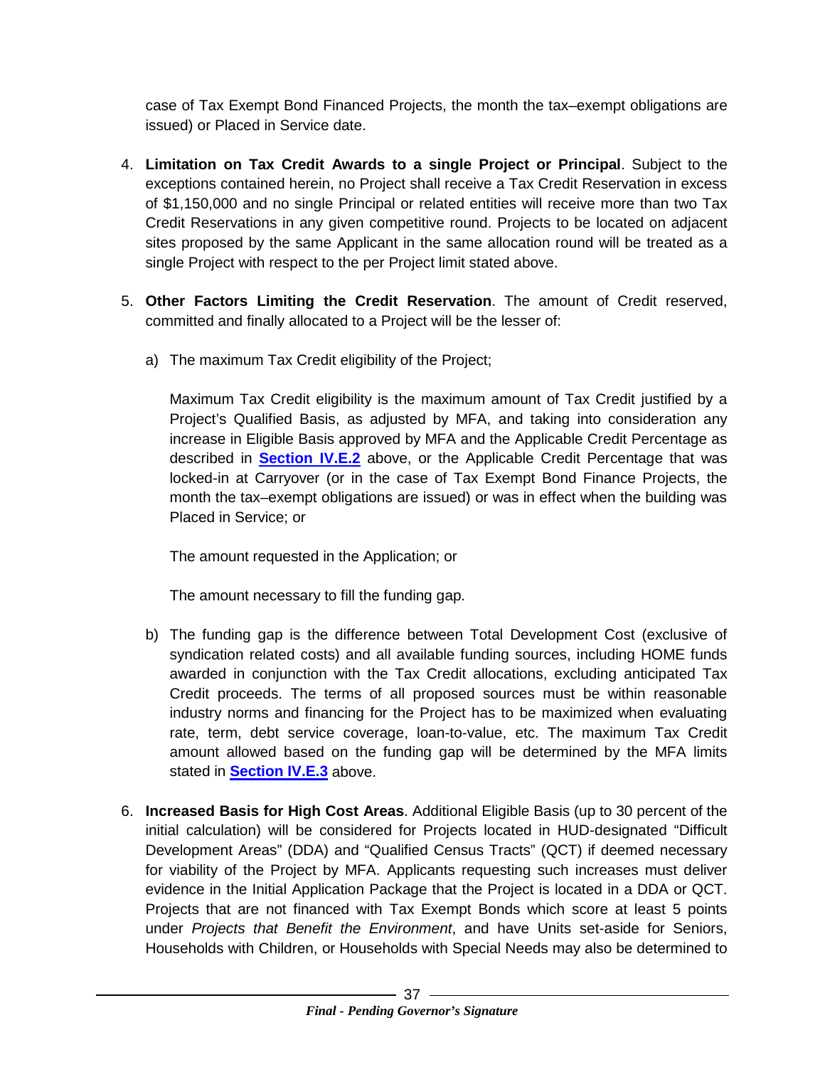case of Tax Exempt Bond Financed Projects, the month the tax–exempt obligations are issued) or Placed in Service date.

4. **Limitation on Tax Credit Awards to a single Project or Principal**. Subject to the exceptions contained herein, no Project shall receive a Tax Credit Reservation in excess of $1,150,000 and no single Principal or related entities will receive more than two Tax Credit Reservations in any given competitive round. Projects to be located on adjacent sites proposed by the same Applicant in the same allocation round will be treated as a single Project with respect to the per Project limit stated above.

5. **Other Factors Limiting the Credit Reservation**. The amount of Credit reserved, committed and finally allocated to a Project will be the lesser of:

   a) The maximum Tax Credit eligibility of the Project;

      Maximum Tax Credit eligibility is the maximum amount of Tax Credit justified by a Project's Qualified Basis, as adjusted by MFA, and taking into consideration any increase in Eligible Basis approved by MFA and the Applicable Credit Percentage as described in **Section IV.E.2** above, or the Applicable Credit Percentage that was locked-in at Carryover (or in the case of Tax Exempt Bond Finance Projects, the month the tax–exempt obligations are issued) or was in effect when the building was Placed in Service; or

      The amount requested in the Application; or

      The amount necessary to fill the funding gap.

   b) The funding gap is the difference between Total Development Cost (exclusive of syndication related costs) and all available funding sources, including HOME funds awarded in conjunction with the Tax Credit allocations, excluding anticipated Tax Credit proceeds. The terms of all proposed sources must be within reasonable industry norms and financing for the Project has to be maximized when evaluating rate, term, debt service coverage, loan-to-value, etc. The maximum Tax Credit amount allowed based on the funding gap will be determined by the MFA limits stated in **Section IV.E.3** above.

6. **Increased Basis for High Cost Areas**. Additional Eligible Basis (up to 30 percent of the initial calculation) will be considered for Projects located in HUD-designated "Difficult Development Areas" (DDA) and "Qualified Census Tracts" (QCT) if deemed necessary for viability of the Project by MFA. Applicants requesting such increases must deliver evidence in the Initial Application Package that the Project is located in a DDA or QCT. Projects that are not financed with Tax Exempt Bonds which score at least 5 points under *Projects that Benefit the Environment*, and have Units set-aside for Seniors, Households with Children, or Households with Special Needs may also be determined to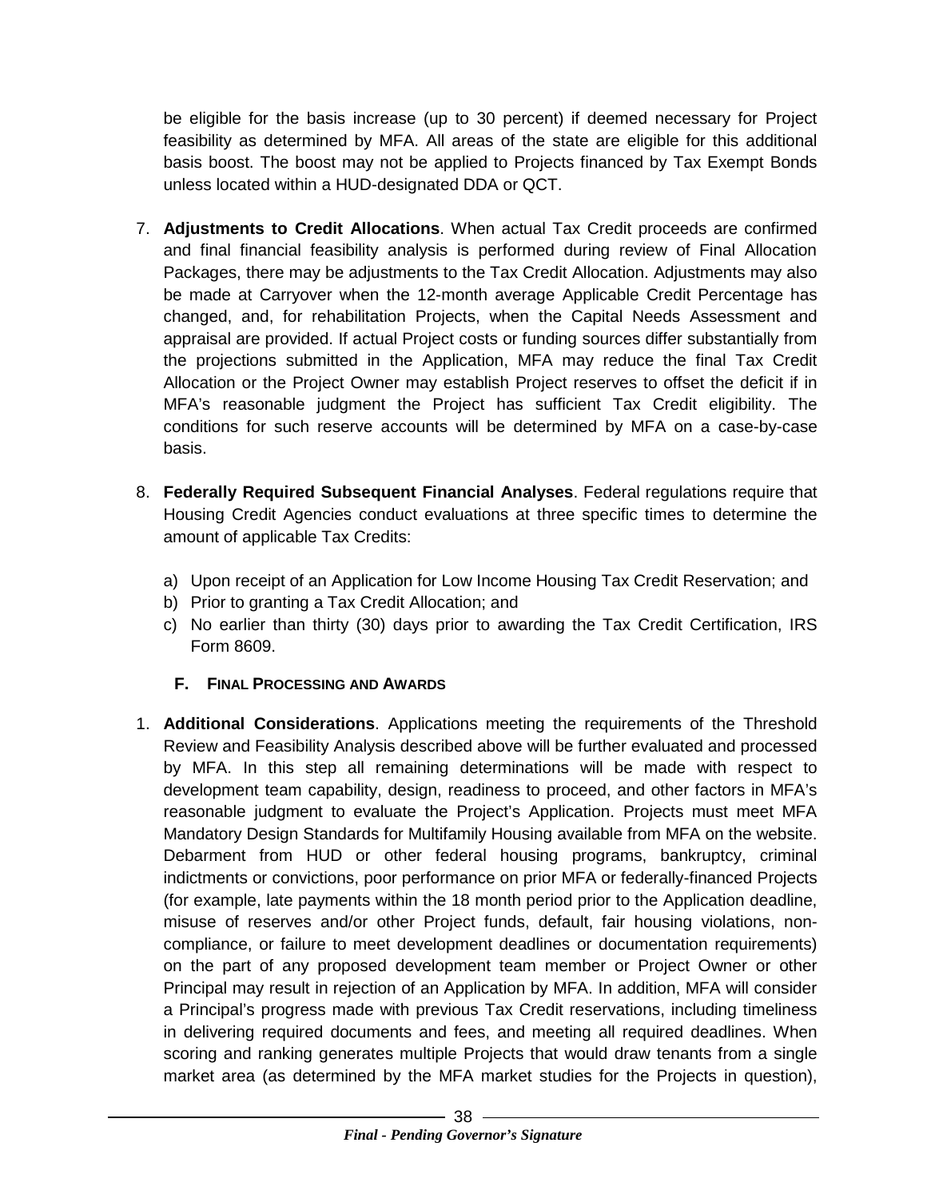be eligible for the basis increase (up to 30 percent) if deemed necessary for Project feasibility as determined by MFA. All areas of the state are eligible for this additional basis boost. The boost may not be applied to Projects financed by Tax Exempt Bonds unless located within a HUD-designated DDA or QCT.

7. **Adjustments to Credit Allocations**. When actual Tax Credit proceeds are confirmed and final financial feasibility analysis is performed during review of Final Allocation Packages, there may be adjustments to the Tax Credit Allocation. Adjustments may also be made at Carryover when the 12-month average Applicable Credit Percentage has changed, and, for rehabilitation Projects, when the Capital Needs Assessment and appraisal are provided. If actual Project costs or funding sources differ substantially from the projections submitted in the Application, MFA may reduce the final Tax Credit Allocation or the Project Owner may establish Project reserves to offset the deficit if in MFA's reasonable judgment the Project has sufficient Tax Credit eligibility. The conditions for such reserve accounts will be determined by MFA on a case-by-case basis.

8. **Federally Required Subsequent Financial Analyses**. Federal regulations require that Housing Credit Agencies conduct evaluations at three specific times to determine the amount of applicable Tax Credits:

   a) Upon receipt of an Application for Low Income Housing Tax Credit Reservation; and
   b) Prior to granting a Tax Credit Allocation; and
   c) No earlier than thirty (30) days prior to awarding the Tax Credit Certification, IRS Form 8609.

### F. FINAL PROCESSING AND AWARDS

1. **Additional Considerations**. Applications meeting the requirements of the Threshold Review and Feasibility Analysis described above will be further evaluated and processed by MFA. In this step all remaining determinations will be made with respect to development team capability, design, readiness to proceed, and other factors in MFA's reasonable judgment to evaluate the Project's Application. Projects must meet MFA Mandatory Design Standards for Multifamily Housing available from MFA on the website. Debarment from HUD or other federal housing programs, bankruptcy, criminal indictments or convictions, poor performance on prior MFA or federally-financed Projects (for example, late payments within the 18 month period prior to the Application deadline, misuse of reserves and/or other Project funds, default, fair housing violations, non-compliance, or failure to meet development deadlines or documentation requirements) on the part of any proposed development team member or Project Owner or other Principal may result in rejection of an Application by MFA. In addition, MFA will consider a Principal's progress made with previous Tax Credit reservations, including timeliness in delivering required documents and fees, and meeting all required deadlines. When scoring and ranking generates multiple Projects that would draw tenants from a single market area (as determined by the MFA market studies for the Projects in question),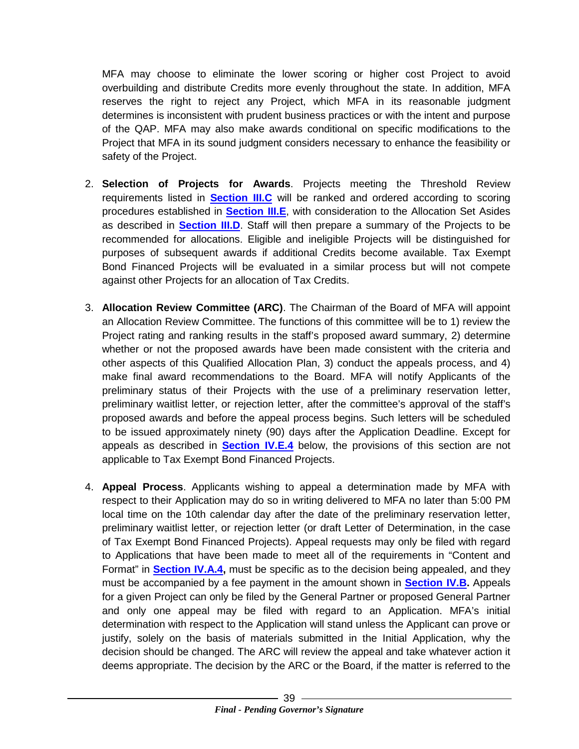MFA may choose to eliminate the lower scoring or higher cost Project to avoid overbuilding and distribute Credits more evenly throughout the state. In addition, MFA reserves the right to reject any Project, which MFA in its reasonable judgment determines is inconsistent with prudent business practices or with the intent and purpose of the QAP. MFA may also make awards conditional on specific modifications to the Project that MFA in its sound judgment considers necessary to enhance the feasibility or safety of the Project.

2. **Selection of Projects for Awards**. Projects meeting the Threshold Review requirements listed in **Section III.C** will be ranked and ordered according to scoring procedures established in **Section III.E**, with consideration to the Allocation Set Asides as described in **Section III.D**. Staff will then prepare a summary of the Projects to be recommended for allocations. Eligible and ineligible Projects will be distinguished for purposes of subsequent awards if additional Credits become available. Tax Exempt Bond Financed Projects will be evaluated in a similar process but will not compete against other Projects for an allocation of Tax Credits.

3. **Allocation Review Committee (ARC)**. The Chairman of the Board of MFA will appoint an Allocation Review Committee. The functions of this committee will be to 1) review the Project rating and ranking results in the staff's proposed award summary, 2) determine whether or not the proposed awards have been made consistent with the criteria and other aspects of this Qualified Allocation Plan, 3) conduct the appeals process, and 4) make final award recommendations to the Board. MFA will notify Applicants of the preliminary status of their Projects with the use of a preliminary reservation letter, preliminary waitlist letter, or rejection letter, after the committee's approval of the staff's proposed awards and before the appeal process begins. Such letters will be scheduled to be issued approximately ninety (90) days after the Application Deadline. Except for appeals as described in **Section IV.E.4** below, the provisions of this section are not applicable to Tax Exempt Bond Financed Projects.

4. **Appeal Process**. Applicants wishing to appeal a determination made by MFA with respect to their Application may do so in writing delivered to MFA no later than 5:00 PM local time on the 10th calendar day after the date of the preliminary reservation letter, preliminary waitlist letter, or rejection letter (or draft Letter of Determination, in the case of Tax Exempt Bond Financed Projects). Appeal requests may only be filed with regard to Applications that have been made to meet all of the requirements in "Content and Format" in **Section IV.A.4,** must be specific as to the decision being appealed, and they must be accompanied by a fee payment in the amount shown in **Section IV.B.** Appeals for a given Project can only be filed by the General Partner or proposed General Partner and only one appeal may be filed with regard to an Application. MFA's initial determination with respect to the Application will stand unless the Applicant can prove or justify, solely on the basis of materials submitted in the Initial Application, why the decision should be changed. The ARC will review the appeal and take whatever action it deems appropriate. The decision by the ARC or the Board, if the matter is referred to the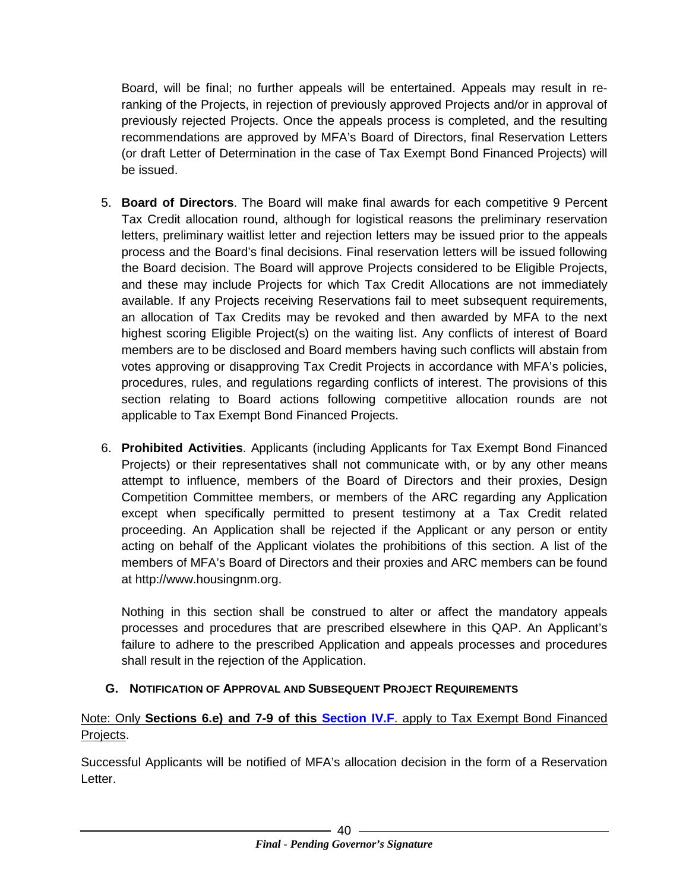Board, will be final; no further appeals will be entertained. Appeals may result in re-ranking of the Projects, in rejection of previously approved Projects and/or in approval of previously rejected Projects. Once the appeals process is completed, and the resulting recommendations are approved by MFA's Board of Directors, final Reservation Letters (or draft Letter of Determination in the case of Tax Exempt Bond Financed Projects) will be issued.

5. **Board of Directors**. The Board will make final awards for each competitive 9 Percent Tax Credit allocation round, although for logistical reasons the preliminary reservation letters, preliminary waitlist letter and rejection letters may be issued prior to the appeals process and the Board's final decisions. Final reservation letters will be issued following the Board decision. The Board will approve Projects considered to be Eligible Projects, and these may include Projects for which Tax Credit Allocations are not immediately available. If any Projects receiving Reservations fail to meet subsequent requirements, an allocation of Tax Credits may be revoked and then awarded by MFA to the next highest scoring Eligible Project(s) on the waiting list. Any conflicts of interest of Board members are to be disclosed and Board members having such conflicts will abstain from votes approving or disapproving Tax Credit Projects in accordance with MFA's policies, procedures, rules, and regulations regarding conflicts of interest. The provisions of this section relating to Board actions following competitive allocation rounds are not applicable to Tax Exempt Bond Financed Projects.

6. **Prohibited Activities**. Applicants (including Applicants for Tax Exempt Bond Financed Projects) or their representatives shall not communicate with, or by any other means attempt to influence, members of the Board of Directors and their proxies, Design Competition Committee members, or members of the ARC regarding any Application except when specifically permitted to present testimony at a Tax Credit related proceeding. An Application shall be rejected if the Applicant or any person or entity acting on behalf of the Applicant violates the prohibitions of this section. A list of the members of MFA's Board of Directors and their proxies and ARC members can be found at http://www.housingnm.org.

   Nothing in this section shall be construed to alter or affect the mandatory appeals processes and procedures that are prescribed elsewhere in this QAP. An Applicant's failure to adhere to the prescribed Application and appeals processes and procedures shall result in the rejection of the Application.

### G. Notification of Approval and Subsequent Project Requirements

Note: Only **Sections 6.e) and 7-9 of this Section IV.F**. apply to Tax Exempt Bond Financed Projects.

Successful Applicants will be notified of MFA's allocation decision in the form of a Reservation Letter.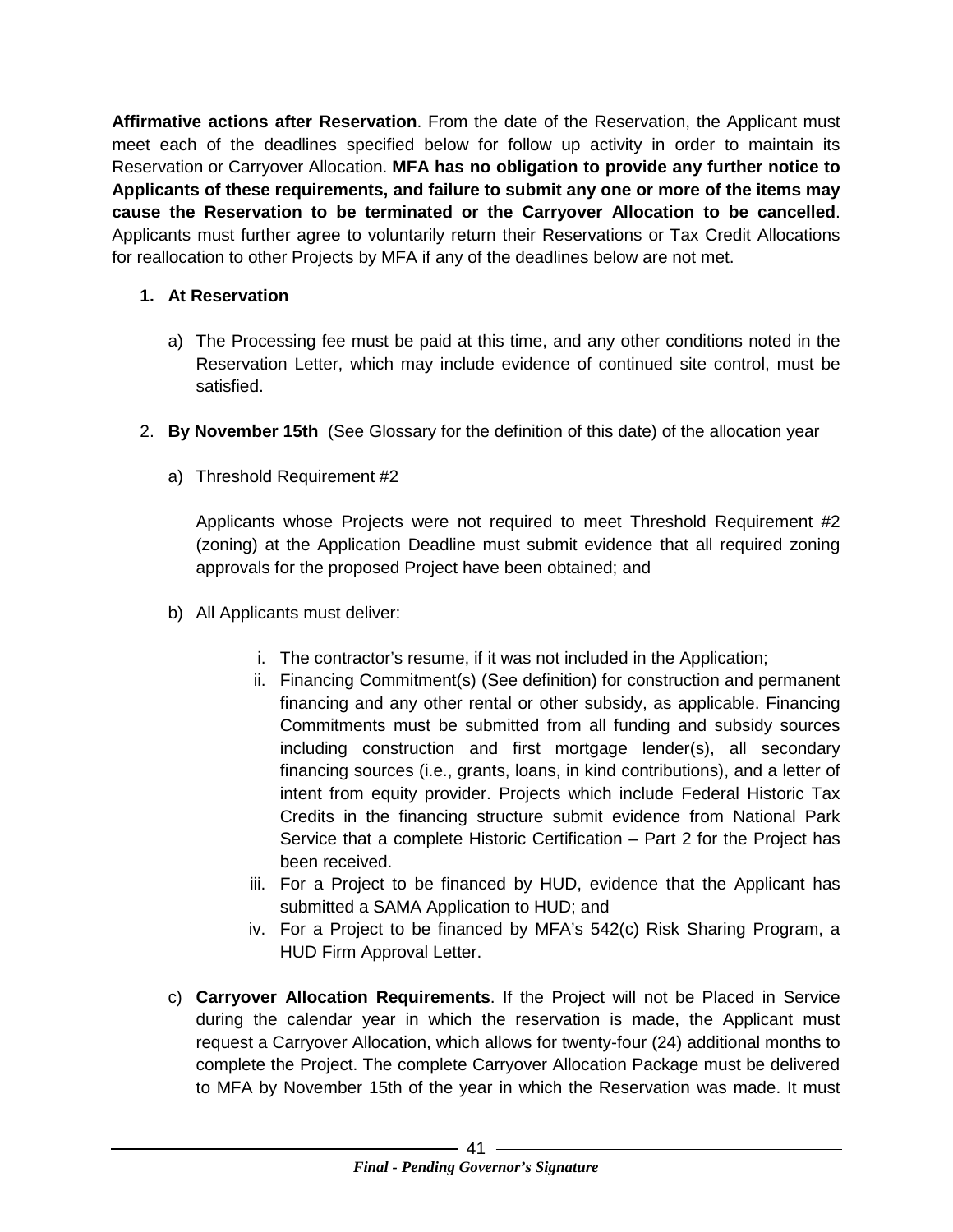**Affirmative actions after Reservation**. From the date of the Reservation, the Applicant must meet each of the deadlines specified below for follow up activity in order to maintain its Reservation or Carryover Allocation. **MFA has no obligation to provide any further notice to Applicants of these requirements, and failure to submit any one or more of the items may cause the Reservation to be terminated or the Carryover Allocation to be cancelled**. Applicants must further agree to voluntarily return their Reservations or Tax Credit Allocations for reallocation to other Projects by MFA if any of the deadlines below are not met.

1. **At Reservation**

   a) The Processing fee must be paid at this time, and any other conditions noted in the Reservation Letter, which may include evidence of continued site control, must be satisfied.

2. **By November 15th** (See Glossary for the definition of this date) of the allocation year

   a) Threshold Requirement #2

      Applicants whose Projects were not required to meet Threshold Requirement #2 (zoning) at the Application Deadline must submit evidence that all required zoning approvals for the proposed Project have been obtained; and

   b) All Applicants must deliver:

      i. The contractor's resume, if it was not included in the Application;
      ii. Financing Commitment(s) (See definition) for construction and permanent financing and any other rental or other subsidy, as applicable. Financing Commitments must be submitted from all funding and subsidy sources including construction and first mortgage lender(s), all secondary financing sources (i.e., grants, loans, in kind contributions), and a letter of intent from equity provider. Projects which include Federal Historic Tax Credits in the financing structure submit evidence from National Park Service that a complete Historic Certification – Part 2 for the Project has been received.
      iii. For a Project to be financed by HUD, evidence that the Applicant has submitted a SAMA Application to HUD; and
      iv. For a Project to be financed by MFA's 542(c) Risk Sharing Program, a HUD Firm Approval Letter.

   c) **Carryover Allocation Requirements**. If the Project will not be Placed in Service during the calendar year in which the reservation is made, the Applicant must request a Carryover Allocation, which allows for twenty-four (24) additional months to complete the Project. The complete Carryover Allocation Package must be delivered to MFA by November 15th of the year in which the Reservation was made. It must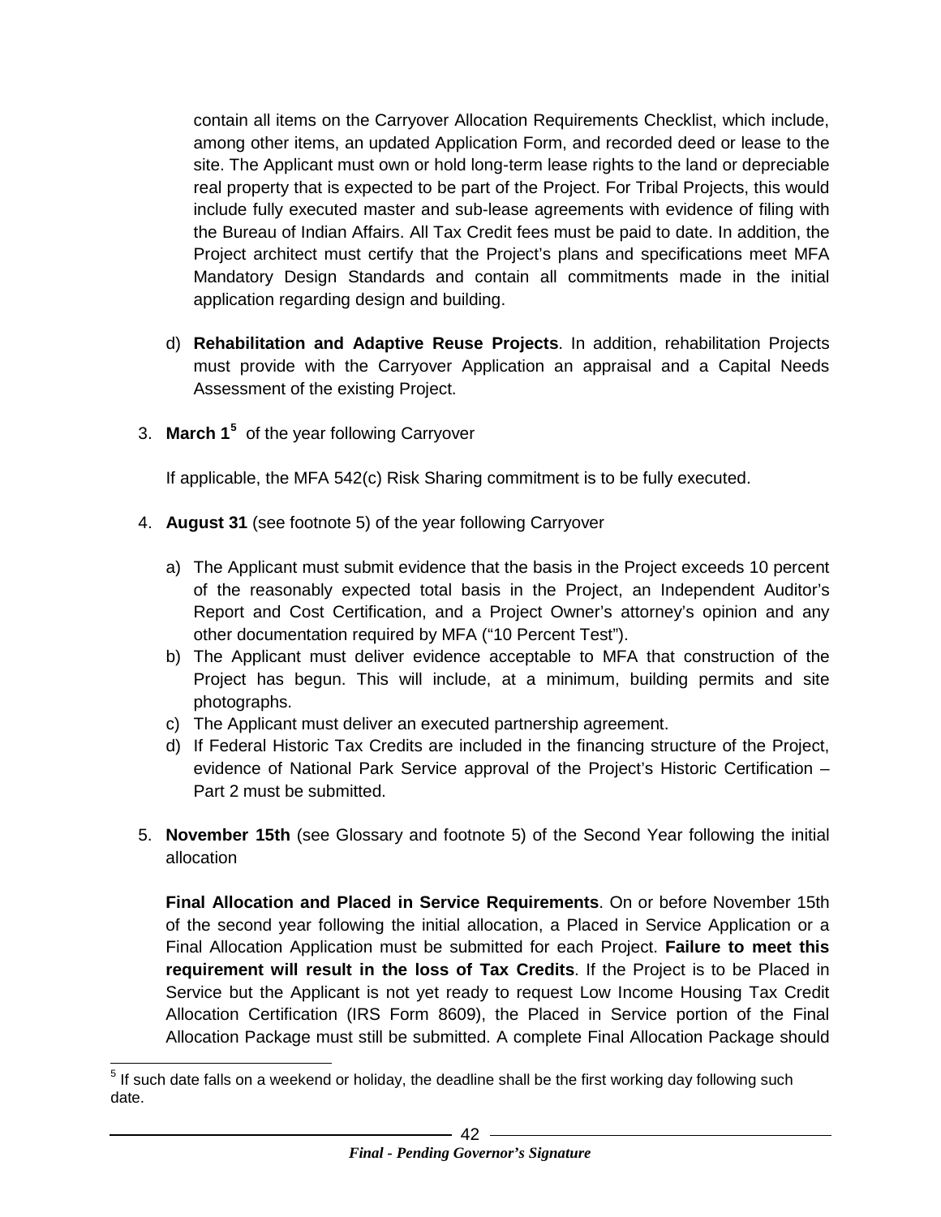contain all items on the Carryover Allocation Requirements Checklist, which include, among other items, an updated Application Form, and recorded deed or lease to the site. The Applicant must own or hold long-term lease rights to the land or depreciable real property that is expected to be part of the Project. For Tribal Projects, this would include fully executed master and sub-lease agreements with evidence of filing with the Bureau of Indian Affairs. All Tax Credit fees must be paid to date. In addition, the Project architect must certify that the Project's plans and specifications meet MFA Mandatory Design Standards and contain all commitments made in the initial application regarding design and building.

d) **Rehabilitation and Adaptive Reuse Projects**. In addition, rehabilitation Projects must provide with the Carryover Application an appraisal and a Capital Needs Assessment of the existing Project.

3. **March 1**[5] of the year following Carryover

   If applicable, the MFA 542(c) Risk Sharing commitment is to be fully executed.

4. **August 31** (see footnote 5) of the year following Carryover

   a) The Applicant must submit evidence that the basis in the Project exceeds 10 percent of the reasonably expected total basis in the Project, an Independent Auditor's Report and Cost Certification, and a Project Owner's attorney's opinion and any other documentation required by MFA ("10 Percent Test").
   b) The Applicant must deliver evidence acceptable to MFA that construction of the Project has begun. This will include, at a minimum, building permits and site photographs.
   c) The Applicant must deliver an executed partnership agreement.
   d) If Federal Historic Tax Credits are included in the financing structure of the Project, evidence of National Park Service approval of the Project's Historic Certification – Part 2 must be submitted.

5. **November 15th** (see Glossary and footnote 5) of the Second Year following the initial allocation

   **Final Allocation and Placed in Service Requirements**. On or before November 15th of the second year following the initial allocation, a Placed in Service Application or a Final Allocation Application must be submitted for each Project. **Failure to meet this requirement will result in the loss of Tax Credits**. If the Project is to be Placed in Service but the Applicant is not yet ready to request Low Income Housing Tax Credit Allocation Certification (IRS Form 8609), the Placed in Service portion of the Final Allocation Package must still be submitted. A complete Final Allocation Package should

[5] If such date falls on a weekend or holiday, the deadline shall be the first working day following such date.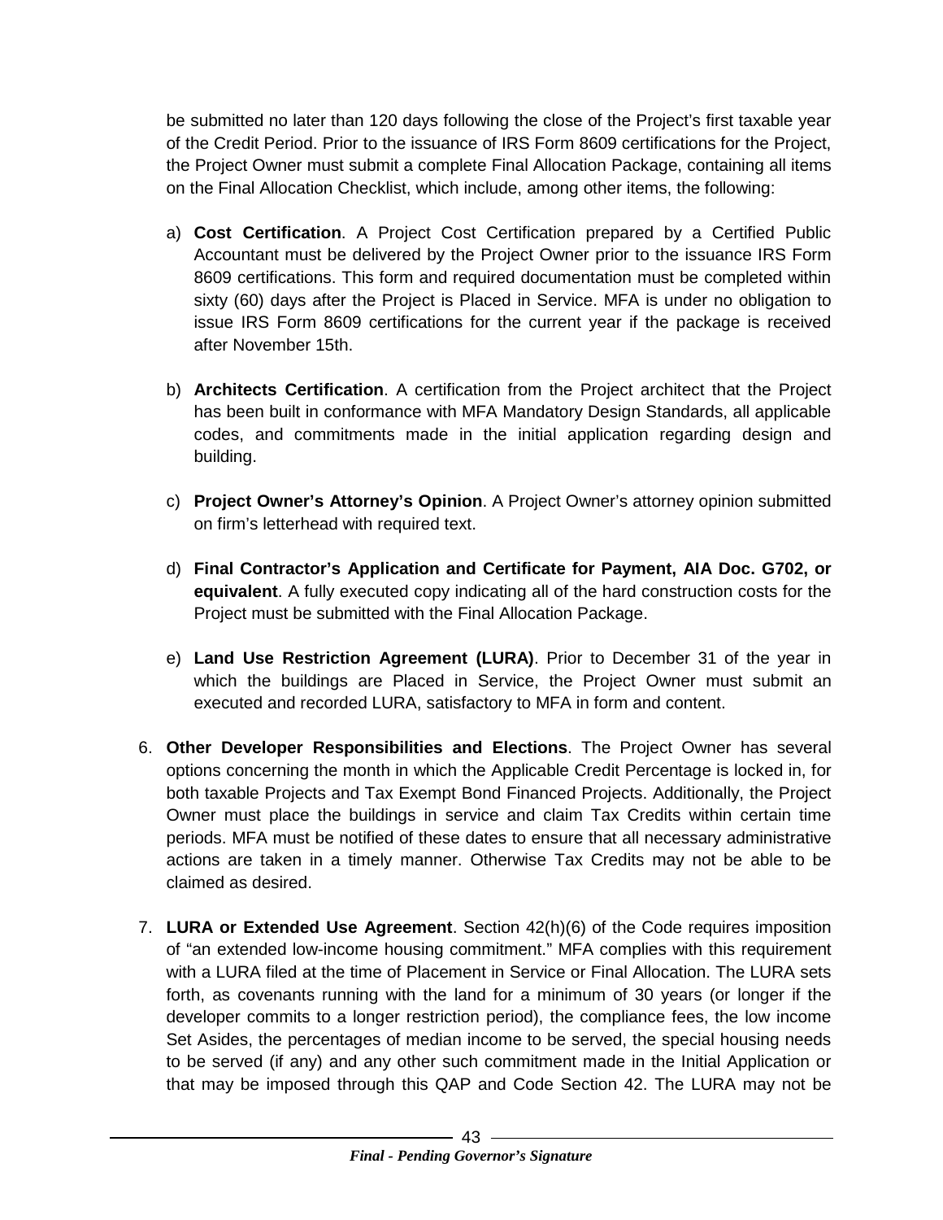be submitted no later than 120 days following the close of the Project's first taxable year of the Credit Period. Prior to the issuance of IRS Form 8609 certifications for the Project, the Project Owner must submit a complete Final Allocation Package, containing all items on the Final Allocation Checklist, which include, among other items, the following:

a) **Cost Certification**. A Project Cost Certification prepared by a Certified Public Accountant must be delivered by the Project Owner prior to the issuance IRS Form 8609 certifications. This form and required documentation must be completed within sixty (60) days after the Project is Placed in Service. MFA is under no obligation to issue IRS Form 8609 certifications for the current year if the package is received after November 15th.

b) **Architects Certification**. A certification from the Project architect that the Project has been built in conformance with MFA Mandatory Design Standards, all applicable codes, and commitments made in the initial application regarding design and building.

c) **Project Owner's Attorney's Opinion**. A Project Owner's attorney opinion submitted on firm's letterhead with required text.

d) **Final Contractor's Application and Certificate for Payment, AIA Doc. G702, or equivalent**. A fully executed copy indicating all of the hard construction costs for the Project must be submitted with the Final Allocation Package.

e) **Land Use Restriction Agreement (LURA)**. Prior to December 31 of the year in which the buildings are Placed in Service, the Project Owner must submit an executed and recorded LURA, satisfactory to MFA in form and content.

6. **Other Developer Responsibilities and Elections**. The Project Owner has several options concerning the month in which the Applicable Credit Percentage is locked in, for both taxable Projects and Tax Exempt Bond Financed Projects. Additionally, the Project Owner must place the buildings in service and claim Tax Credits within certain time periods. MFA must be notified of these dates to ensure that all necessary administrative actions are taken in a timely manner. Otherwise Tax Credits may not be able to be claimed as desired.

7. **LURA or Extended Use Agreement**. Section 42(h)(6) of the Code requires imposition of "an extended low-income housing commitment." MFA complies with this requirement with a LURA filed at the time of Placement in Service or Final Allocation. The LURA sets forth, as covenants running with the land for a minimum of 30 years (or longer if the developer commits to a longer restriction period), the compliance fees, the low income Set Asides, the percentages of median income to be served, the special housing needs to be served (if any) and any other such commitment made in the Initial Application or that may be imposed through this QAP and Code Section 42. The LURA may not be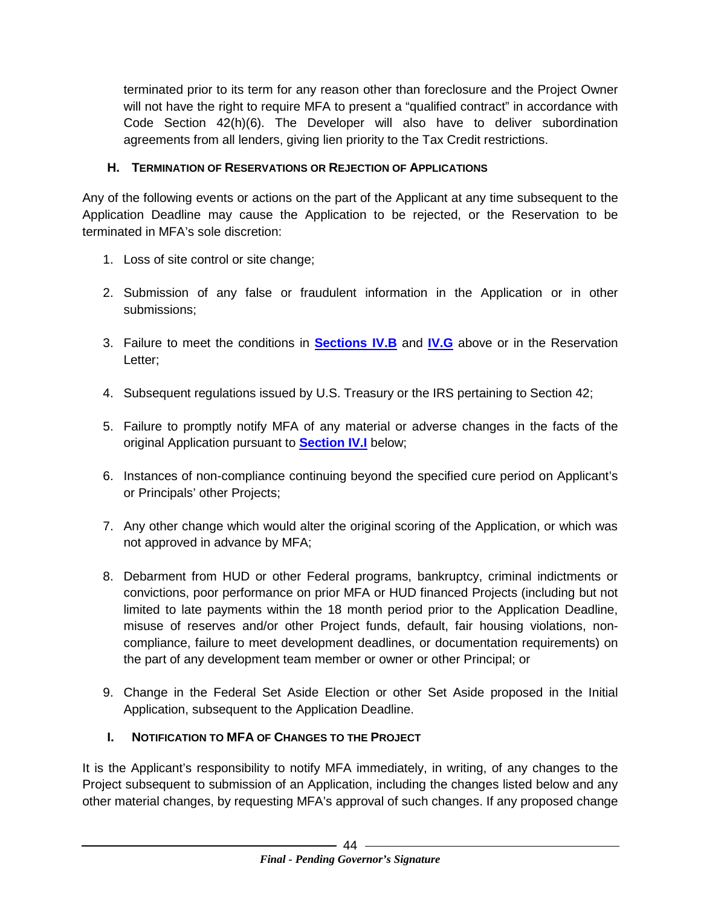terminated prior to its term for any reason other than foreclosure and the Project Owner will not have the right to require MFA to present a "qualified contract" in accordance with Code Section 42(h)(6). The Developer will also have to deliver subordination agreements from all lenders, giving lien priority to the Tax Credit restrictions.

### H. Termination of Reservations or Rejection of Applications

Any of the following events or actions on the part of the Applicant at any time subsequent to the Application Deadline may cause the Application to be rejected, or the Reservation to be terminated in MFA's sole discretion:

1. Loss of site control or site change;
2. Submission of any false or fraudulent information in the Application or in other submissions;
3. Failure to meet the conditions in **Sections IV.B** and **IV.G** above or in the Reservation Letter;
4. Subsequent regulations issued by U.S. Treasury or the IRS pertaining to Section 42;
5. Failure to promptly notify MFA of any material or adverse changes in the facts of the original Application pursuant to **Section IV.I** below;
6. Instances of non-compliance continuing beyond the specified cure period on Applicant's or Principals' other Projects;
7. Any other change which would alter the original scoring of the Application, or which was not approved in advance by MFA;
8. Debarment from HUD or other Federal programs, bankruptcy, criminal indictments or convictions, poor performance on prior MFA or HUD financed Projects (including but not limited to late payments within the 18 month period prior to the Application Deadline, misuse of reserves and/or other Project funds, default, fair housing violations, non-compliance, failure to meet development deadlines, or documentation requirements) on the part of any development team member or owner or other Principal; or
9. Change in the Federal Set Aside Election or other Set Aside proposed in the Initial Application, subsequent to the Application Deadline.

### I. Notification to MFA of Changes to the Project

It is the Applicant's responsibility to notify MFA immediately, in writing, of any changes to the Project subsequent to submission of an Application, including the changes listed below and any other material changes, by requesting MFA's approval of such changes. If any proposed change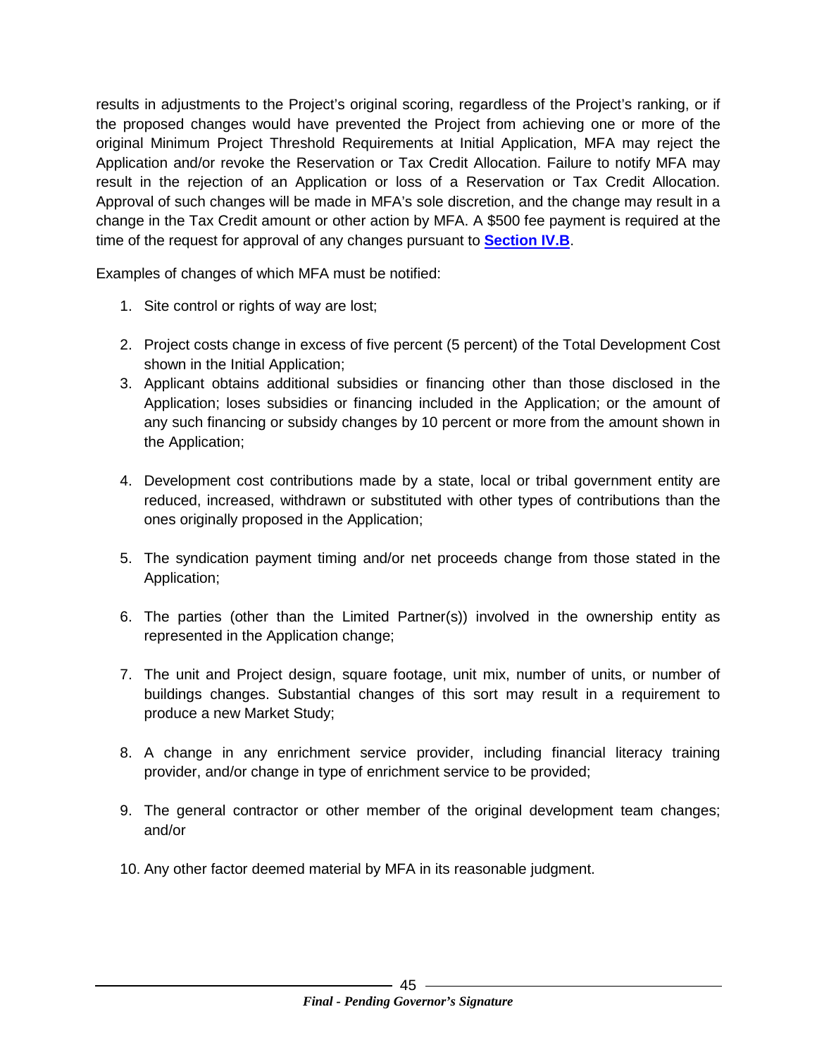results in adjustments to the Project's original scoring, regardless of the Project's ranking, or if the proposed changes would have prevented the Project from achieving one or more of the original Minimum Project Threshold Requirements at Initial Application, MFA may reject the Application and/or revoke the Reservation or Tax Credit Allocation. Failure to notify MFA may result in the rejection of an Application or loss of a Reservation or Tax Credit Allocation. Approval of such changes will be made in MFA's sole discretion, and the change may result in a change in the Tax Credit amount or other action by MFA. A $500 fee payment is required at the time of the request for approval of any changes pursuant to **Section IV.B**.

Examples of changes of which MFA must be notified:

1. Site control or rights of way are lost;
2. Project costs change in excess of five percent (5 percent) of the Total Development Cost shown in the Initial Application;
3. Applicant obtains additional subsidies or financing other than those disclosed in the Application; loses subsidies or financing included in the Application; or the amount of any such financing or subsidy changes by 10 percent or more from the amount shown in the Application;
4. Development cost contributions made by a state, local or tribal government entity are reduced, increased, withdrawn or substituted with other types of contributions than the ones originally proposed in the Application;
5. The syndication payment timing and/or net proceeds change from those stated in the Application;
6. The parties (other than the Limited Partner(s)) involved in the ownership entity as represented in the Application change;
7. The unit and Project design, square footage, unit mix, number of units, or number of buildings changes. Substantial changes of this sort may result in a requirement to produce a new Market Study;
8. A change in any enrichment service provider, including financial literacy training provider, and/or change in type of enrichment service to be provided;
9. The general contractor or other member of the original development team changes; and/or
10. Any other factor deemed material by MFA in its reasonable judgment.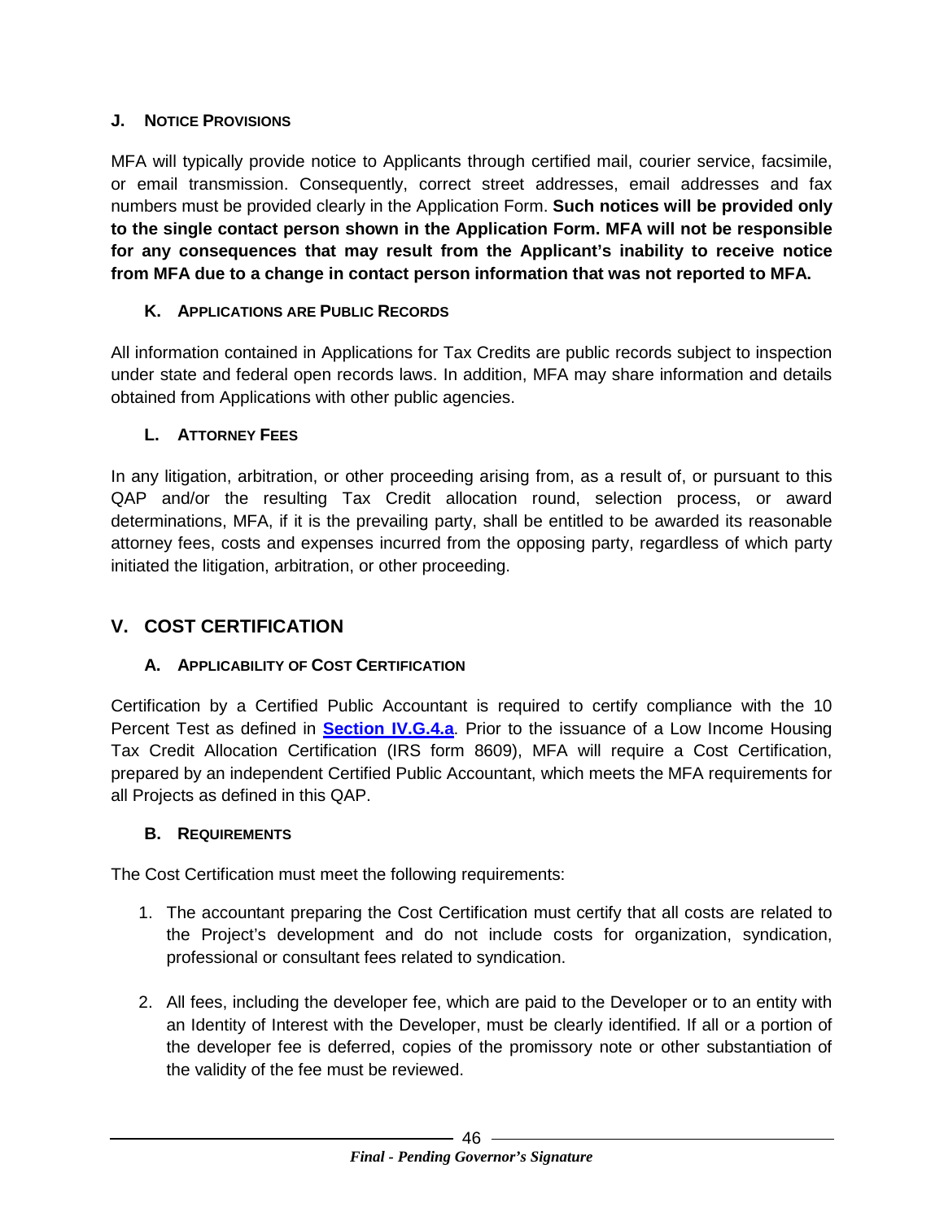### J. Notice Provisions

MFA will typically provide notice to Applicants through certified mail, courier service, facsimile, or email transmission. Consequently, correct street addresses, email addresses and fax numbers must be provided clearly in the Application Form. **Such notices will be provided only to the single contact person shown in the Application Form. MFA will not be responsible for any consequences that may result from the Applicant's inability to receive notice from MFA due to a change in contact person information that was not reported to MFA.**

### K. Applications are Public Records

All information contained in Applications for Tax Credits are public records subject to inspection under state and federal open records laws. In addition, MFA may share information and details obtained from Applications with other public agencies.

### L. Attorney Fees

In any litigation, arbitration, or other proceeding arising from, as a result of, or pursuant to this QAP and/or the resulting Tax Credit allocation round, selection process, or award determinations, MFA, if it is the prevailing party, shall be entitled to be awarded its reasonable attorney fees, costs and expenses incurred from the opposing party, regardless of which party initiated the litigation, arbitration, or other proceeding.

## V. COST CERTIFICATION

### A. Applicability of Cost Certification

Certification by a Certified Public Accountant is required to certify compliance with the 10 Percent Test as defined in **Section IV.G.4.a**. Prior to the issuance of a Low Income Housing Tax Credit Allocation Certification (IRS form 8609), MFA will require a Cost Certification, prepared by an independent Certified Public Accountant, which meets the MFA requirements for all Projects as defined in this QAP.

### B. Requirements

The Cost Certification must meet the following requirements:

1. The accountant preparing the Cost Certification must certify that all costs are related to the Project's development and do not include costs for organization, syndication, professional or consultant fees related to syndication.

2. All fees, including the developer fee, which are paid to the Developer or to an entity with an Identity of Interest with the Developer, must be clearly identified. If all or a portion of the developer fee is deferred, copies of the promissory note or other substantiation of the validity of the fee must be reviewed.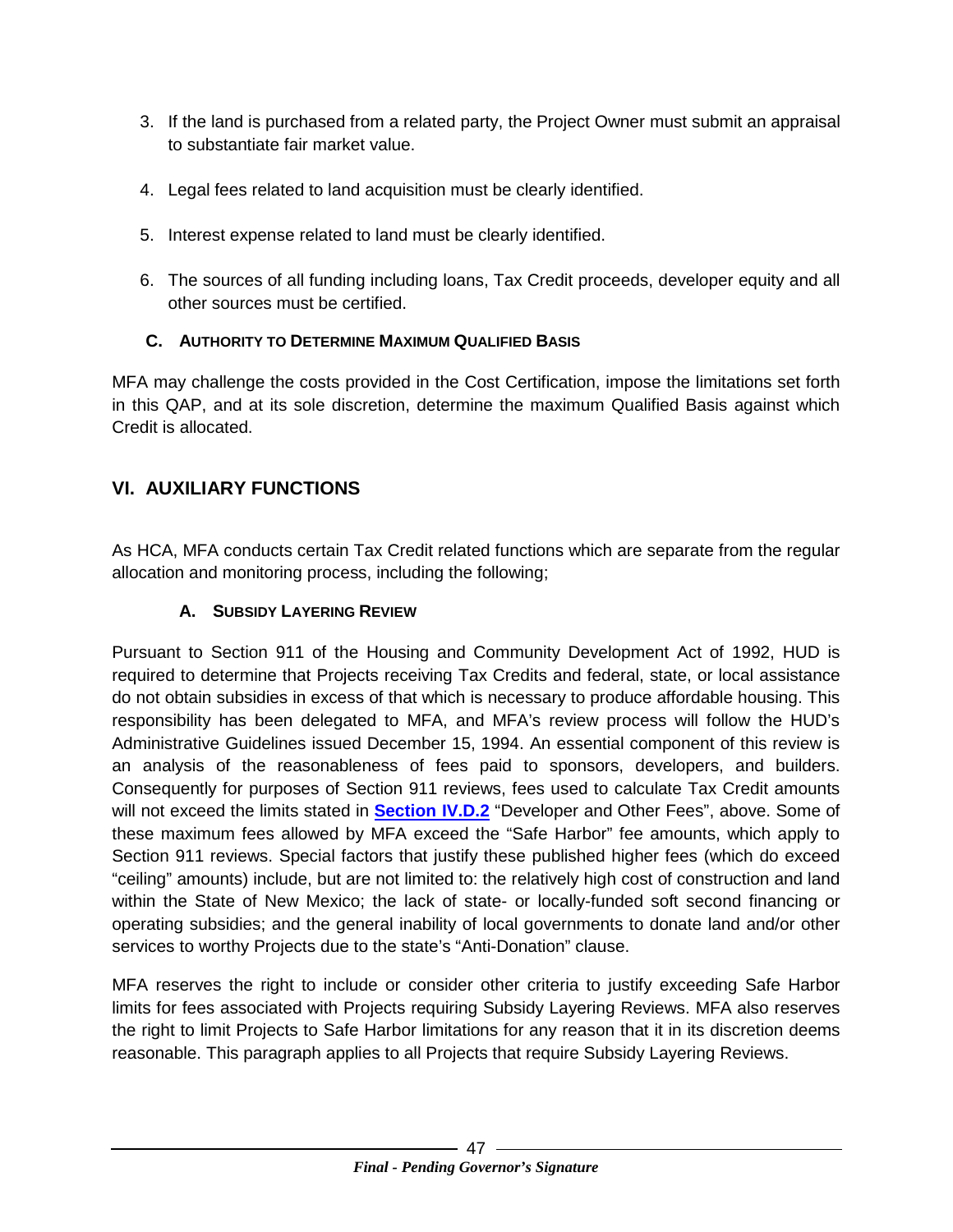3. If the land is purchased from a related party, the Project Owner must submit an appraisal to substantiate fair market value.

4. Legal fees related to land acquisition must be clearly identified.

5. Interest expense related to land must be clearly identified.

6. The sources of all funding including loans, Tax Credit proceeds, developer equity and all other sources must be certified.

### C. AUTHORITY TO DETERMINE MAXIMUM QUALIFIED BASIS

MFA may challenge the costs provided in the Cost Certification, impose the limitations set forth in this QAP, and at its sole discretion, determine the maximum Qualified Basis against which Credit is allocated.

## VI. AUXILIARY FUNCTIONS

As HCA, MFA conducts certain Tax Credit related functions which are separate from the regular allocation and monitoring process, including the following;

### A. SUBSIDY LAYERING REVIEW

Pursuant to Section 911 of the Housing and Community Development Act of 1992, HUD is required to determine that Projects receiving Tax Credits and federal, state, or local assistance do not obtain subsidies in excess of that which is necessary to produce affordable housing. This responsibility has been delegated to MFA, and MFA's review process will follow the HUD's Administrative Guidelines issued December 15, 1994. An essential component of this review is an analysis of the reasonableness of fees paid to sponsors, developers, and builders. Consequently for purposes of Section 911 reviews, fees used to calculate Tax Credit amounts will not exceed the limits stated in **Section IV.D.2** "Developer and Other Fees", above. Some of these maximum fees allowed by MFA exceed the "Safe Harbor" fee amounts, which apply to Section 911 reviews. Special factors that justify these published higher fees (which do exceed "ceiling" amounts) include, but are not limited to: the relatively high cost of construction and land within the State of New Mexico; the lack of state- or locally-funded soft second financing or operating subsidies; and the general inability of local governments to donate land and/or other services to worthy Projects due to the state's "Anti-Donation" clause.

MFA reserves the right to include or consider other criteria to justify exceeding Safe Harbor limits for fees associated with Projects requiring Subsidy Layering Reviews. MFA also reserves the right to limit Projects to Safe Harbor limitations for any reason that it in its discretion deems reasonable. This paragraph applies to all Projects that require Subsidy Layering Reviews.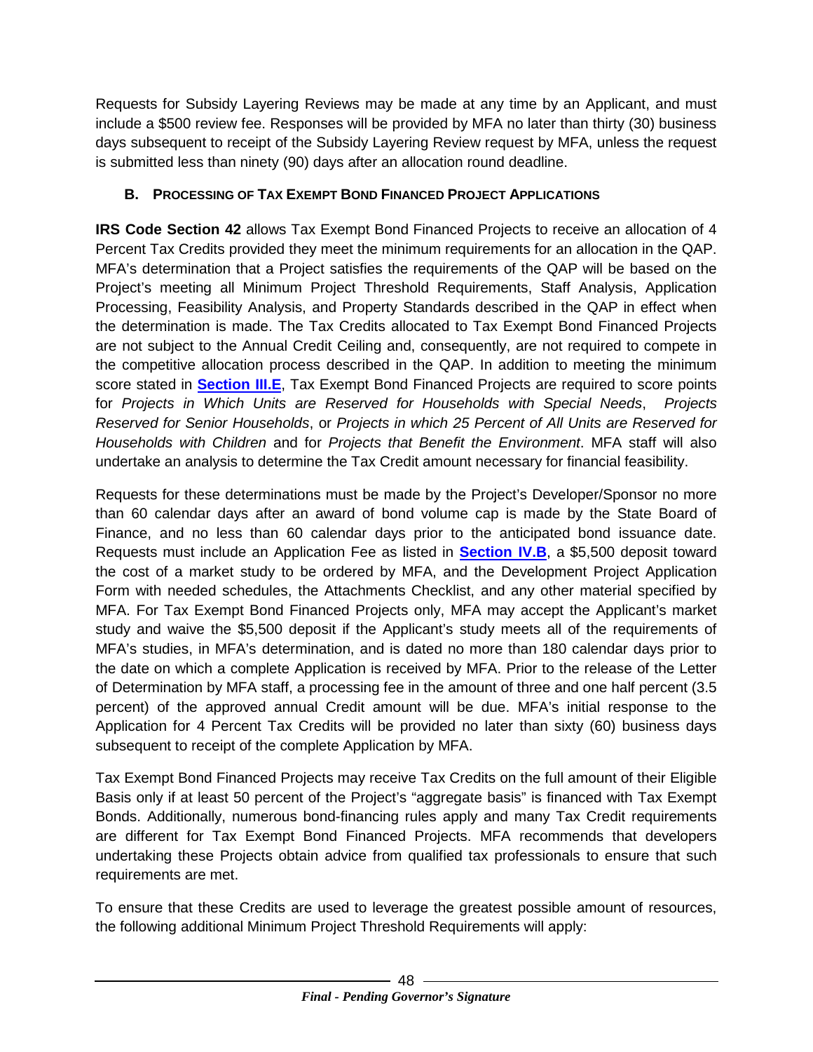Requests for Subsidy Layering Reviews may be made at any time by an Applicant, and must include a $500 review fee. Responses will be provided by MFA no later than thirty (30) business days subsequent to receipt of the Subsidy Layering Review request by MFA, unless the request is submitted less than ninety (90) days after an allocation round deadline.

### B. Processing of Tax Exempt Bond Financed Project Applications

**IRS Code Section 42** allows Tax Exempt Bond Financed Projects to receive an allocation of 4 Percent Tax Credits provided they meet the minimum requirements for an allocation in the QAP. MFA's determination that a Project satisfies the requirements of the QAP will be based on the Project's meeting all Minimum Project Threshold Requirements, Staff Analysis, Application Processing, Feasibility Analysis, and Property Standards described in the QAP in effect when the determination is made. The Tax Credits allocated to Tax Exempt Bond Financed Projects are not subject to the Annual Credit Ceiling and, consequently, are not required to compete in the competitive allocation process described in the QAP. In addition to meeting the minimum score stated in **Section III.E**, Tax Exempt Bond Financed Projects are required to score points for *Projects in Which Units are Reserved for Households with Special Needs*, *Projects Reserved for Senior Households*, or *Projects in which 25 Percent of All Units are Reserved for Households with Children* and for *Projects that Benefit the Environment*. MFA staff will also undertake an analysis to determine the Tax Credit amount necessary for financial feasibility.

Requests for these determinations must be made by the Project's Developer/Sponsor no more than 60 calendar days after an award of bond volume cap is made by the State Board of Finance, and no less than 60 calendar days prior to the anticipated bond issuance date. Requests must include an Application Fee as listed in **Section IV.B**, a $5,500 deposit toward the cost of a market study to be ordered by MFA, and the Development Project Application Form with needed schedules, the Attachments Checklist, and any other material specified by MFA. For Tax Exempt Bond Financed Projects only, MFA may accept the Applicant's market study and waive the $5,500 deposit if the Applicant's study meets all of the requirements of MFA's studies, in MFA's determination, and is dated no more than 180 calendar days prior to the date on which a complete Application is received by MFA. Prior to the release of the Letter of Determination by MFA staff, a processing fee in the amount of three and one half percent (3.5 percent) of the approved annual Credit amount will be due. MFA's initial response to the Application for 4 Percent Tax Credits will be provided no later than sixty (60) business days subsequent to receipt of the complete Application by MFA.

Tax Exempt Bond Financed Projects may receive Tax Credits on the full amount of their Eligible Basis only if at least 50 percent of the Project's "aggregate basis" is financed with Tax Exempt Bonds. Additionally, numerous bond-financing rules apply and many Tax Credit requirements are different for Tax Exempt Bond Financed Projects. MFA recommends that developers undertaking these Projects obtain advice from qualified tax professionals to ensure that such requirements are met.

To ensure that these Credits are used to leverage the greatest possible amount of resources, the following additional Minimum Project Threshold Requirements will apply: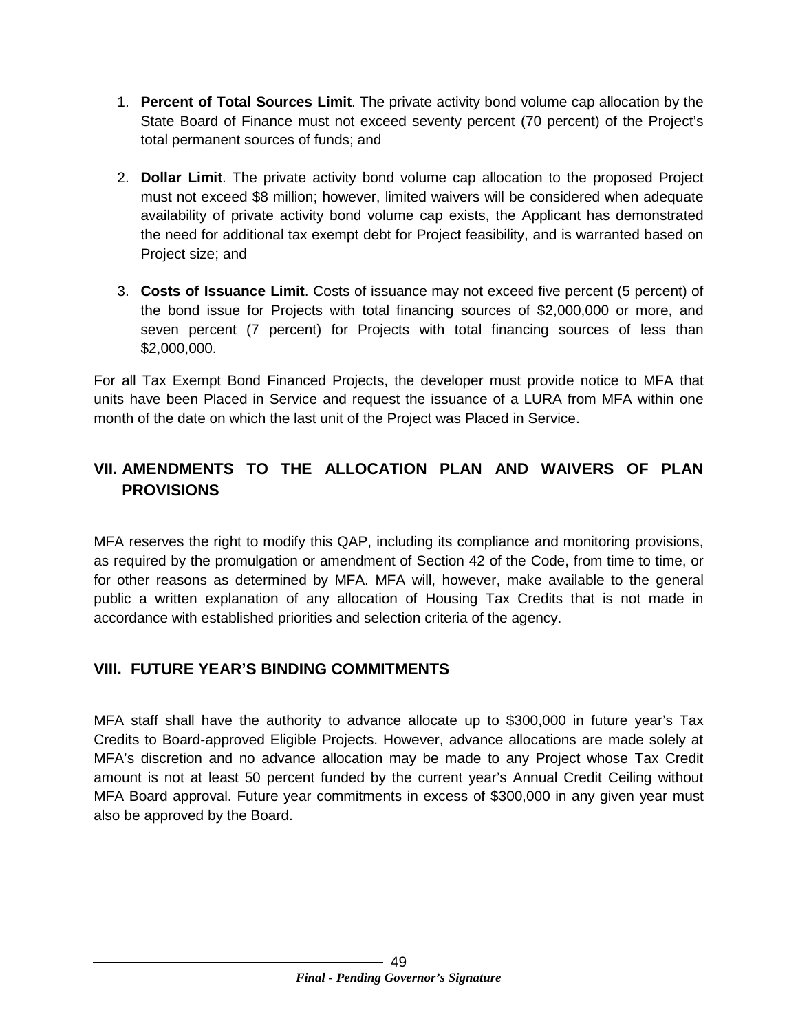1. **Percent of Total Sources Limit**. The private activity bond volume cap allocation by the State Board of Finance must not exceed seventy percent (70 percent) of the Project's total permanent sources of funds; and

2. **Dollar Limit**. The private activity bond volume cap allocation to the proposed Project must not exceed $8 million; however, limited waivers will be considered when adequate availability of private activity bond volume cap exists, the Applicant has demonstrated the need for additional tax exempt debt for Project feasibility, and is warranted based on Project size; and

3. **Costs of Issuance Limit**. Costs of issuance may not exceed five percent (5 percent) of the bond issue for Projects with total financing sources of $2,000,000 or more, and seven percent (7 percent) for Projects with total financing sources of less than $2,000,000.

For all Tax Exempt Bond Financed Projects, the developer must provide notice to MFA that units have been Placed in Service and request the issuance of a LURA from MFA within one month of the date on which the last unit of the Project was Placed in Service.

## VII. AMENDMENTS TO THE ALLOCATION PLAN AND WAIVERS OF PLAN PROVISIONS

MFA reserves the right to modify this QAP, including its compliance and monitoring provisions, as required by the promulgation or amendment of Section 42 of the Code, from time to time, or for other reasons as determined by MFA. MFA will, however, make available to the general public a written explanation of any allocation of Housing Tax Credits that is not made in accordance with established priorities and selection criteria of the agency.

## VIII. FUTURE YEAR'S BINDING COMMITMENTS

MFA staff shall have the authority to advance allocate up to $300,000 in future year's Tax Credits to Board-approved Eligible Projects. However, advance allocations are made solely at MFA's discretion and no advance allocation may be made to any Project whose Tax Credit amount is not at least 50 percent funded by the current year's Annual Credit Ceiling without MFA Board approval. Future year commitments in excess of $300,000 in any given year must also be approved by the Board.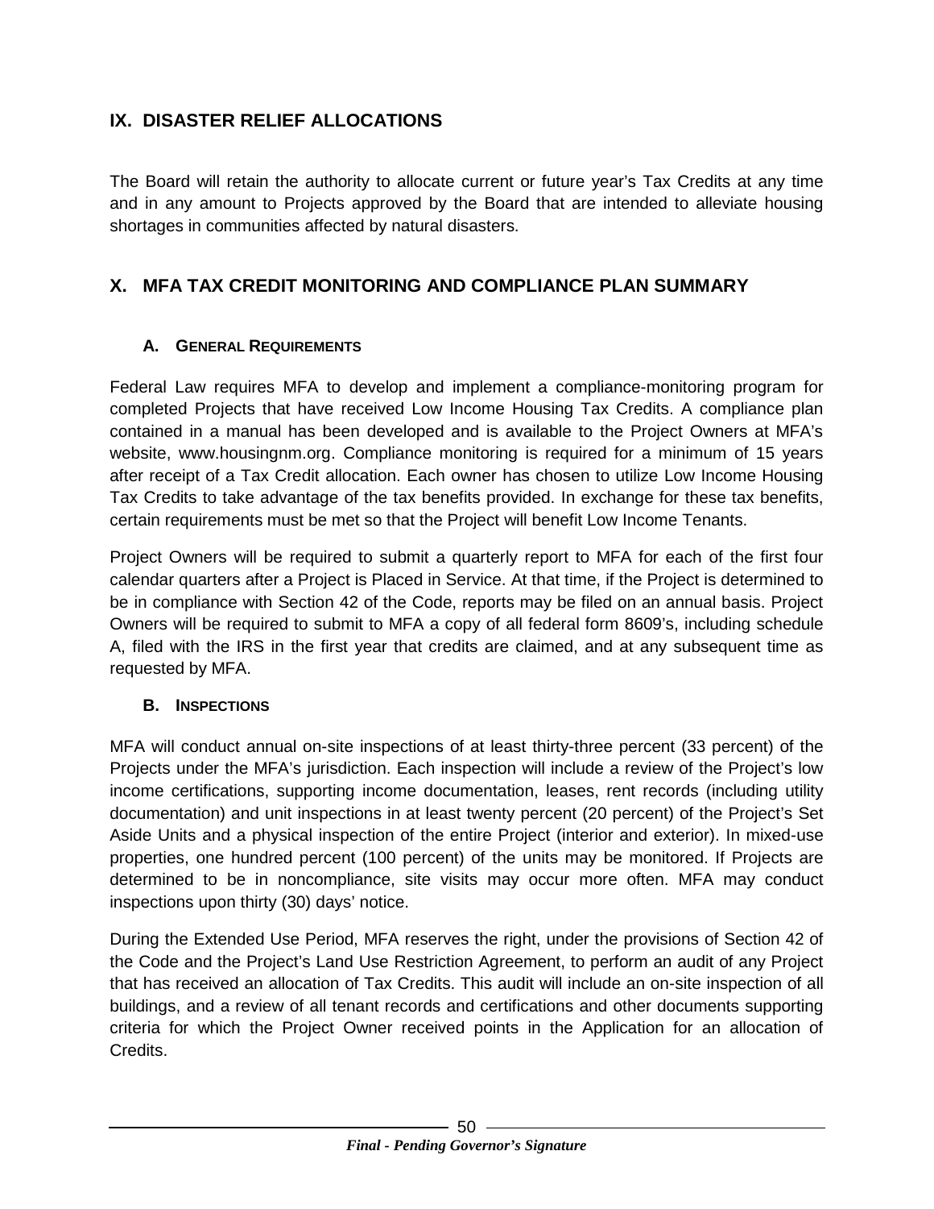## IX. DISASTER RELIEF ALLOCATIONS

The Board will retain the authority to allocate current or future year's Tax Credits at any time and in any amount to Projects approved by the Board that are intended to alleviate housing shortages in communities affected by natural disasters.

## X. MFA TAX CREDIT MONITORING AND COMPLIANCE PLAN SUMMARY

### A. General Requirements

Federal Law requires MFA to develop and implement a compliance-monitoring program for completed Projects that have received Low Income Housing Tax Credits. A compliance plan contained in a manual has been developed and is available to the Project Owners at MFA's website, www.housingnm.org. Compliance monitoring is required for a minimum of 15 years after receipt of a Tax Credit allocation. Each owner has chosen to utilize Low Income Housing Tax Credits to take advantage of the tax benefits provided. In exchange for these tax benefits, certain requirements must be met so that the Project will benefit Low Income Tenants.

Project Owners will be required to submit a quarterly report to MFA for each of the first four calendar quarters after a Project is Placed in Service. At that time, if the Project is determined to be in compliance with Section 42 of the Code, reports may be filed on an annual basis. Project Owners will be required to submit to MFA a copy of all federal form 8609's, including schedule A, filed with the IRS in the first year that credits are claimed, and at any subsequent time as requested by MFA.

### B. Inspections

MFA will conduct annual on-site inspections of at least thirty-three percent (33 percent) of the Projects under the MFA's jurisdiction. Each inspection will include a review of the Project's low income certifications, supporting income documentation, leases, rent records (including utility documentation) and unit inspections in at least twenty percent (20 percent) of the Project's Set Aside Units and a physical inspection of the entire Project (interior and exterior). In mixed-use properties, one hundred percent (100 percent) of the units may be monitored. If Projects are determined to be in noncompliance, site visits may occur more often. MFA may conduct inspections upon thirty (30) days' notice.

During the Extended Use Period, MFA reserves the right, under the provisions of Section 42 of the Code and the Project's Land Use Restriction Agreement, to perform an audit of any Project that has received an allocation of Tax Credits. This audit will include an on-site inspection of all buildings, and a review of all tenant records and certifications and other documents supporting criteria for which the Project Owner received points in the Application for an allocation of Credits.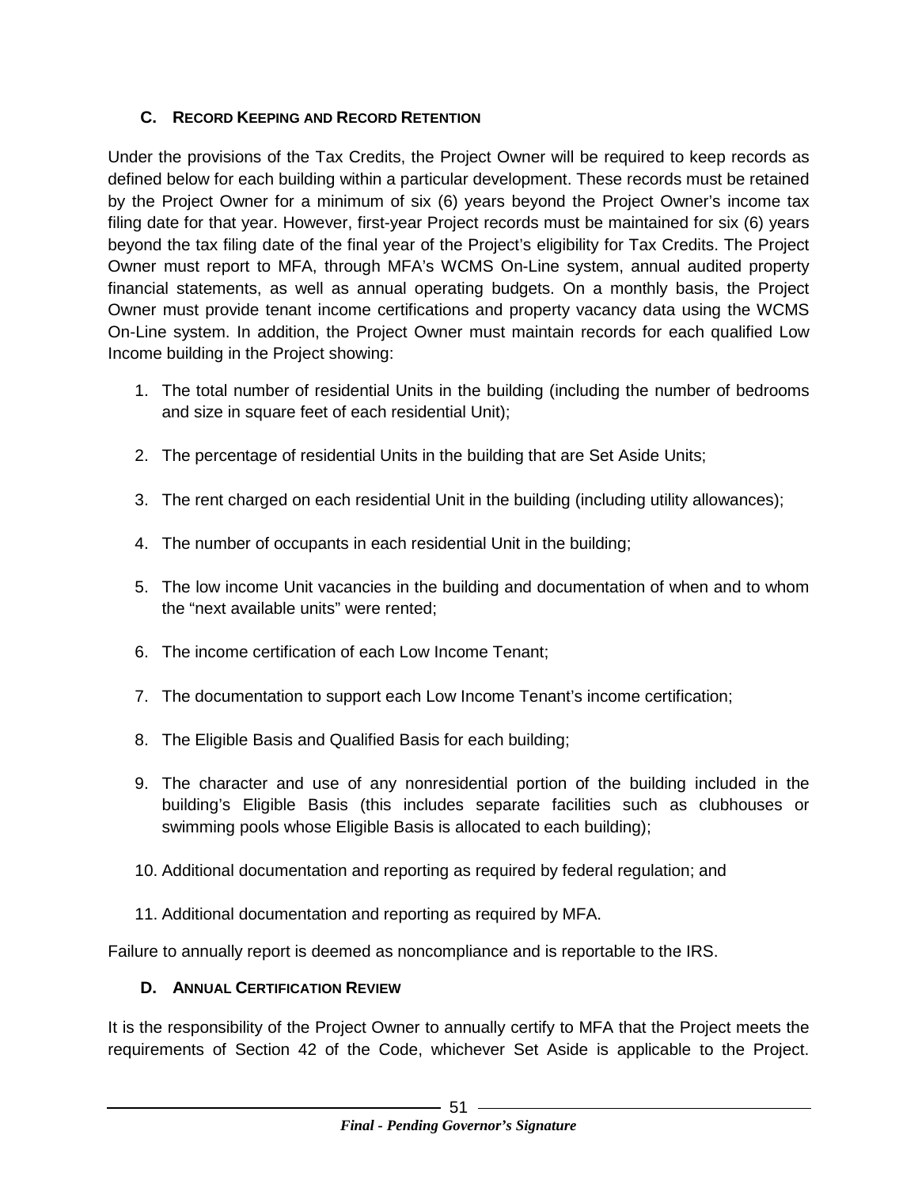### C. Record Keeping and Record Retention

Under the provisions of the Tax Credits, the Project Owner will be required to keep records as defined below for each building within a particular development. These records must be retained by the Project Owner for a minimum of six (6) years beyond the Project Owner's income tax filing date for that year. However, first-year Project records must be maintained for six (6) years beyond the tax filing date of the final year of the Project's eligibility for Tax Credits. The Project Owner must report to MFA, through MFA's WCMS On-Line system, annual audited property financial statements, as well as annual operating budgets. On a monthly basis, the Project Owner must provide tenant income certifications and property vacancy data using the WCMS On-Line system. In addition, the Project Owner must maintain records for each qualified Low Income building in the Project showing:

1. The total number of residential Units in the building (including the number of bedrooms and size in square feet of each residential Unit);
2. The percentage of residential Units in the building that are Set Aside Units;
3. The rent charged on each residential Unit in the building (including utility allowances);
4. The number of occupants in each residential Unit in the building;
5. The low income Unit vacancies in the building and documentation of when and to whom the "next available units" were rented;
6. The income certification of each Low Income Tenant;
7. The documentation to support each Low Income Tenant's income certification;
8. The Eligible Basis and Qualified Basis for each building;
9. The character and use of any nonresidential portion of the building included in the building's Eligible Basis (this includes separate facilities such as clubhouses or swimming pools whose Eligible Basis is allocated to each building);
10. Additional documentation and reporting as required by federal regulation; and
11. Additional documentation and reporting as required by MFA.

Failure to annually report is deemed as noncompliance and is reportable to the IRS.

### D. Annual Certification Review

It is the responsibility of the Project Owner to annually certify to MFA that the Project meets the requirements of Section 42 of the Code, whichever Set Aside is applicable to the Project.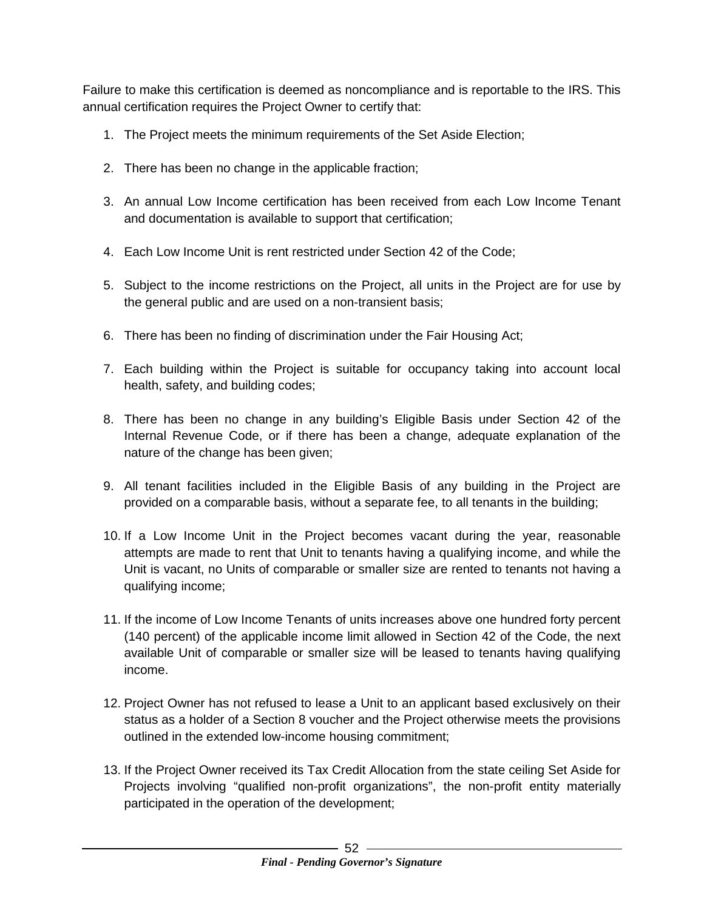Failure to make this certification is deemed as noncompliance and is reportable to the IRS. This annual certification requires the Project Owner to certify that:

1. The Project meets the minimum requirements of the Set Aside Election;

2. There has been no change in the applicable fraction;

3. An annual Low Income certification has been received from each Low Income Tenant and documentation is available to support that certification;

4. Each Low Income Unit is rent restricted under Section 42 of the Code;

5. Subject to the income restrictions on the Project, all units in the Project are for use by the general public and are used on a non-transient basis;

6. There has been no finding of discrimination under the Fair Housing Act;

7. Each building within the Project is suitable for occupancy taking into account local health, safety, and building codes;

8. There has been no change in any building's Eligible Basis under Section 42 of the Internal Revenue Code, or if there has been a change, adequate explanation of the nature of the change has been given;

9. All tenant facilities included in the Eligible Basis of any building in the Project are provided on a comparable basis, without a separate fee, to all tenants in the building;

10. If a Low Income Unit in the Project becomes vacant during the year, reasonable attempts are made to rent that Unit to tenants having a qualifying income, and while the Unit is vacant, no Units of comparable or smaller size are rented to tenants not having a qualifying income;

11. If the income of Low Income Tenants of units increases above one hundred forty percent (140 percent) of the applicable income limit allowed in Section 42 of the Code, the next available Unit of comparable or smaller size will be leased to tenants having qualifying income.

12. Project Owner has not refused to lease a Unit to an applicant based exclusively on their status as a holder of a Section 8 voucher and the Project otherwise meets the provisions outlined in the extended low-income housing commitment;

13. If the Project Owner received its Tax Credit Allocation from the state ceiling Set Aside for Projects involving "qualified non-profit organizations", the non-profit entity materially participated in the operation of the development;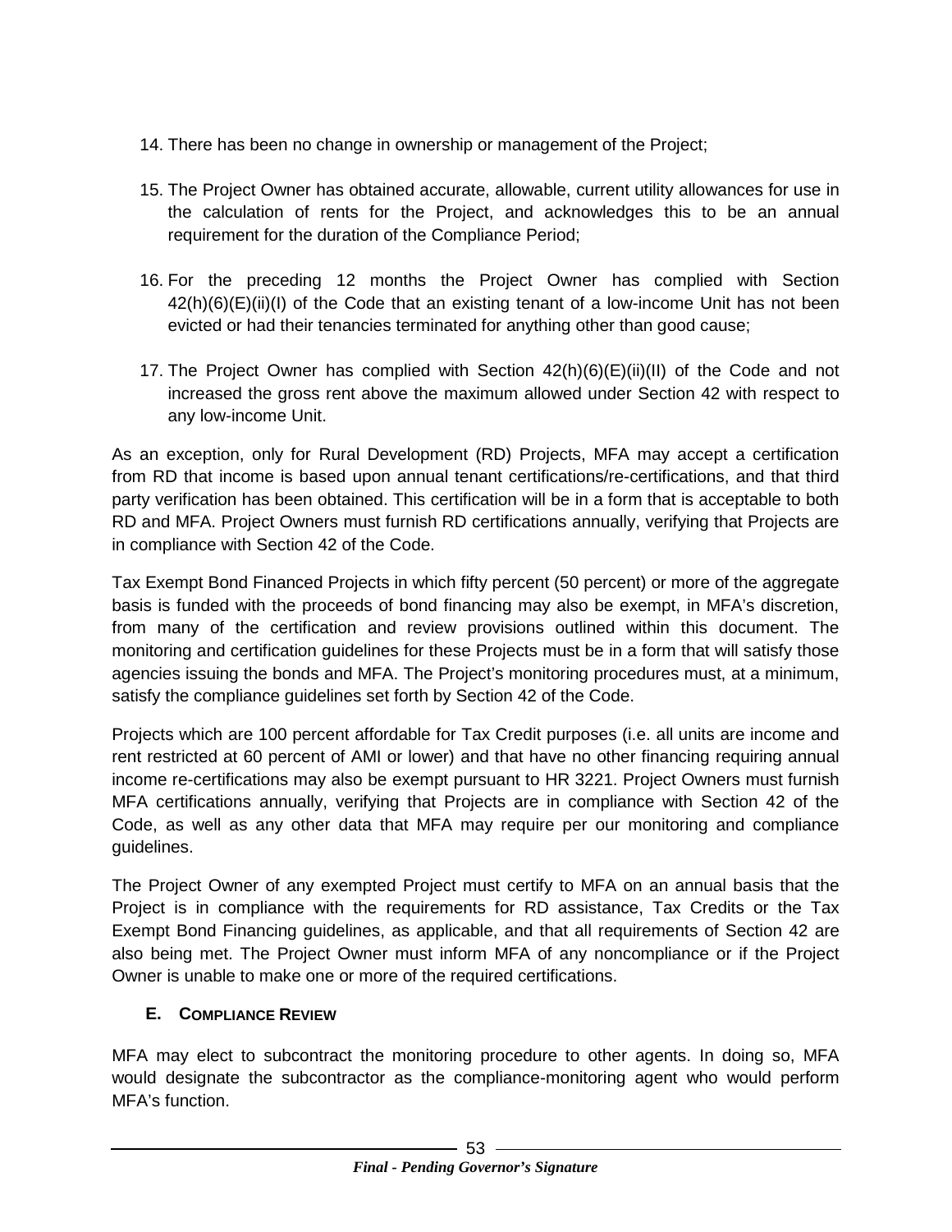14. There has been no change in ownership or management of the Project;

15. The Project Owner has obtained accurate, allowable, current utility allowances for use in the calculation of rents for the Project, and acknowledges this to be an annual requirement for the duration of the Compliance Period;

16. For the preceding 12 months the Project Owner has complied with Section 42(h)(6)(E)(ii)(I) of the Code that an existing tenant of a low-income Unit has not been evicted or had their tenancies terminated for anything other than good cause;

17. The Project Owner has complied with Section 42(h)(6)(E)(ii)(II) of the Code and not increased the gross rent above the maximum allowed under Section 42 with respect to any low-income Unit.

As an exception, only for Rural Development (RD) Projects, MFA may accept a certification from RD that income is based upon annual tenant certifications/re-certifications, and that third party verification has been obtained. This certification will be in a form that is acceptable to both RD and MFA. Project Owners must furnish RD certifications annually, verifying that Projects are in compliance with Section 42 of the Code.

Tax Exempt Bond Financed Projects in which fifty percent (50 percent) or more of the aggregate basis is funded with the proceeds of bond financing may also be exempt, in MFA's discretion, from many of the certification and review provisions outlined within this document. The monitoring and certification guidelines for these Projects must be in a form that will satisfy those agencies issuing the bonds and MFA. The Project's monitoring procedures must, at a minimum, satisfy the compliance guidelines set forth by Section 42 of the Code.

Projects which are 100 percent affordable for Tax Credit purposes (i.e. all units are income and rent restricted at 60 percent of AMI or lower) and that have no other financing requiring annual income re-certifications may also be exempt pursuant to HR 3221. Project Owners must furnish MFA certifications annually, verifying that Projects are in compliance with Section 42 of the Code, as well as any other data that MFA may require per our monitoring and compliance guidelines.

The Project Owner of any exempted Project must certify to MFA on an annual basis that the Project is in compliance with the requirements for RD assistance, Tax Credits or the Tax Exempt Bond Financing guidelines, as applicable, and that all requirements of Section 42 are also being met. The Project Owner must inform MFA of any noncompliance or if the Project Owner is unable to make one or more of the required certifications.

### E. Compliance Review

MFA may elect to subcontract the monitoring procedure to other agents. In doing so, MFA would designate the subcontractor as the compliance-monitoring agent who would perform MFA's function.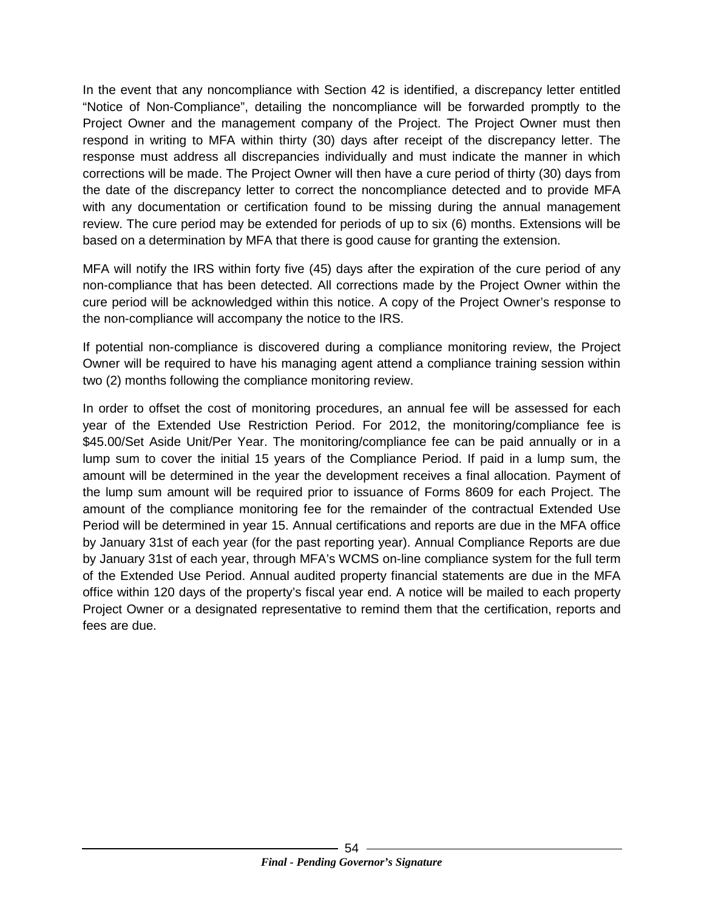In the event that any noncompliance with Section 42 is identified, a discrepancy letter entitled "Notice of Non-Compliance", detailing the noncompliance will be forwarded promptly to the Project Owner and the management company of the Project. The Project Owner must then respond in writing to MFA within thirty (30) days after receipt of the discrepancy letter. The response must address all discrepancies individually and must indicate the manner in which corrections will be made. The Project Owner will then have a cure period of thirty (30) days from the date of the discrepancy letter to correct the noncompliance detected and to provide MFA with any documentation or certification found to be missing during the annual management review. The cure period may be extended for periods of up to six (6) months. Extensions will be based on a determination by MFA that there is good cause for granting the extension.

MFA will notify the IRS within forty five (45) days after the expiration of the cure period of any non-compliance that has been detected. All corrections made by the Project Owner within the cure period will be acknowledged within this notice. A copy of the Project Owner's response to the non-compliance will accompany the notice to the IRS.

If potential non-compliance is discovered during a compliance monitoring review, the Project Owner will be required to have his managing agent attend a compliance training session within two (2) months following the compliance monitoring review.

In order to offset the cost of monitoring procedures, an annual fee will be assessed for each year of the Extended Use Restriction Period. For 2012, the monitoring/compliance fee is $45.00/Set Aside Unit/Per Year. The monitoring/compliance fee can be paid annually or in a lump sum to cover the initial 15 years of the Compliance Period. If paid in a lump sum, the amount will be determined in the year the development receives a final allocation. Payment of the lump sum amount will be required prior to issuance of Forms 8609 for each Project. The amount of the compliance monitoring fee for the remainder of the contractual Extended Use Period will be determined in year 15. Annual certifications and reports are due in the MFA office by January 31st of each year (for the past reporting year). Annual Compliance Reports are due by January 31st of each year, through MFA's WCMS on-line compliance system for the full term of the Extended Use Period. Annual audited property financial statements are due in the MFA office within 120 days of the property's fiscal year end. A notice will be mailed to each property Project Owner or a designated representative to remind them that the certification, reports and fees are due.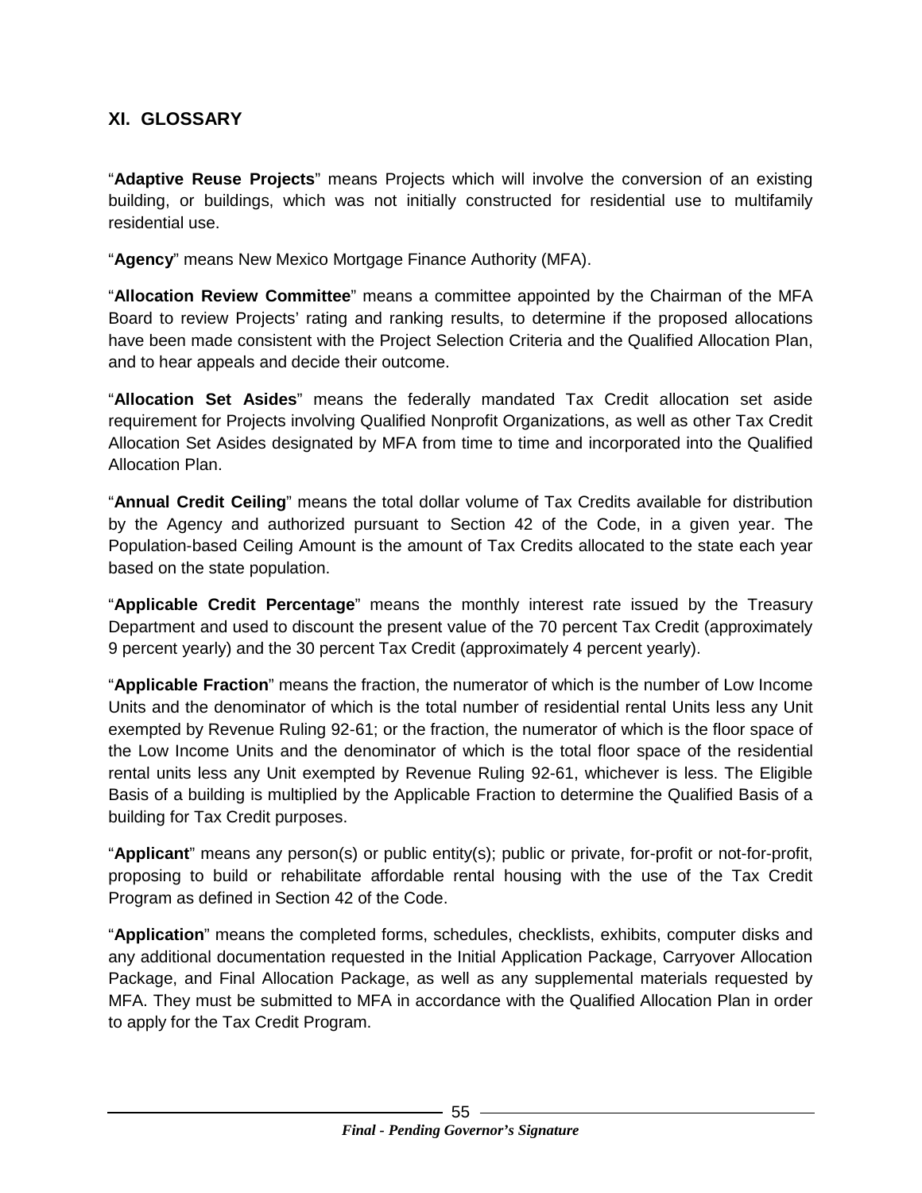## XI. GLOSSARY

"**Adaptive Reuse Projects**" means Projects which will involve the conversion of an existing building, or buildings, which was not initially constructed for residential use to multifamily residential use.

"**Agency**" means New Mexico Mortgage Finance Authority (MFA).

"**Allocation Review Committee**" means a committee appointed by the Chairman of the MFA Board to review Projects' rating and ranking results, to determine if the proposed allocations have been made consistent with the Project Selection Criteria and the Qualified Allocation Plan, and to hear appeals and decide their outcome.

"**Allocation Set Asides**" means the federally mandated Tax Credit allocation set aside requirement for Projects involving Qualified Nonprofit Organizations, as well as other Tax Credit Allocation Set Asides designated by MFA from time to time and incorporated into the Qualified Allocation Plan.

"**Annual Credit Ceiling**" means the total dollar volume of Tax Credits available for distribution by the Agency and authorized pursuant to Section 42 of the Code, in a given year. The Population-based Ceiling Amount is the amount of Tax Credits allocated to the state each year based on the state population.

"**Applicable Credit Percentage**" means the monthly interest rate issued by the Treasury Department and used to discount the present value of the 70 percent Tax Credit (approximately 9 percent yearly) and the 30 percent Tax Credit (approximately 4 percent yearly).

"**Applicable Fraction**" means the fraction, the numerator of which is the number of Low Income Units and the denominator of which is the total number of residential rental Units less any Unit exempted by Revenue Ruling 92-61; or the fraction, the numerator of which is the floor space of the Low Income Units and the denominator of which is the total floor space of the residential rental units less any Unit exempted by Revenue Ruling 92-61, whichever is less. The Eligible Basis of a building is multiplied by the Applicable Fraction to determine the Qualified Basis of a building for Tax Credit purposes.

"**Applicant**" means any person(s) or public entity(s); public or private, for-profit or not-for-profit, proposing to build or rehabilitate affordable rental housing with the use of the Tax Credit Program as defined in Section 42 of the Code.

"**Application**" means the completed forms, schedules, checklists, exhibits, computer disks and any additional documentation requested in the Initial Application Package, Carryover Allocation Package, and Final Allocation Package, as well as any supplemental materials requested by MFA. They must be submitted to MFA in accordance with the Qualified Allocation Plan in order to apply for the Tax Credit Program.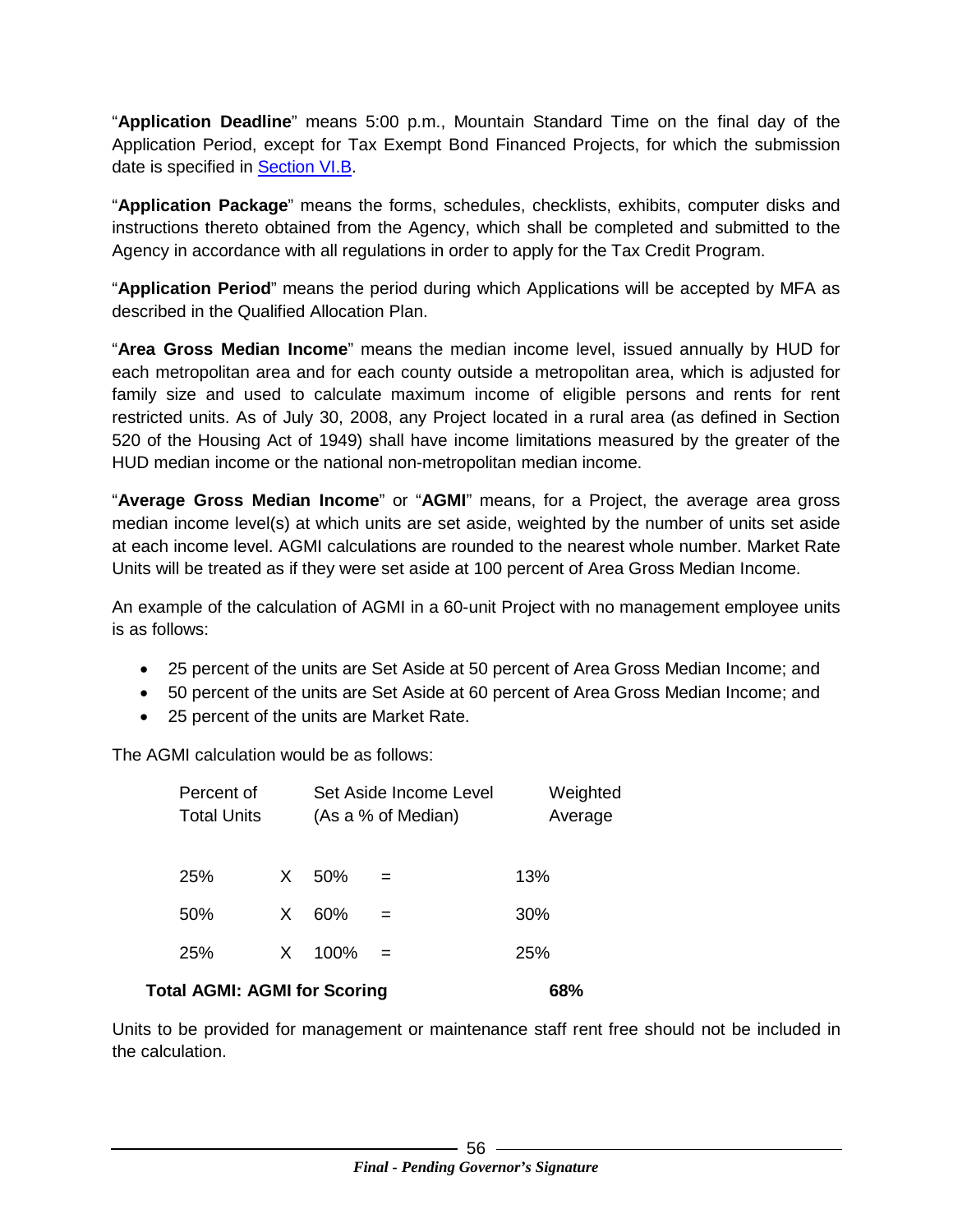"**Application Deadline**" means 5:00 p.m., Mountain Standard Time on the final day of the Application Period, except for Tax Exempt Bond Financed Projects, for which the submission date is specified in Section VI.B.

"**Application Package**" means the forms, schedules, checklists, exhibits, computer disks and instructions thereto obtained from the Agency, which shall be completed and submitted to the Agency in accordance with all regulations in order to apply for the Tax Credit Program.

"**Application Period**" means the period during which Applications will be accepted by MFA as described in the Qualified Allocation Plan.

"**Area Gross Median Income**" means the median income level, issued annually by HUD for each metropolitan area and for each county outside a metropolitan area, which is adjusted for family size and used to calculate maximum income of eligible persons and rents for rent restricted units. As of July 30, 2008, any Project located in a rural area (as defined in Section 520 of the Housing Act of 1949) shall have income limitations measured by the greater of the HUD median income or the national non-metropolitan median income.

"**Average Gross Median Income**" or "**AGMI**" means, for a Project, the average area gross median income level(s) at which units are set aside, weighted by the number of units set aside at each income level. AGMI calculations are rounded to the nearest whole number. Market Rate Units will be treated as if they were set aside at 100 percent of Area Gross Median Income.

An example of the calculation of AGMI in a 60-unit Project with no management employee units is as follows:

- 25 percent of the units are Set Aside at 50 percent of Area Gross Median Income; and
- 50 percent of the units are Set Aside at 60 percent of Area Gross Median Income; and
- 25 percent of the units are Market Rate.

The AGMI calculation would be as follows:

| Percent of Total Units | | Set Aside Income Level (As a % of Median) | | Weighted Average |
|---|---|---|---|---|
| 25% | X | 50% | = | 13% |
| 50% | X | 60% | = | 30% |
| 25% | X | 100% | = | 25% |
| **Total AGMI: AGMI for Scoring** | | | | **68%** |

Units to be provided for management or maintenance staff rent free should not be included in the calculation.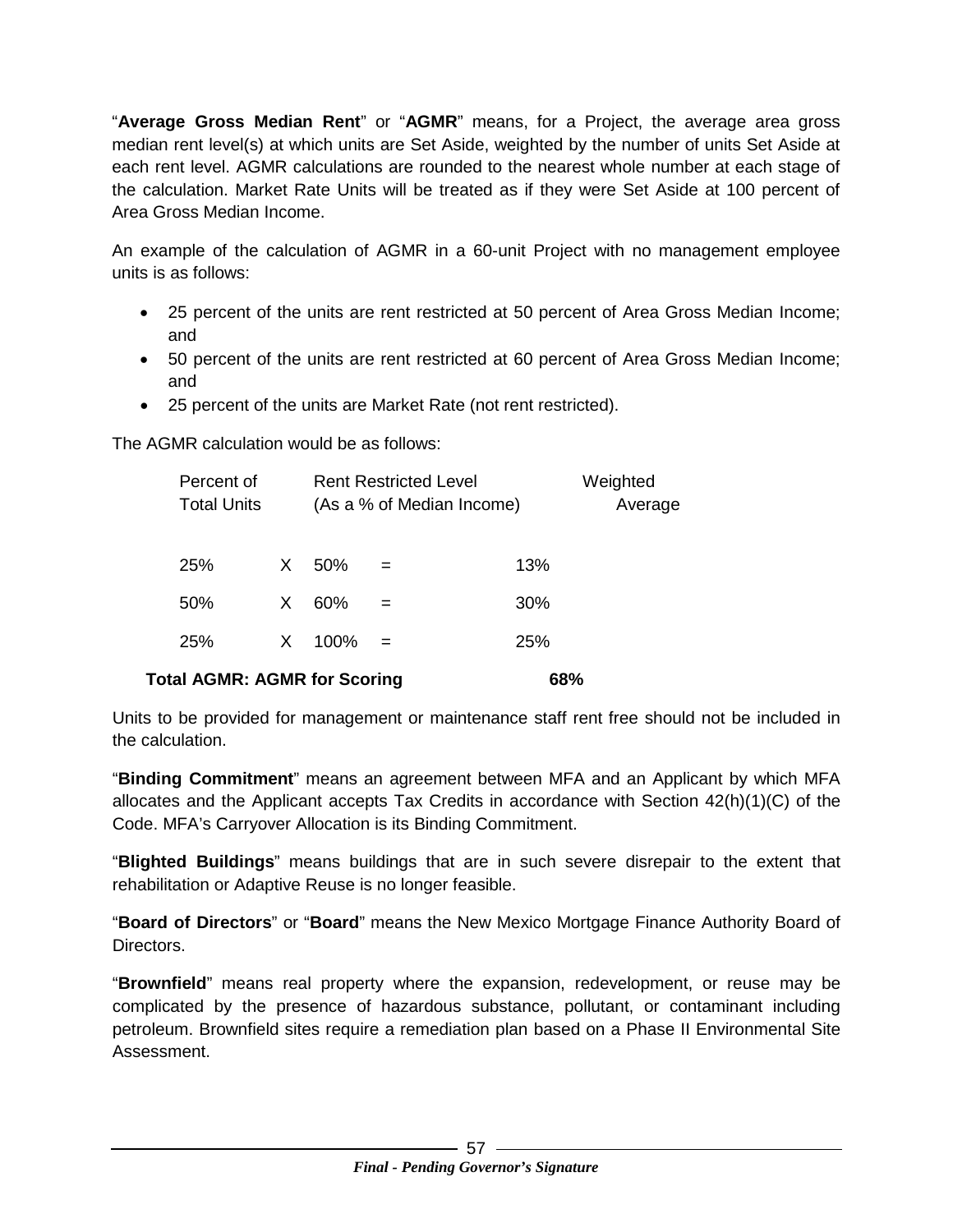"**Average Gross Median Rent**" or "**AGMR**" means, for a Project, the average area gross median rent level(s) at which units are Set Aside, weighted by the number of units Set Aside at each rent level. AGMR calculations are rounded to the nearest whole number at each stage of the calculation. Market Rate Units will be treated as if they were Set Aside at 100 percent of Area Gross Median Income.

An example of the calculation of AGMR in a 60-unit Project with no management employee units is as follows:

- 25 percent of the units are rent restricted at 50 percent of Area Gross Median Income; and
- 50 percent of the units are rent restricted at 60 percent of Area Gross Median Income; and
- 25 percent of the units are Market Rate (not rent restricted).

The AGMR calculation would be as follows:

| Percent of Total Units | | Rent Restricted Level (As a % of Median Income) | | Weighted Average |
|---|---|---|---|---|
| 25% | X | 50% | = | 13% |
| 50% | X | 60% | = | 30% |
| 25% | X | 100% | = | 25% |
| **Total AGMR: AGMR for Scoring** | | | | **68%** |

Units to be provided for management or maintenance staff rent free should not be included in the calculation.

"**Binding Commitment**" means an agreement between MFA and an Applicant by which MFA allocates and the Applicant accepts Tax Credits in accordance with Section 42(h)(1)(C) of the Code. MFA's Carryover Allocation is its Binding Commitment.

"**Blighted Buildings**" means buildings that are in such severe disrepair to the extent that rehabilitation or Adaptive Reuse is no longer feasible.

"**Board of Directors**" or "**Board**" means the New Mexico Mortgage Finance Authority Board of Directors.

"**Brownfield**" means real property where the expansion, redevelopment, or reuse may be complicated by the presence of hazardous substance, pollutant, or contaminant including petroleum. Brownfield sites require a remediation plan based on a Phase II Environmental Site Assessment.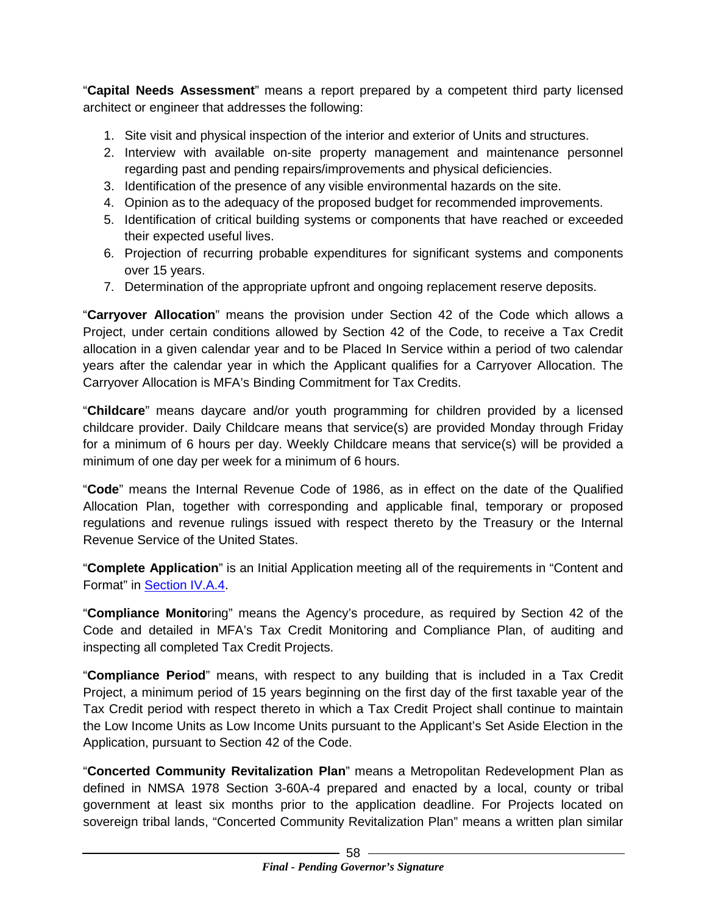"**Capital Needs Assessment**" means a report prepared by a competent third party licensed architect or engineer that addresses the following:

1. Site visit and physical inspection of the interior and exterior of Units and structures.
2. Interview with available on-site property management and maintenance personnel regarding past and pending repairs/improvements and physical deficiencies.
3. Identification of the presence of any visible environmental hazards on the site.
4. Opinion as to the adequacy of the proposed budget for recommended improvements.
5. Identification of critical building systems or components that have reached or exceeded their expected useful lives.
6. Projection of recurring probable expenditures for significant systems and components over 15 years.
7. Determination of the appropriate upfront and ongoing replacement reserve deposits.

"**Carryover Allocation**" means the provision under Section 42 of the Code which allows a Project, under certain conditions allowed by Section 42 of the Code, to receive a Tax Credit allocation in a given calendar year and to be Placed In Service within a period of two calendar years after the calendar year in which the Applicant qualifies for a Carryover Allocation. The Carryover Allocation is MFA's Binding Commitment for Tax Credits.

"**Childcare**" means daycare and/or youth programming for children provided by a licensed childcare provider. Daily Childcare means that service(s) are provided Monday through Friday for a minimum of 6 hours per day. Weekly Childcare means that service(s) will be provided a minimum of one day per week for a minimum of 6 hours.

"**Code**" means the Internal Revenue Code of 1986, as in effect on the date of the Qualified Allocation Plan, together with corresponding and applicable final, temporary or proposed regulations and revenue rulings issued with respect thereto by the Treasury or the Internal Revenue Service of the United States.

"**Complete Application**" is an Initial Application meeting all of the requirements in "Content and Format" in Section IV.A.4.

"**Compliance Monito**ring" means the Agency's procedure, as required by Section 42 of the Code and detailed in MFA's Tax Credit Monitoring and Compliance Plan, of auditing and inspecting all completed Tax Credit Projects.

"**Compliance Period**" means, with respect to any building that is included in a Tax Credit Project, a minimum period of 15 years beginning on the first day of the first taxable year of the Tax Credit period with respect thereto in which a Tax Credit Project shall continue to maintain the Low Income Units as Low Income Units pursuant to the Applicant's Set Aside Election in the Application, pursuant to Section 42 of the Code.

"**Concerted Community Revitalization Plan**" means a Metropolitan Redevelopment Plan as defined in NMSA 1978 Section 3-60A-4 prepared and enacted by a local, county or tribal government at least six months prior to the application deadline. For Projects located on sovereign tribal lands, "Concerted Community Revitalization Plan" means a written plan similar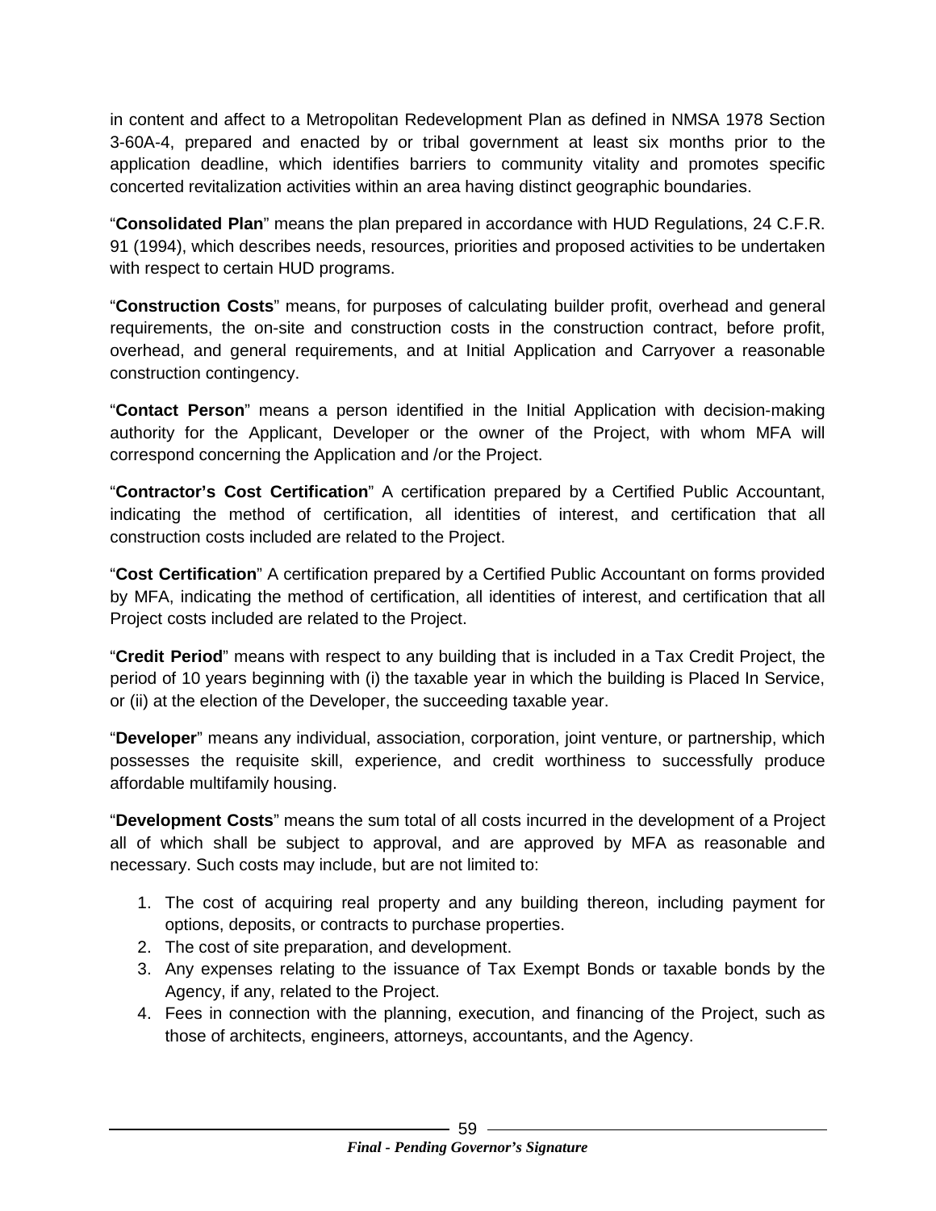in content and affect to a Metropolitan Redevelopment Plan as defined in NMSA 1978 Section 3-60A-4, prepared and enacted by or tribal government at least six months prior to the application deadline, which identifies barriers to community vitality and promotes specific concerted revitalization activities within an area having distinct geographic boundaries.

"**Consolidated Plan**" means the plan prepared in accordance with HUD Regulations, 24 C.F.R. 91 (1994), which describes needs, resources, priorities and proposed activities to be undertaken with respect to certain HUD programs.

"**Construction Costs**" means, for purposes of calculating builder profit, overhead and general requirements, the on-site and construction costs in the construction contract, before profit, overhead, and general requirements, and at Initial Application and Carryover a reasonable construction contingency.

"**Contact Person**" means a person identified in the Initial Application with decision-making authority for the Applicant, Developer or the owner of the Project, with whom MFA will correspond concerning the Application and /or the Project.

"**Contractor's Cost Certification**" A certification prepared by a Certified Public Accountant, indicating the method of certification, all identities of interest, and certification that all construction costs included are related to the Project.

"**Cost Certification**" A certification prepared by a Certified Public Accountant on forms provided by MFA, indicating the method of certification, all identities of interest, and certification that all Project costs included are related to the Project.

"**Credit Period**" means with respect to any building that is included in a Tax Credit Project, the period of 10 years beginning with (i) the taxable year in which the building is Placed In Service, or (ii) at the election of the Developer, the succeeding taxable year.

"**Developer**" means any individual, association, corporation, joint venture, or partnership, which possesses the requisite skill, experience, and credit worthiness to successfully produce affordable multifamily housing.

"**Development Costs**" means the sum total of all costs incurred in the development of a Project all of which shall be subject to approval, and are approved by MFA as reasonable and necessary. Such costs may include, but are not limited to:

1. The cost of acquiring real property and any building thereon, including payment for options, deposits, or contracts to purchase properties.
2. The cost of site preparation, and development.
3. Any expenses relating to the issuance of Tax Exempt Bonds or taxable bonds by the Agency, if any, related to the Project.
4. Fees in connection with the planning, execution, and financing of the Project, such as those of architects, engineers, attorneys, accountants, and the Agency.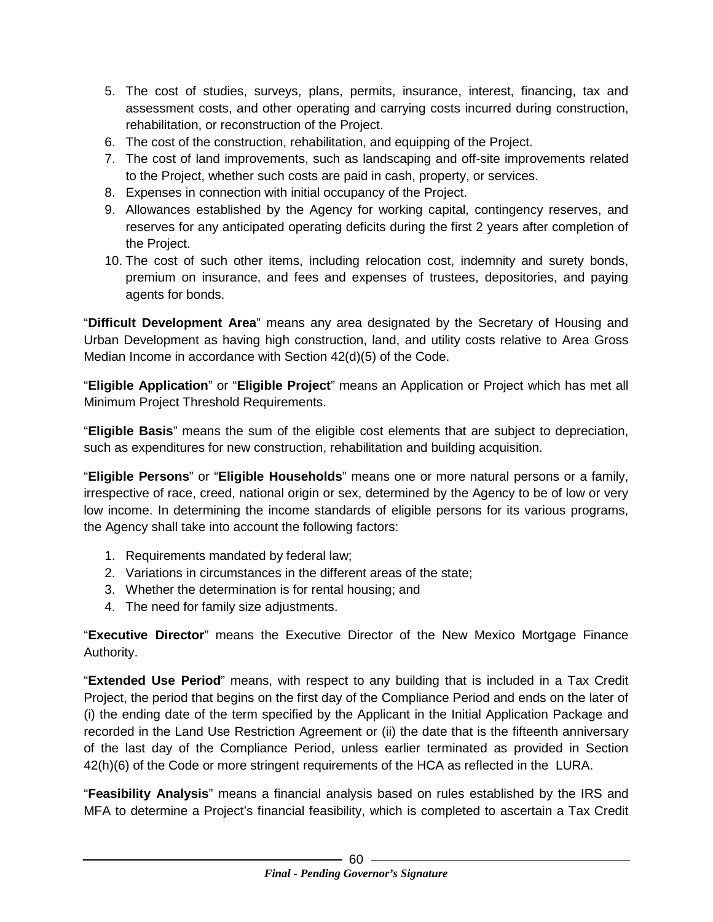5. The cost of studies, surveys, plans, permits, insurance, interest, financing, tax and assessment costs, and other operating and carrying costs incurred during construction, rehabilitation, or reconstruction of the Project.
6. The cost of the construction, rehabilitation, and equipping of the Project.
7. The cost of land improvements, such as landscaping and off-site improvements related to the Project, whether such costs are paid in cash, property, or services.
8. Expenses in connection with initial occupancy of the Project.
9. Allowances established by the Agency for working capital, contingency reserves, and reserves for any anticipated operating deficits during the first 2 years after completion of the Project.
10. The cost of such other items, including relocation cost, indemnity and surety bonds, premium on insurance, and fees and expenses of trustees, depositories, and paying agents for bonds.

"**Difficult Development Area**" means any area designated by the Secretary of Housing and Urban Development as having high construction, land, and utility costs relative to Area Gross Median Income in accordance with Section 42(d)(5) of the Code.

"**Eligible Application**" or "**Eligible Project**" means an Application or Project which has met all Minimum Project Threshold Requirements.

"**Eligible Basis**" means the sum of the eligible cost elements that are subject to depreciation, such as expenditures for new construction, rehabilitation and building acquisition.

"**Eligible Persons**" or "**Eligible Households**" means one or more natural persons or a family, irrespective of race, creed, national origin or sex, determined by the Agency to be of low or very low income. In determining the income standards of eligible persons for its various programs, the Agency shall take into account the following factors:

1. Requirements mandated by federal law;
2. Variations in circumstances in the different areas of the state;
3. Whether the determination is for rental housing; and
4. The need for family size adjustments.

"**Executive Director**" means the Executive Director of the New Mexico Mortgage Finance Authority.

"**Extended Use Period**" means, with respect to any building that is included in a Tax Credit Project, the period that begins on the first day of the Compliance Period and ends on the later of (i) the ending date of the term specified by the Applicant in the Initial Application Package and recorded in the Land Use Restriction Agreement or (ii) the date that is the fifteenth anniversary of the last day of the Compliance Period, unless earlier terminated as provided in Section 42(h)(6) of the Code or more stringent requirements of the HCA as reflected in the LURA.

"**Feasibility Analysis**" means a financial analysis based on rules established by the IRS and MFA to determine a Project's financial feasibility, which is completed to ascertain a Tax Credit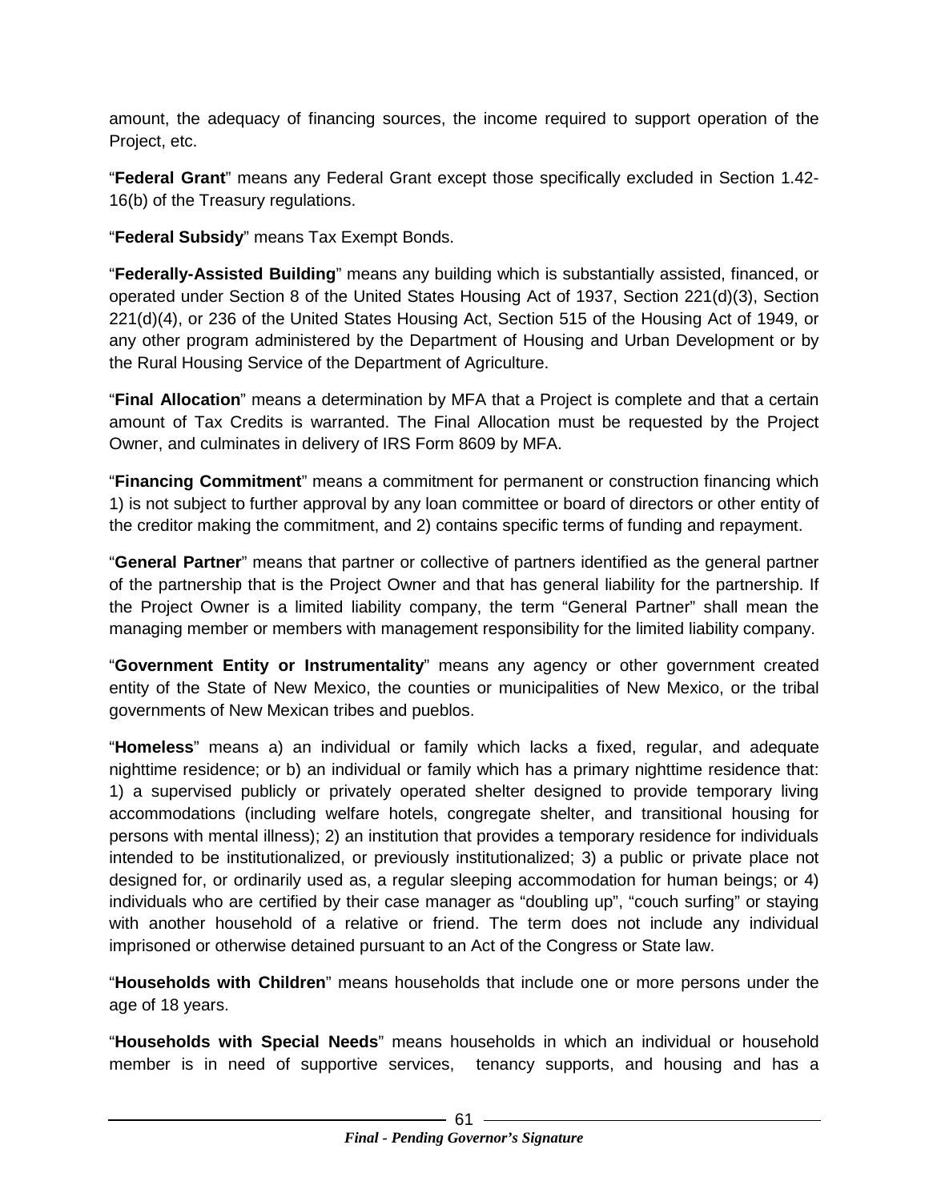amount, the adequacy of financing sources, the income required to support operation of the Project, etc.

“**Federal Grant**” means any Federal Grant except those specifically excluded in Section 1.42-16(b) of the Treasury regulations.

“**Federal Subsidy**” means Tax Exempt Bonds.

“**Federally-Assisted Building**” means any building which is substantially assisted, financed, or operated under Section 8 of the United States Housing Act of 1937, Section 221(d)(3), Section 221(d)(4), or 236 of the United States Housing Act, Section 515 of the Housing Act of 1949, or any other program administered by the Department of Housing and Urban Development or by the Rural Housing Service of the Department of Agriculture.

“**Final Allocation**” means a determination by MFA that a Project is complete and that a certain amount of Tax Credits is warranted. The Final Allocation must be requested by the Project Owner, and culminates in delivery of IRS Form 8609 by MFA.

“**Financing Commitment**” means a commitment for permanent or construction financing which 1) is not subject to further approval by any loan committee or board of directors or other entity of the creditor making the commitment, and 2) contains specific terms of funding and repayment.

“**General Partner**” means that partner or collective of partners identified as the general partner of the partnership that is the Project Owner and that has general liability for the partnership. If the Project Owner is a limited liability company, the term “General Partner” shall mean the managing member or members with management responsibility for the limited liability company.

“**Government Entity or Instrumentality**” means any agency or other government created entity of the State of New Mexico, the counties or municipalities of New Mexico, or the tribal governments of New Mexican tribes and pueblos.

“**Homeless**” means a) an individual or family which lacks a fixed, regular, and adequate nighttime residence; or b) an individual or family which has a primary nighttime residence that: 1) a supervised publicly or privately operated shelter designed to provide temporary living accommodations (including welfare hotels, congregate shelter, and transitional housing for persons with mental illness); 2) an institution that provides a temporary residence for individuals intended to be institutionalized, or previously institutionalized; 3) a public or private place not designed for, or ordinarily used as, a regular sleeping accommodation for human beings; or 4) individuals who are certified by their case manager as “doubling up”, “couch surfing” or staying with another household of a relative or friend. The term does not include any individual imprisoned or otherwise detained pursuant to an Act of the Congress or State law.

“**Households with Children**” means households that include one or more persons under the age of 18 years.

“**Households with Special Needs**” means households in which an individual or household member is in need of supportive services, tenancy supports, and housing and has a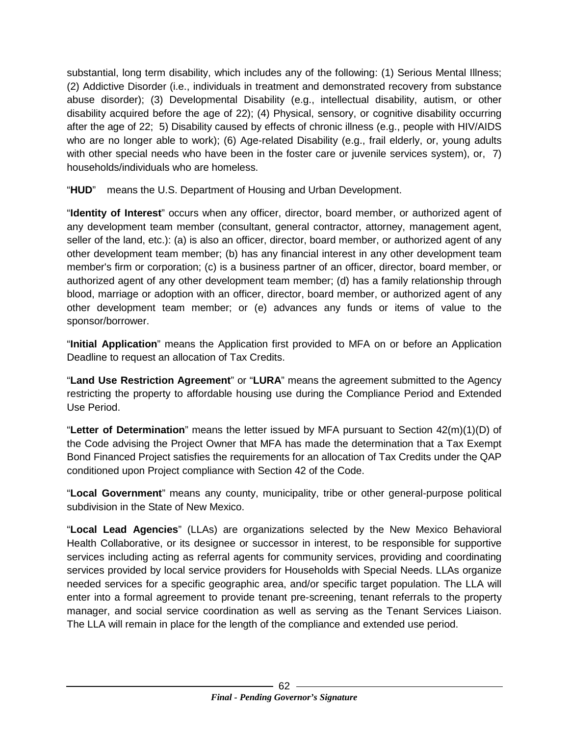substantial, long term disability, which includes any of the following: (1) Serious Mental Illness; (2) Addictive Disorder (i.e., individuals in treatment and demonstrated recovery from substance abuse disorder); (3) Developmental Disability (e.g., intellectual disability, autism, or other disability acquired before the age of 22); (4) Physical, sensory, or cognitive disability occurring after the age of 22; 5) Disability caused by effects of chronic illness (e.g., people with HIV/AIDS who are no longer able to work); (6) Age-related Disability (e.g., frail elderly, or, young adults with other special needs who have been in the foster care or juvenile services system), or, 7) households/individuals who are homeless.

"**HUD**" means the U.S. Department of Housing and Urban Development.

"**Identity of Interest**" occurs when any officer, director, board member, or authorized agent of any development team member (consultant, general contractor, attorney, management agent, seller of the land, etc.): (a) is also an officer, director, board member, or authorized agent of any other development team member; (b) has any financial interest in any other development team member's firm or corporation; (c) is a business partner of an officer, director, board member, or authorized agent of any other development team member; (d) has a family relationship through blood, marriage or adoption with an officer, director, board member, or authorized agent of any other development team member; or (e) advances any funds or items of value to the sponsor/borrower.

"**Initial Application**" means the Application first provided to MFA on or before an Application Deadline to request an allocation of Tax Credits.

"**Land Use Restriction Agreement**" or "**LURA**" means the agreement submitted to the Agency restricting the property to affordable housing use during the Compliance Period and Extended Use Period.

"**Letter of Determination**" means the letter issued by MFA pursuant to Section 42(m)(1)(D) of the Code advising the Project Owner that MFA has made the determination that a Tax Exempt Bond Financed Project satisfies the requirements for an allocation of Tax Credits under the QAP conditioned upon Project compliance with Section 42 of the Code.

"**Local Government**" means any county, municipality, tribe or other general-purpose political subdivision in the State of New Mexico.

"**Local Lead Agencies**" (LLAs) are organizations selected by the New Mexico Behavioral Health Collaborative, or its designee or successor in interest, to be responsible for supportive services including acting as referral agents for community services, providing and coordinating services provided by local service providers for Households with Special Needs. LLAs organize needed services for a specific geographic area, and/or specific target population. The LLA will enter into a formal agreement to provide tenant pre-screening, tenant referrals to the property manager, and social service coordination as well as serving as the Tenant Services Liaison. The LLA will remain in place for the length of the compliance and extended use period.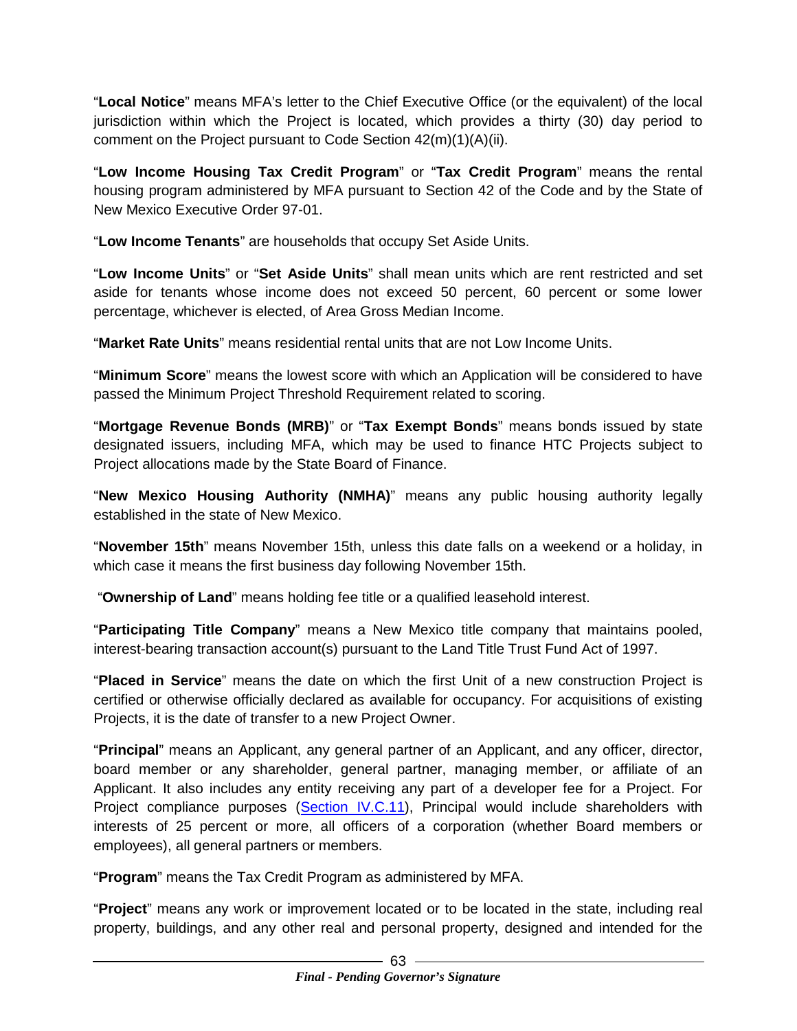"**Local Notice**" means MFA's letter to the Chief Executive Office (or the equivalent) of the local jurisdiction within which the Project is located, which provides a thirty (30) day period to comment on the Project pursuant to Code Section 42(m)(1)(A)(ii).

"**Low Income Housing Tax Credit Program**" or "**Tax Credit Program**" means the rental housing program administered by MFA pursuant to Section 42 of the Code and by the State of New Mexico Executive Order 97-01.

"**Low Income Tenants**" are households that occupy Set Aside Units.

"**Low Income Units**" or "**Set Aside Units**" shall mean units which are rent restricted and set aside for tenants whose income does not exceed 50 percent, 60 percent or some lower percentage, whichever is elected, of Area Gross Median Income.

"**Market Rate Units**" means residential rental units that are not Low Income Units.

"**Minimum Score**" means the lowest score with which an Application will be considered to have passed the Minimum Project Threshold Requirement related to scoring.

"**Mortgage Revenue Bonds (MRB)**" or "**Tax Exempt Bonds**" means bonds issued by state designated issuers, including MFA, which may be used to finance HTC Projects subject to Project allocations made by the State Board of Finance.

"**New Mexico Housing Authority (NMHA)**" means any public housing authority legally established in the state of New Mexico.

"**November 15th**" means November 15th, unless this date falls on a weekend or a holiday, in which case it means the first business day following November 15th.

"**Ownership of Land**" means holding fee title or a qualified leasehold interest.

"**Participating Title Company**" means a New Mexico title company that maintains pooled, interest-bearing transaction account(s) pursuant to the Land Title Trust Fund Act of 1997.

"**Placed in Service**" means the date on which the first Unit of a new construction Project is certified or otherwise officially declared as available for occupancy. For acquisitions of existing Projects, it is the date of transfer to a new Project Owner.

"**Principal**" means an Applicant, any general partner of an Applicant, and any officer, director, board member or any shareholder, general partner, managing member, or affiliate of an Applicant. It also includes any entity receiving any part of a developer fee for a Project. For Project compliance purposes (Section IV.C.11), Principal would include shareholders with interests of 25 percent or more, all officers of a corporation (whether Board members or employees), all general partners or members.

"**Program**" means the Tax Credit Program as administered by MFA.

"**Project**" means any work or improvement located or to be located in the state, including real property, buildings, and any other real and personal property, designed and intended for the

*Final - Pending Governor's Signature*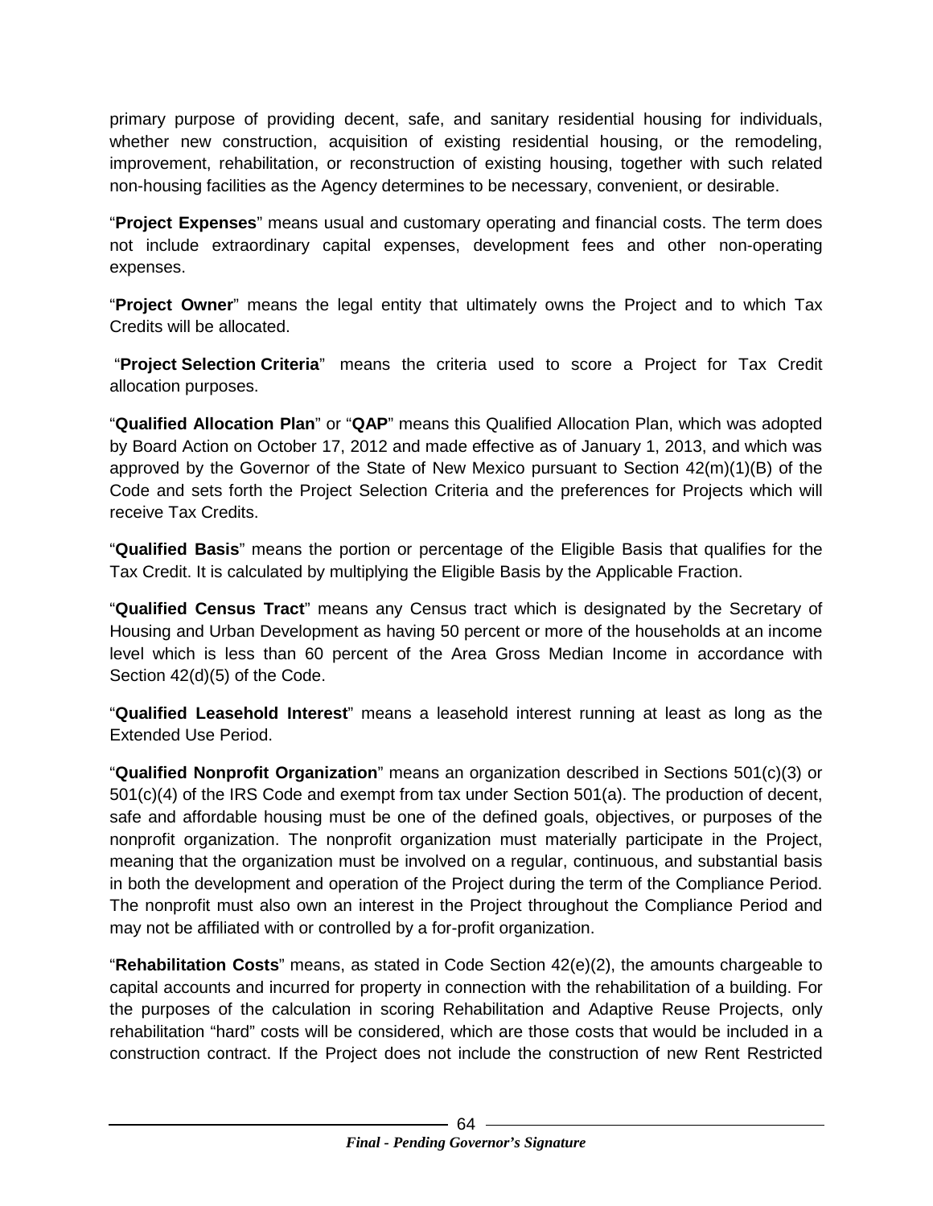primary purpose of providing decent, safe, and sanitary residential housing for individuals, whether new construction, acquisition of existing residential housing, or the remodeling, improvement, rehabilitation, or reconstruction of existing housing, together with such related non-housing facilities as the Agency determines to be necessary, convenient, or desirable.

"**Project Expenses**" means usual and customary operating and financial costs. The term does not include extraordinary capital expenses, development fees and other non-operating expenses.

"**Project Owner**" means the legal entity that ultimately owns the Project and to which Tax Credits will be allocated.

"**Project Selection Criteria**" means the criteria used to score a Project for Tax Credit allocation purposes.

"**Qualified Allocation Plan**" or "**QAP**" means this Qualified Allocation Plan, which was adopted by Board Action on October 17, 2012 and made effective as of January 1, 2013, and which was approved by the Governor of the State of New Mexico pursuant to Section 42(m)(1)(B) of the Code and sets forth the Project Selection Criteria and the preferences for Projects which will receive Tax Credits.

"**Qualified Basis**" means the portion or percentage of the Eligible Basis that qualifies for the Tax Credit. It is calculated by multiplying the Eligible Basis by the Applicable Fraction.

"**Qualified Census Tract**" means any Census tract which is designated by the Secretary of Housing and Urban Development as having 50 percent or more of the households at an income level which is less than 60 percent of the Area Gross Median Income in accordance with Section 42(d)(5) of the Code.

"**Qualified Leasehold Interest**" means a leasehold interest running at least as long as the Extended Use Period.

"**Qualified Nonprofit Organization**" means an organization described in Sections 501(c)(3) or 501(c)(4) of the IRS Code and exempt from tax under Section 501(a). The production of decent, safe and affordable housing must be one of the defined goals, objectives, or purposes of the nonprofit organization. The nonprofit organization must materially participate in the Project, meaning that the organization must be involved on a regular, continuous, and substantial basis in both the development and operation of the Project during the term of the Compliance Period. The nonprofit must also own an interest in the Project throughout the Compliance Period and may not be affiliated with or controlled by a for-profit organization.

"**Rehabilitation Costs**" means, as stated in Code Section 42(e)(2), the amounts chargeable to capital accounts and incurred for property in connection with the rehabilitation of a building. For the purposes of the calculation in scoring Rehabilitation and Adaptive Reuse Projects, only rehabilitation "hard" costs will be considered, which are those costs that would be included in a construction contract. If the Project does not include the construction of new Rent Restricted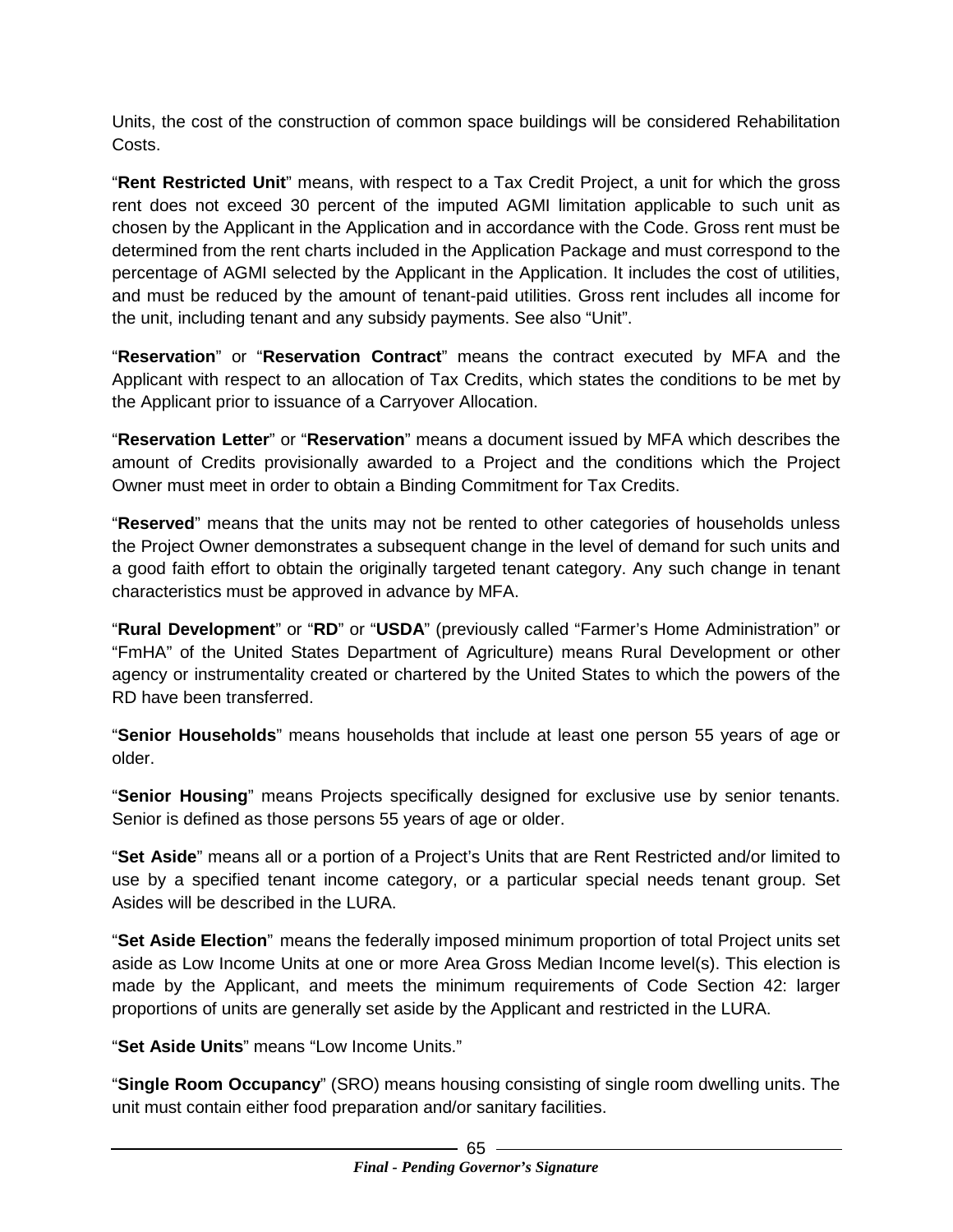Units, the cost of the construction of common space buildings will be considered Rehabilitation Costs.

"**Rent Restricted Unit**" means, with respect to a Tax Credit Project, a unit for which the gross rent does not exceed 30 percent of the imputed AGMI limitation applicable to such unit as chosen by the Applicant in the Application and in accordance with the Code. Gross rent must be determined from the rent charts included in the Application Package and must correspond to the percentage of AGMI selected by the Applicant in the Application. It includes the cost of utilities, and must be reduced by the amount of tenant-paid utilities. Gross rent includes all income for the unit, including tenant and any subsidy payments. See also "Unit".

"**Reservation**" or "**Reservation Contract**" means the contract executed by MFA and the Applicant with respect to an allocation of Tax Credits, which states the conditions to be met by the Applicant prior to issuance of a Carryover Allocation.

"**Reservation Letter**" or "**Reservation**" means a document issued by MFA which describes the amount of Credits provisionally awarded to a Project and the conditions which the Project Owner must meet in order to obtain a Binding Commitment for Tax Credits.

"**Reserved**" means that the units may not be rented to other categories of households unless the Project Owner demonstrates a subsequent change in the level of demand for such units and a good faith effort to obtain the originally targeted tenant category. Any such change in tenant characteristics must be approved in advance by MFA.

"**Rural Development**" or "**RD**" or "**USDA**" (previously called "Farmer's Home Administration" or "FmHA" of the United States Department of Agriculture) means Rural Development or other agency or instrumentality created or chartered by the United States to which the powers of the RD have been transferred.

"**Senior Households**" means households that include at least one person 55 years of age or older.

"**Senior Housing**" means Projects specifically designed for exclusive use by senior tenants. Senior is defined as those persons 55 years of age or older.

"**Set Aside**" means all or a portion of a Project's Units that are Rent Restricted and/or limited to use by a specified tenant income category, or a particular special needs tenant group. Set Asides will be described in the LURA.

"**Set Aside Election**" means the federally imposed minimum proportion of total Project units set aside as Low Income Units at one or more Area Gross Median Income level(s). This election is made by the Applicant, and meets the minimum requirements of Code Section 42: larger proportions of units are generally set aside by the Applicant and restricted in the LURA.

"**Set Aside Units**" means "Low Income Units."

"**Single Room Occupancy**" (SRO) means housing consisting of single room dwelling units. The unit must contain either food preparation and/or sanitary facilities.

*Final - Pending Governor's Signature*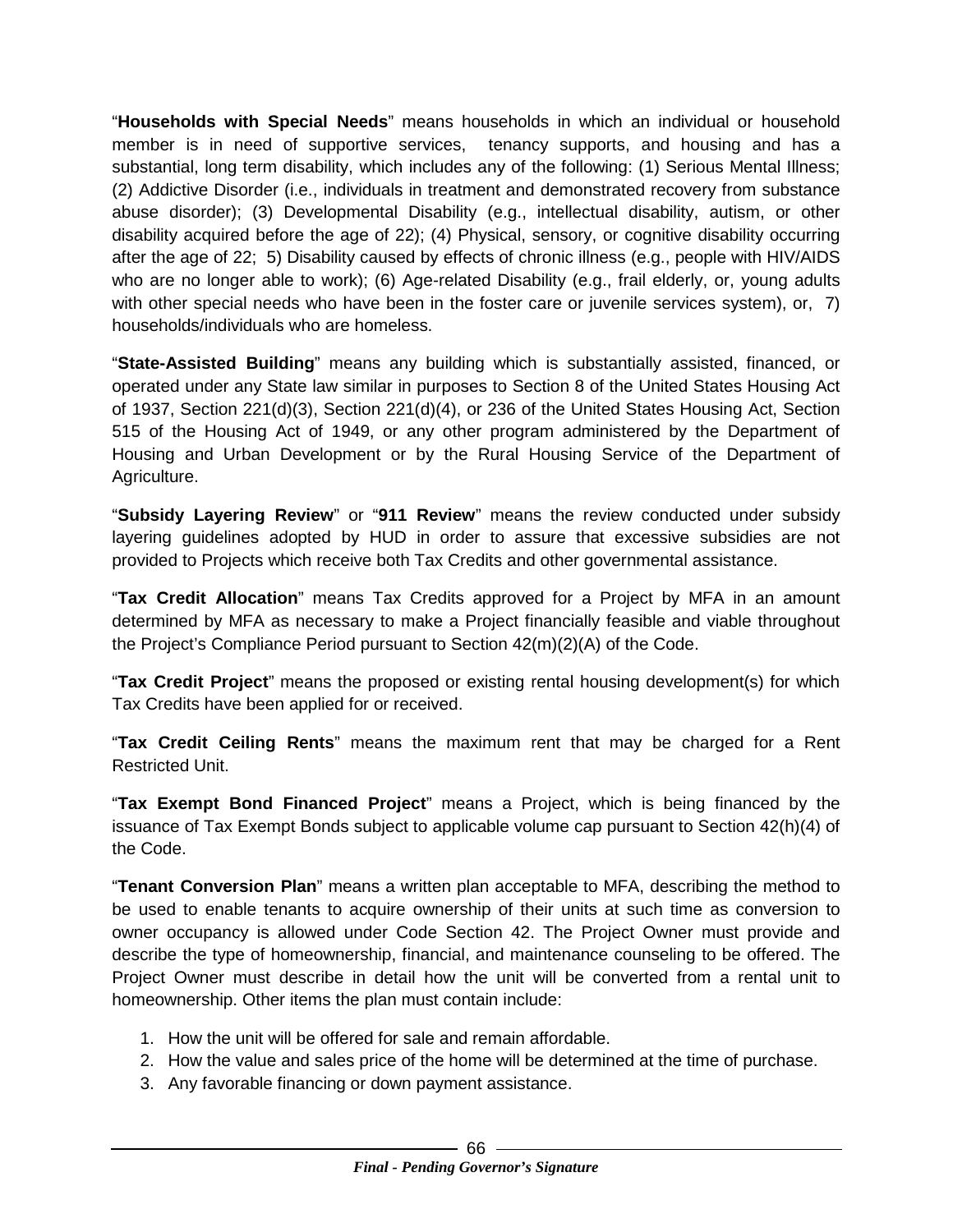"**Households with Special Needs**" means households in which an individual or household member is in need of supportive services, tenancy supports, and housing and has a substantial, long term disability, which includes any of the following: (1) Serious Mental Illness; (2) Addictive Disorder (i.e., individuals in treatment and demonstrated recovery from substance abuse disorder); (3) Developmental Disability (e.g., intellectual disability, autism, or other disability acquired before the age of 22); (4) Physical, sensory, or cognitive disability occurring after the age of 22; 5) Disability caused by effects of chronic illness (e.g., people with HIV/AIDS who are no longer able to work); (6) Age-related Disability (e.g., frail elderly, or, young adults with other special needs who have been in the foster care or juvenile services system), or, 7) households/individuals who are homeless.

"**State-Assisted Building**" means any building which is substantially assisted, financed, or operated under any State law similar in purposes to Section 8 of the United States Housing Act of 1937, Section 221(d)(3), Section 221(d)(4), or 236 of the United States Housing Act, Section 515 of the Housing Act of 1949, or any other program administered by the Department of Housing and Urban Development or by the Rural Housing Service of the Department of Agriculture.

"**Subsidy Layering Review**" or "**911 Review**" means the review conducted under subsidy layering guidelines adopted by HUD in order to assure that excessive subsidies are not provided to Projects which receive both Tax Credits and other governmental assistance.

"**Tax Credit Allocation**" means Tax Credits approved for a Project by MFA in an amount determined by MFA as necessary to make a Project financially feasible and viable throughout the Project's Compliance Period pursuant to Section 42(m)(2)(A) of the Code.

"**Tax Credit Project**" means the proposed or existing rental housing development(s) for which Tax Credits have been applied for or received.

"**Tax Credit Ceiling Rents**" means the maximum rent that may be charged for a Rent Restricted Unit.

"**Tax Exempt Bond Financed Project**" means a Project, which is being financed by the issuance of Tax Exempt Bonds subject to applicable volume cap pursuant to Section 42(h)(4) of the Code.

"**Tenant Conversion Plan**" means a written plan acceptable to MFA, describing the method to be used to enable tenants to acquire ownership of their units at such time as conversion to owner occupancy is allowed under Code Section 42. The Project Owner must provide and describe the type of homeownership, financial, and maintenance counseling to be offered. The Project Owner must describe in detail how the unit will be converted from a rental unit to homeownership. Other items the plan must contain include:

1. How the unit will be offered for sale and remain affordable.
2. How the value and sales price of the home will be determined at the time of purchase.
3. Any favorable financing or down payment assistance.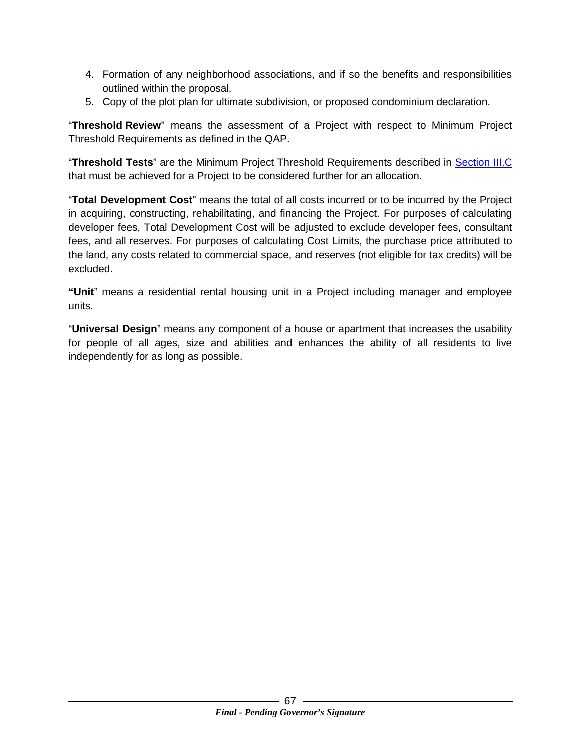4. Formation of any neighborhood associations, and if so the benefits and responsibilities outlined within the proposal.
5. Copy of the plot plan for ultimate subdivision, or proposed condominium declaration.

"**Threshold Review**" means the assessment of a Project with respect to Minimum Project Threshold Requirements as defined in the QAP.

"**Threshold Tests**" are the Minimum Project Threshold Requirements described in Section III.C that must be achieved for a Project to be considered further for an allocation.

"**Total Development Cost**" means the total of all costs incurred or to be incurred by the Project in acquiring, constructing, rehabilitating, and financing the Project. For purposes of calculating developer fees, Total Development Cost will be adjusted to exclude developer fees, consultant fees, and all reserves. For purposes of calculating Cost Limits, the purchase price attributed to the land, any costs related to commercial space, and reserves (not eligible for tax credits) will be excluded.

**"Unit**" means a residential rental housing unit in a Project including manager and employee units.

"**Universal Design**" means any component of a house or apartment that increases the usability for people of all ages, size and abilities and enhances the ability of all residents to live independently for as long as possible.